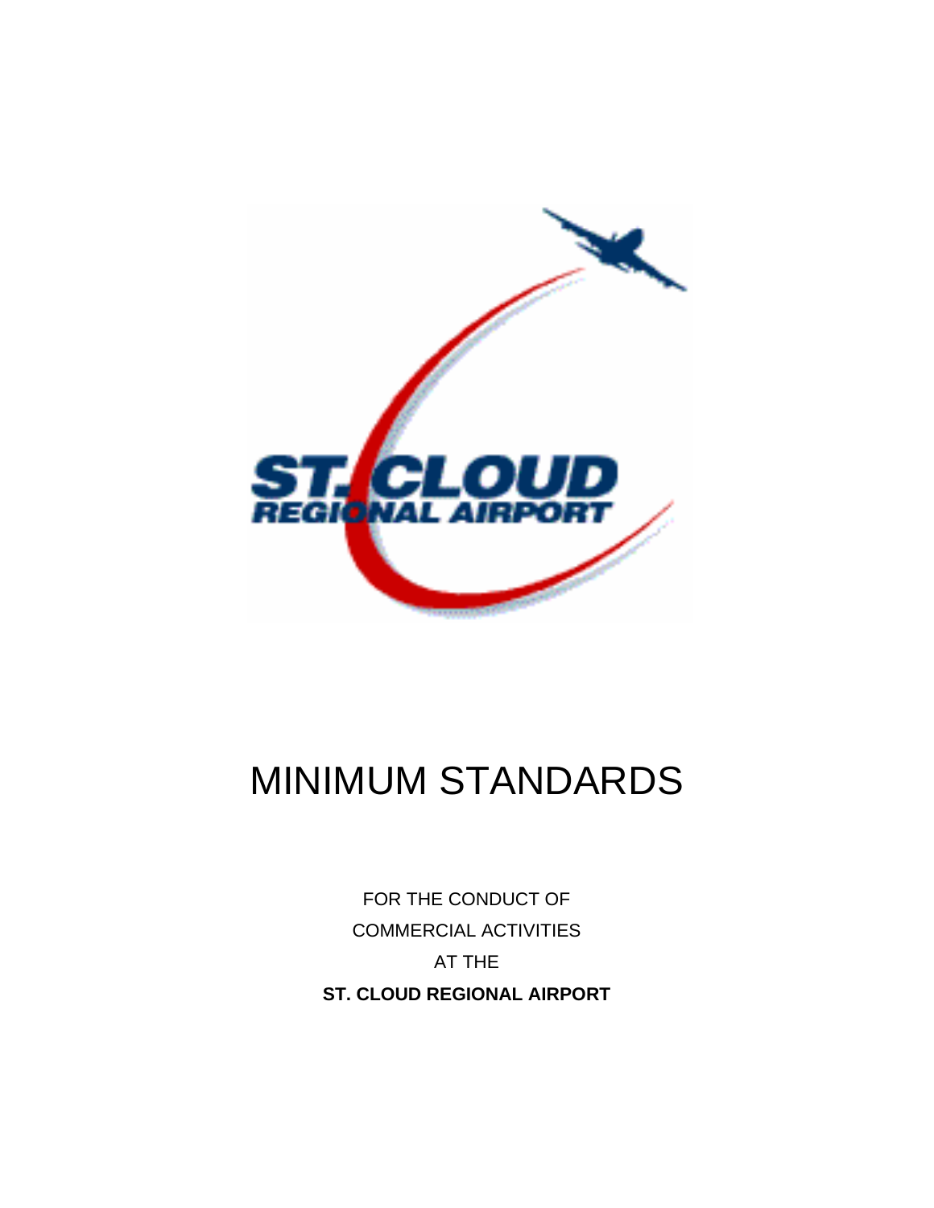# MINIMUM STANDARDS

FOR THE CONDUCT OF

COMMERCIAL ACTIVITIES

AT THE

**ST. CLOUD REGIONAL AIRPORT**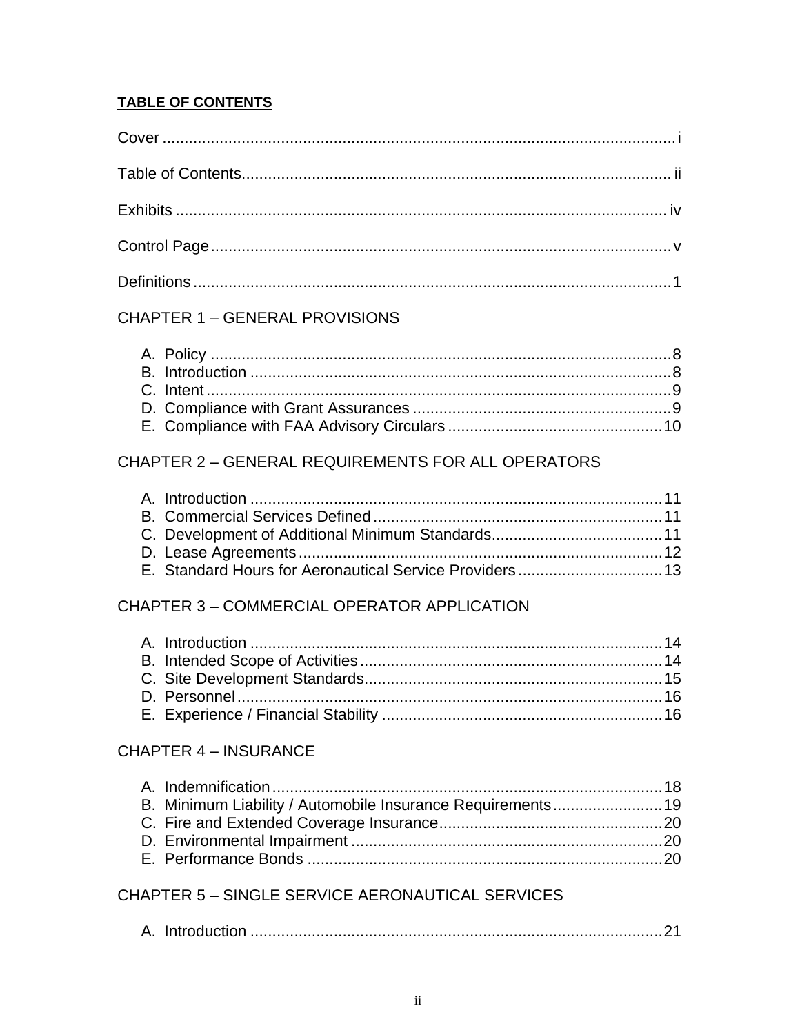**TABLE OF CONTENTS**

Cover .................................................................................................................. i

Table of Contents.............................................................................................. ii

Exhibits .............................................................................................................. iv

Control Page ...................................................................................................... v

Definitions .......................................................................................................... 1

CHAPTER 1 – GENERAL PROVISIONS

A. Policy ........................................................................................................ 8
B. Introduction ............................................................................................... 8
C. Intent ......................................................................................................... 9
D. Compliance with Grant Assurances .......................................................... 9
E. Compliance with FAA Advisory Circulars ................................................ 10

CHAPTER 2 – GENERAL REQUIREMENTS FOR ALL OPERATORS

A. Introduction ............................................................................................. 11
B. Commercial Services Defined ................................................................. 11
C. Development of Additional Minimum Standards...................................... 11
D. Lease Agreements .................................................................................. 12
E. Standard Hours for Aeronautical Service Providers ................................ 13

CHAPTER 3 – COMMERCIAL OPERATOR APPLICATION

A. Introduction ............................................................................................. 14
B. Intended Scope of Activities .................................................................... 14
C. Site Development Standards................................................................... 15
D. Personnel ................................................................................................ 16
E. Experience / Financial Stability ............................................................... 16

CHAPTER 4 – INSURANCE

A. Indemnification ........................................................................................ 18
B. Minimum Liability / Automobile Insurance Requirements ........................ 19
C. Fire and Extended Coverage Insurance .................................................. 20
D. Environmental Impairment ...................................................................... 20
E. Performance Bonds ................................................................................ 20

CHAPTER 5 – SINGLE SERVICE AERONAUTICAL SERVICES

A. Introduction ............................................................................................. 21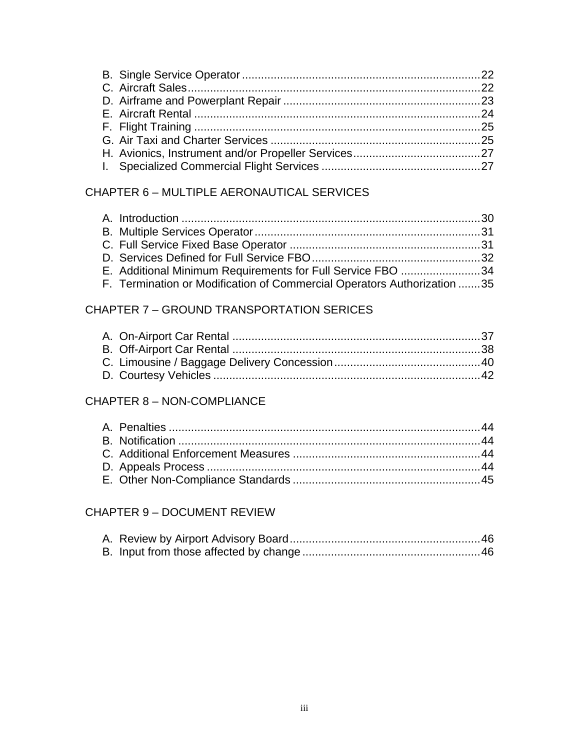B. Single Service Operator .......................................................................... 22
C. Aircraft Sales........................................................................................... 22
D. Airframe and Powerplant Repair ............................................................. 23
E. Aircraft Rental ......................................................................................... 24
F. Flight Training ......................................................................................... 25
G. Air Taxi and Charter Services ................................................................. 25
H. Avionics, Instrument and/or Propeller Services........................................ 27
I. Specialized Commercial Flight Services ................................................. 27

CHAPTER 6 – MULTIPLE AERONAUTICAL SERVICES

A. Introduction ............................................................................................. 30
B. Multiple Services Operator...................................................................... 31
C. Full Service Fixed Base Operator ........................................................... 31
D. Services Defined for Full Service FBO.................................................... 32
E. Additional Minimum Requirements for Full Service FBO ......................... 34
F. Termination or Modification of Commercial Operators Authorization ....... 35

CHAPTER 7 – GROUND TRANSPORTATION SERICES

A. On-Airport Car Rental ............................................................................. 37
B. Off-Airport Car Rental ............................................................................. 38
C. Limousine / Baggage Delivery Concession............................................. 40
D. Courtesy Vehicles ................................................................................... 42

CHAPTER 8 – NON-COMPLIANCE

A. Penalties ................................................................................................. 44
B. Notification .............................................................................................. 44
C. Additional Enforcement Measures .......................................................... 44
D. Appeals Process ..................................................................................... 44
E. Other Non-Compliance Standards .......................................................... 45

CHAPTER 9 – DOCUMENT REVIEW

A. Review by Airport Advisory Board........................................................... 46
B. Input from those affected by change ....................................................... 46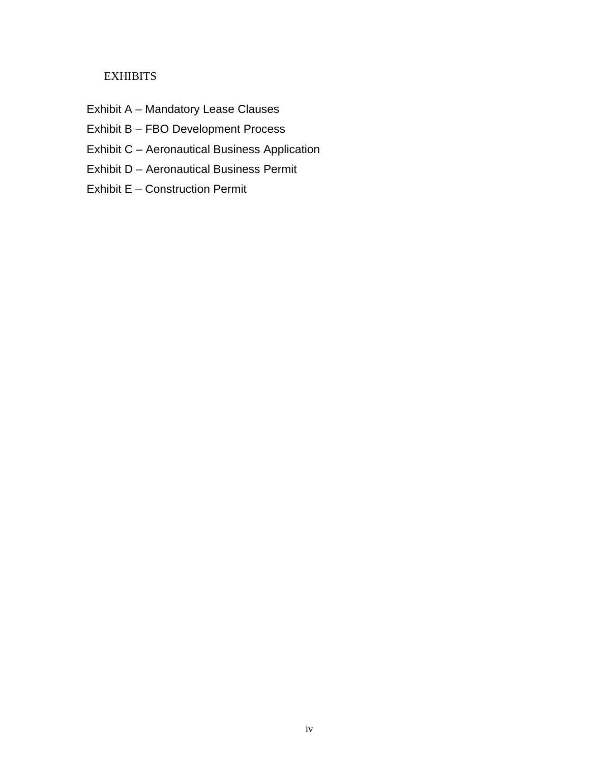## EXHIBITS

Exhibit A – Mandatory Lease Clauses

Exhibit B – FBO Development Process

Exhibit C – Aeronautical Business Application

Exhibit D – Aeronautical Business Permit

Exhibit E – Construction Permit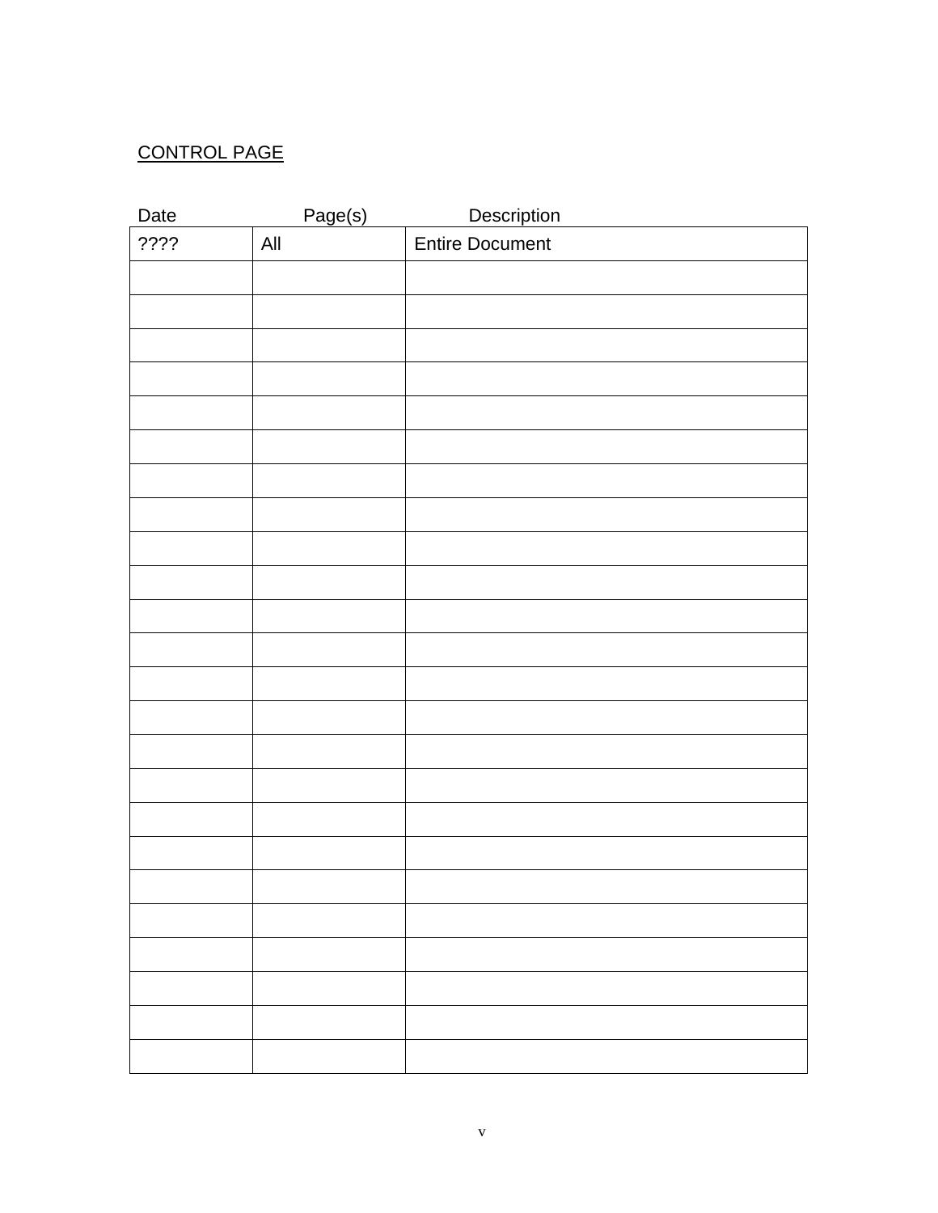CONTROL PAGE

| Date | Page(s) | Description |
|---|---|---|
| ???? | All | Entire Document |
| | | |
| | | |
| | | |
| | | |
| | | |
| | | |
| | | |
| | | |
| | | |
| | | |
| | | |
| | | |
| | | |
| | | |
| | | |
| | | |
| | | |
| | | |
| | | |
| | | |
| | | |
| | | |
| | | |
| | | |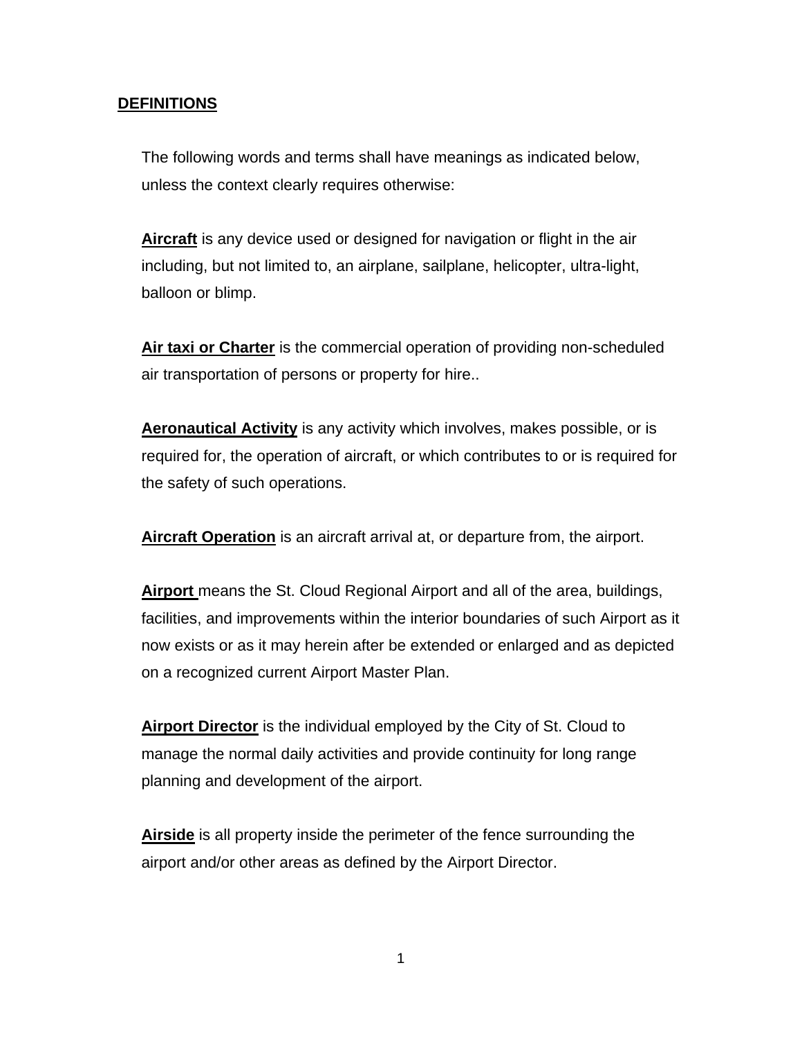## DEFINITIONS

The following words and terms shall have meanings as indicated below, unless the context clearly requires otherwise:

**Aircraft** is any device used or designed for navigation or flight in the air including, but not limited to, an airplane, sailplane, helicopter, ultra-light, balloon or blimp.

**Air taxi or Charter** is the commercial operation of providing non-scheduled air transportation of persons or property for hire..

**Aeronautical Activity** is any activity which involves, makes possible, or is required for, the operation of aircraft, or which contributes to or is required for the safety of such operations.

**Aircraft Operation** is an aircraft arrival at, or departure from, the airport.

**Airport** means the St. Cloud Regional Airport and all of the area, buildings, facilities, and improvements within the interior boundaries of such Airport as it now exists or as it may herein after be extended or enlarged and as depicted on a recognized current Airport Master Plan.

**Airport Director** is the individual employed by the City of St. Cloud to manage the normal daily activities and provide continuity for long range planning and development of the airport.

**Airside** is all property inside the perimeter of the fence surrounding the airport and/or other areas as defined by the Airport Director.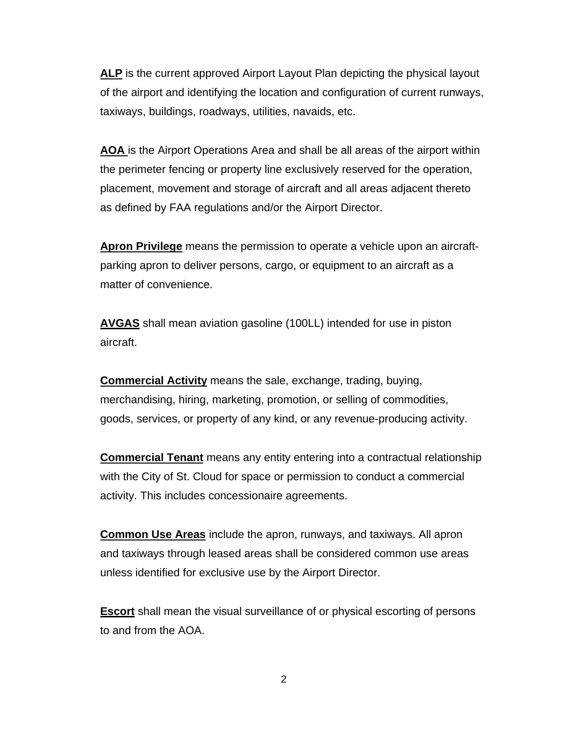**ALP** is the current approved Airport Layout Plan depicting the physical layout of the airport and identifying the location and configuration of current runways, taxiways, buildings, roadways, utilities, navaids, etc.

**AOA** is the Airport Operations Area and shall be all areas of the airport within the perimeter fencing or property line exclusively reserved for the operation, placement, movement and storage of aircraft and all areas adjacent thereto as defined by FAA regulations and/or the Airport Director.

**Apron Privilege** means the permission to operate a vehicle upon an aircraft-parking apron to deliver persons, cargo, or equipment to an aircraft as a matter of convenience.

**AVGAS** shall mean aviation gasoline (100LL) intended for use in piston aircraft.

**Commercial Activity** means the sale, exchange, trading, buying, merchandising, hiring, marketing, promotion, or selling of commodities, goods, services, or property of any kind, or any revenue-producing activity.

**Commercial Tenant** means any entity entering into a contractual relationship with the City of St. Cloud for space or permission to conduct a commercial activity. This includes concessionaire agreements.

**Common Use Areas** include the apron, runways, and taxiways. All apron and taxiways through leased areas shall be considered common use areas unless identified for exclusive use by the Airport Director.

**Escort** shall mean the visual surveillance of or physical escorting of persons to and from the AOA.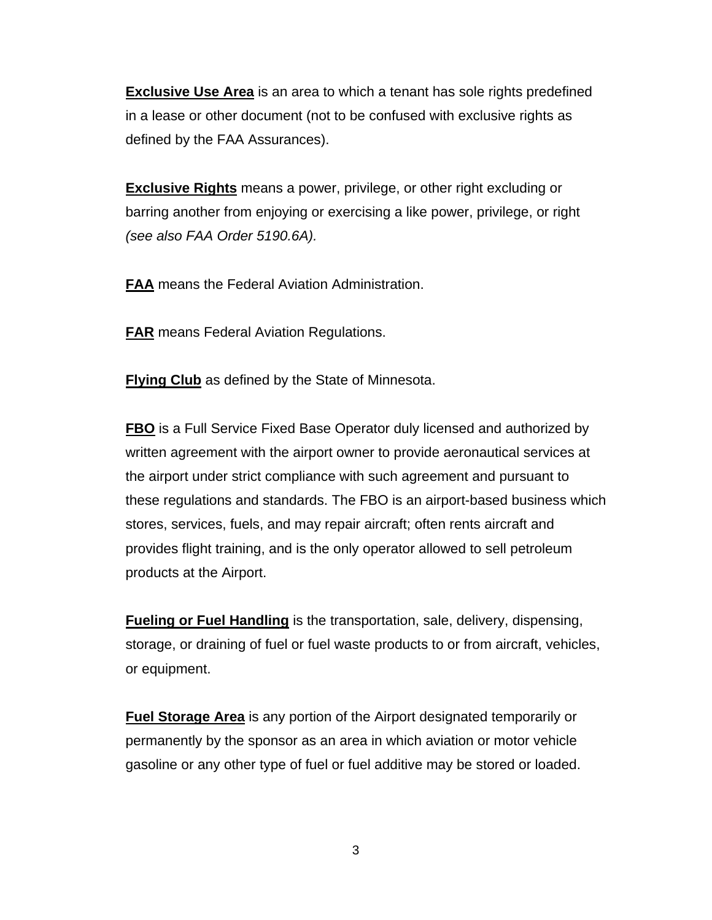**Exclusive Use Area** is an area to which a tenant has sole rights predefined in a lease or other document (not to be confused with exclusive rights as defined by the FAA Assurances).

**Exclusive Rights** means a power, privilege, or other right excluding or barring another from enjoying or exercising a like power, privilege, or right *(see also FAA Order 5190.6A).*

**FAA** means the Federal Aviation Administration.

**FAR** means Federal Aviation Regulations.

**Flying Club** as defined by the State of Minnesota.

**FBO** is a Full Service Fixed Base Operator duly licensed and authorized by written agreement with the airport owner to provide aeronautical services at the airport under strict compliance with such agreement and pursuant to these regulations and standards. The FBO is an airport-based business which stores, services, fuels, and may repair aircraft; often rents aircraft and provides flight training, and is the only operator allowed to sell petroleum products at the Airport.

**Fueling or Fuel Handling** is the transportation, sale, delivery, dispensing, storage, or draining of fuel or fuel waste products to or from aircraft, vehicles, or equipment.

**Fuel Storage Area** is any portion of the Airport designated temporarily or permanently by the sponsor as an area in which aviation or motor vehicle gasoline or any other type of fuel or fuel additive may be stored or loaded.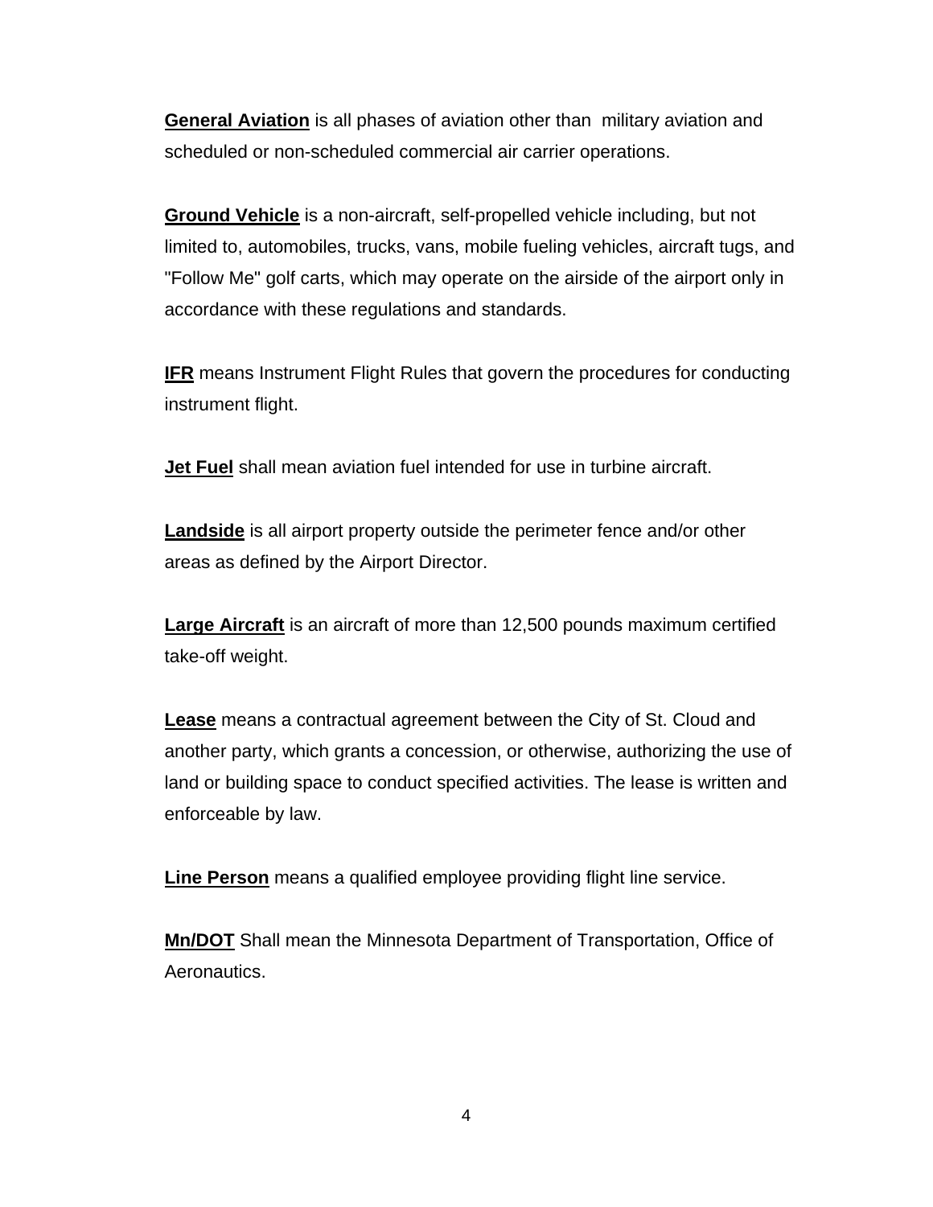**General Aviation** is all phases of aviation other than  military aviation and scheduled or non-scheduled commercial air carrier operations.

**Ground Vehicle** is a non-aircraft, self-propelled vehicle including, but not limited to, automobiles, trucks, vans, mobile fueling vehicles, aircraft tugs, and "Follow Me" golf carts, which may operate on the airside of the airport only in accordance with these regulations and standards.

**IFR** means Instrument Flight Rules that govern the procedures for conducting instrument flight.

**Jet Fuel** shall mean aviation fuel intended for use in turbine aircraft.

**Landside** is all airport property outside the perimeter fence and/or other areas as defined by the Airport Director.

**Large Aircraft** is an aircraft of more than 12,500 pounds maximum certified take-off weight.

**Lease** means a contractual agreement between the City of St. Cloud and another party, which grants a concession, or otherwise, authorizing the use of land or building space to conduct specified activities. The lease is written and enforceable by law.

**Line Person** means a qualified employee providing flight line service.

**Mn/DOT** Shall mean the Minnesota Department of Transportation, Office of Aeronautics.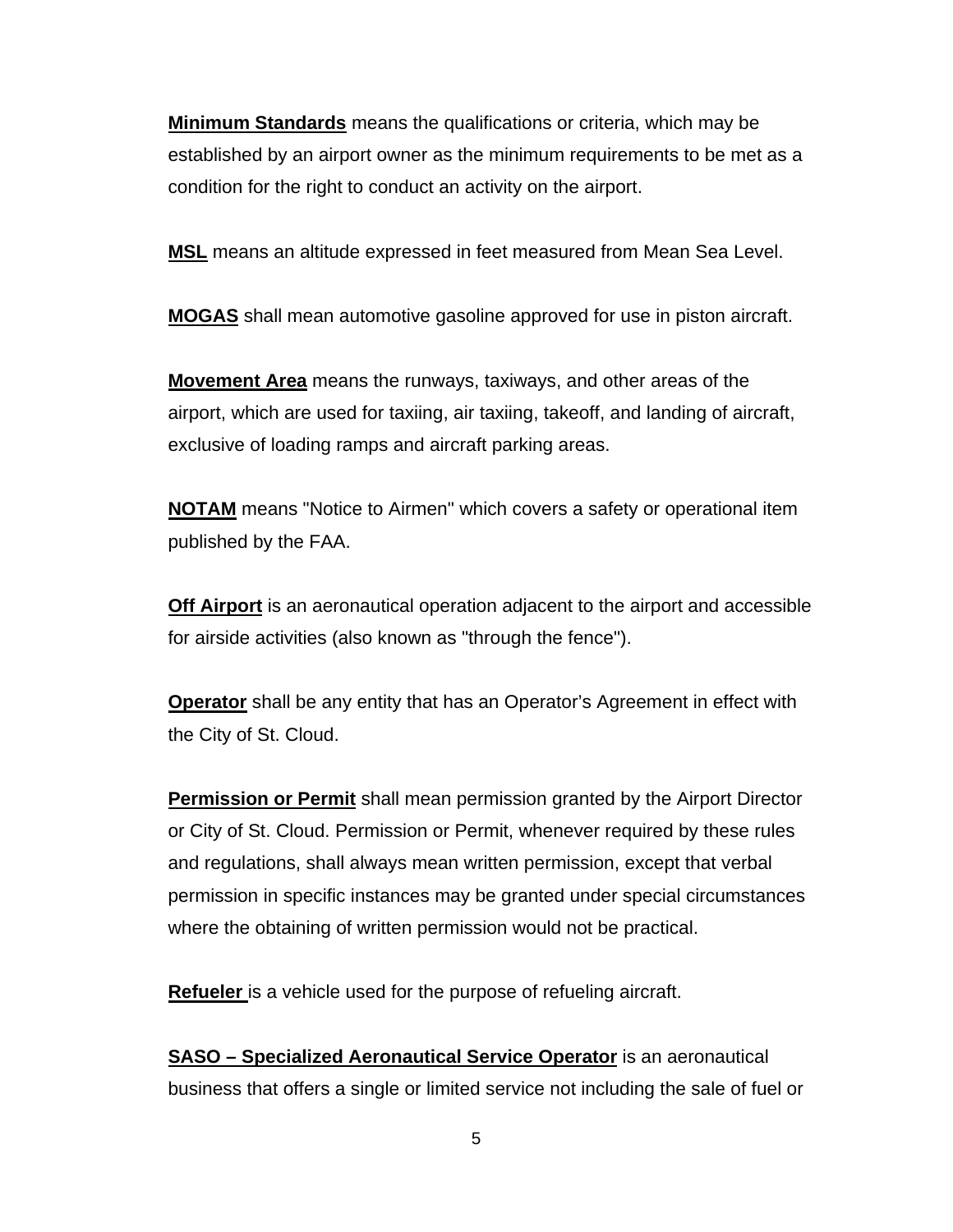**Minimum Standards** means the qualifications or criteria, which may be established by an airport owner as the minimum requirements to be met as a condition for the right to conduct an activity on the airport.

**MSL** means an altitude expressed in feet measured from Mean Sea Level.

**MOGAS** shall mean automotive gasoline approved for use in piston aircraft.

**Movement Area** means the runways, taxiways, and other areas of the airport, which are used for taxiing, air taxiing, takeoff, and landing of aircraft, exclusive of loading ramps and aircraft parking areas.

**NOTAM** means "Notice to Airmen" which covers a safety or operational item published by the FAA.

**Off Airport** is an aeronautical operation adjacent to the airport and accessible for airside activities (also known as "through the fence").

**Operator** shall be any entity that has an Operator's Agreement in effect with the City of St. Cloud.

**Permission or Permit** shall mean permission granted by the Airport Director or City of St. Cloud. Permission or Permit, whenever required by these rules and regulations, shall always mean written permission, except that verbal permission in specific instances may be granted under special circumstances where the obtaining of written permission would not be practical.

**Refueler** is a vehicle used for the purpose of refueling aircraft.

**SASO – Specialized Aeronautical Service Operator** is an aeronautical business that offers a single or limited service not including the sale of fuel or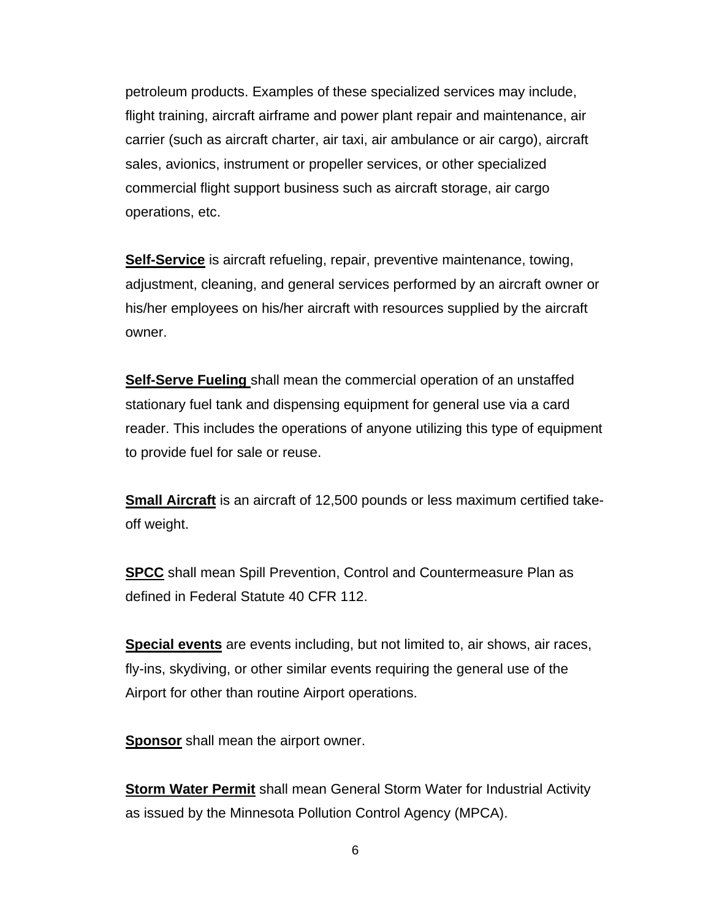petroleum products. Examples of these specialized services may include, flight training, aircraft airframe and power plant repair and maintenance, air carrier (such as aircraft charter, air taxi, air ambulance or air cargo), aircraft sales, avionics, instrument or propeller services, or other specialized commercial flight support business such as aircraft storage, air cargo operations, etc.

**Self-Service** is aircraft refueling, repair, preventive maintenance, towing, adjustment, cleaning, and general services performed by an aircraft owner or his/her employees on his/her aircraft with resources supplied by the aircraft owner.

**Self-Serve Fueling** shall mean the commercial operation of an unstaffed stationary fuel tank and dispensing equipment for general use via a card reader. This includes the operations of anyone utilizing this type of equipment to provide fuel for sale or reuse.

**Small Aircraft** is an aircraft of 12,500 pounds or less maximum certified take-off weight.

**SPCC** shall mean Spill Prevention, Control and Countermeasure Plan as defined in Federal Statute 40 CFR 112.

**Special events** are events including, but not limited to, air shows, air races, fly-ins, skydiving, or other similar events requiring the general use of the Airport for other than routine Airport operations.

**Sponsor** shall mean the airport owner.

**Storm Water Permit** shall mean General Storm Water for Industrial Activity as issued by the Minnesota Pollution Control Agency (MPCA).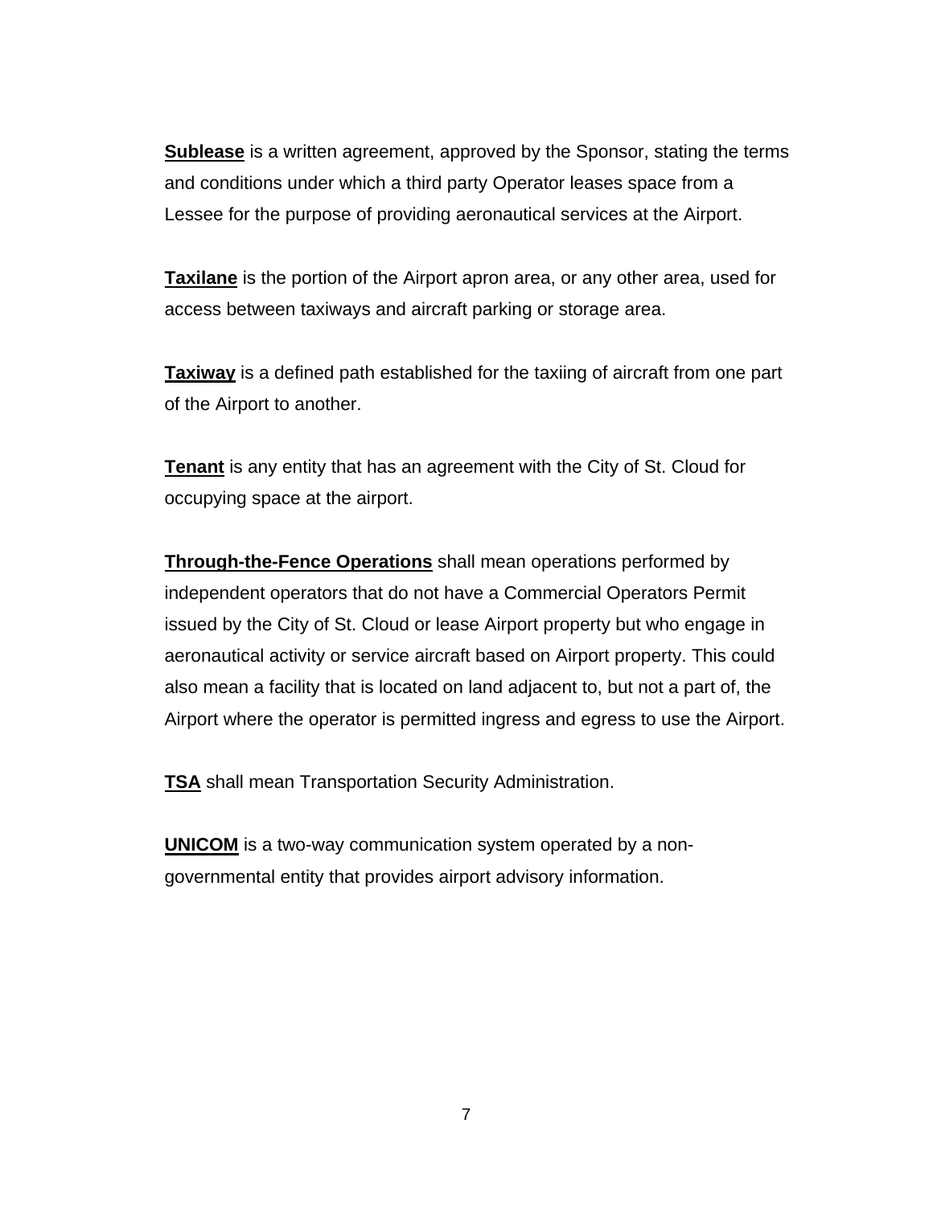**Sublease** is a written agreement, approved by the Sponsor, stating the terms and conditions under which a third party Operator leases space from a Lessee for the purpose of providing aeronautical services at the Airport.

**Taxilane** is the portion of the Airport apron area, or any other area, used for access between taxiways and aircraft parking or storage area.

**Taxiway** is a defined path established for the taxiing of aircraft from one part of the Airport to another.

**Tenant** is any entity that has an agreement with the City of St. Cloud for occupying space at the airport.

**Through-the-Fence Operations** shall mean operations performed by independent operators that do not have a Commercial Operators Permit issued by the City of St. Cloud or lease Airport property but who engage in aeronautical activity or service aircraft based on Airport property. This could also mean a facility that is located on land adjacent to, but not a part of, the Airport where the operator is permitted ingress and egress to use the Airport.

**TSA** shall mean Transportation Security Administration.

**UNICOM** is a two-way communication system operated by a non-governmental entity that provides airport advisory information.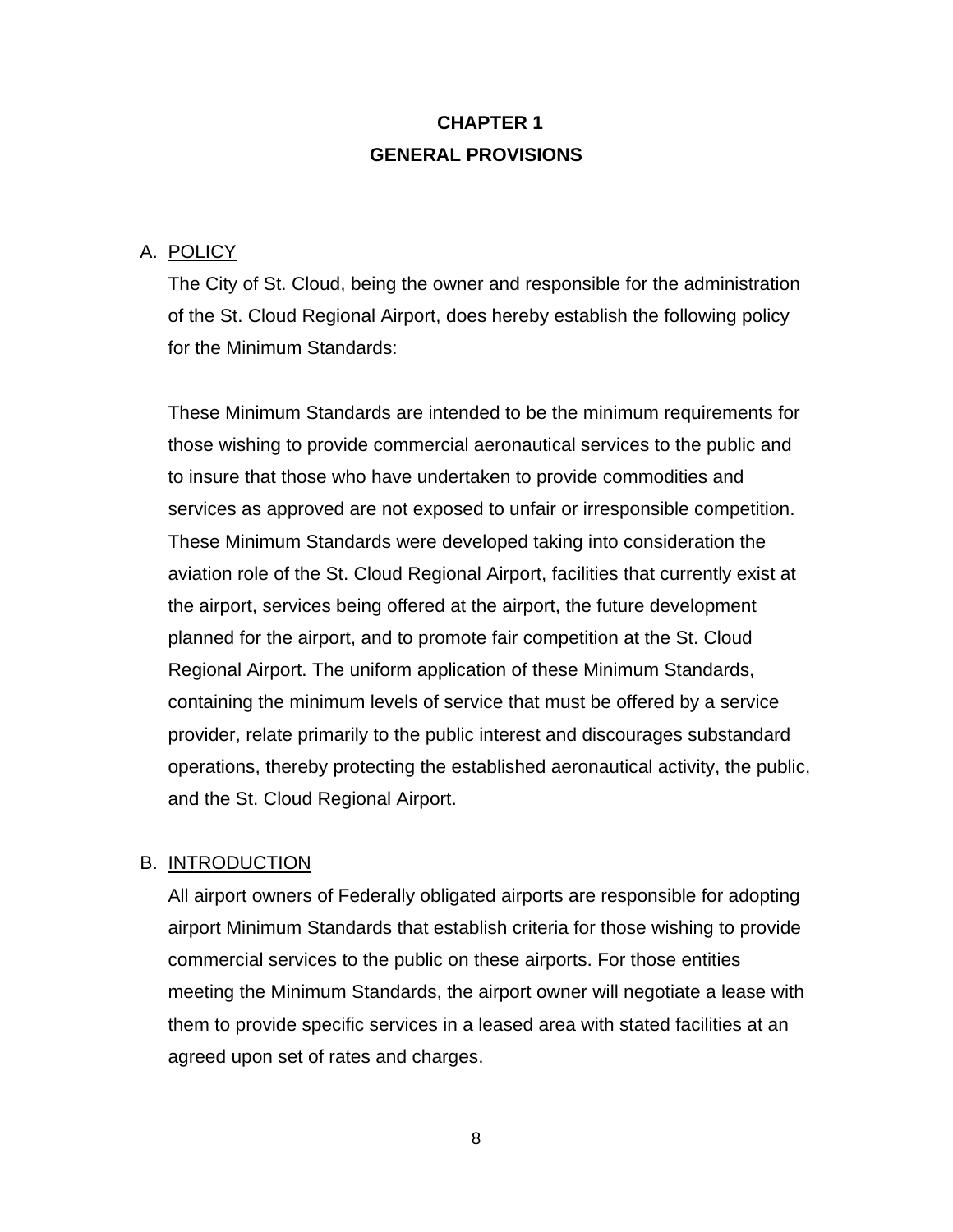# CHAPTER 1
# GENERAL PROVISIONS

A. <u>POLICY</u>

The City of St. Cloud, being the owner and responsible for the administration of the St. Cloud Regional Airport, does hereby establish the following policy for the Minimum Standards:

These Minimum Standards are intended to be the minimum requirements for those wishing to provide commercial aeronautical services to the public and to insure that those who have undertaken to provide commodities and services as approved are not exposed to unfair or irresponsible competition. These Minimum Standards were developed taking into consideration the aviation role of the St. Cloud Regional Airport, facilities that currently exist at the airport, services being offered at the airport, the future development planned for the airport, and to promote fair competition at the St. Cloud Regional Airport. The uniform application of these Minimum Standards, containing the minimum levels of service that must be offered by a service provider, relate primarily to the public interest and discourages substandard operations, thereby protecting the established aeronautical activity, the public, and the St. Cloud Regional Airport.

B. <u>INTRODUCTION</u>

All airport owners of Federally obligated airports are responsible for adopting airport Minimum Standards that establish criteria for those wishing to provide commercial services to the public on these airports. For those entities meeting the Minimum Standards, the airport owner will negotiate a lease with them to provide specific services in a leased area with stated facilities at an agreed upon set of rates and charges.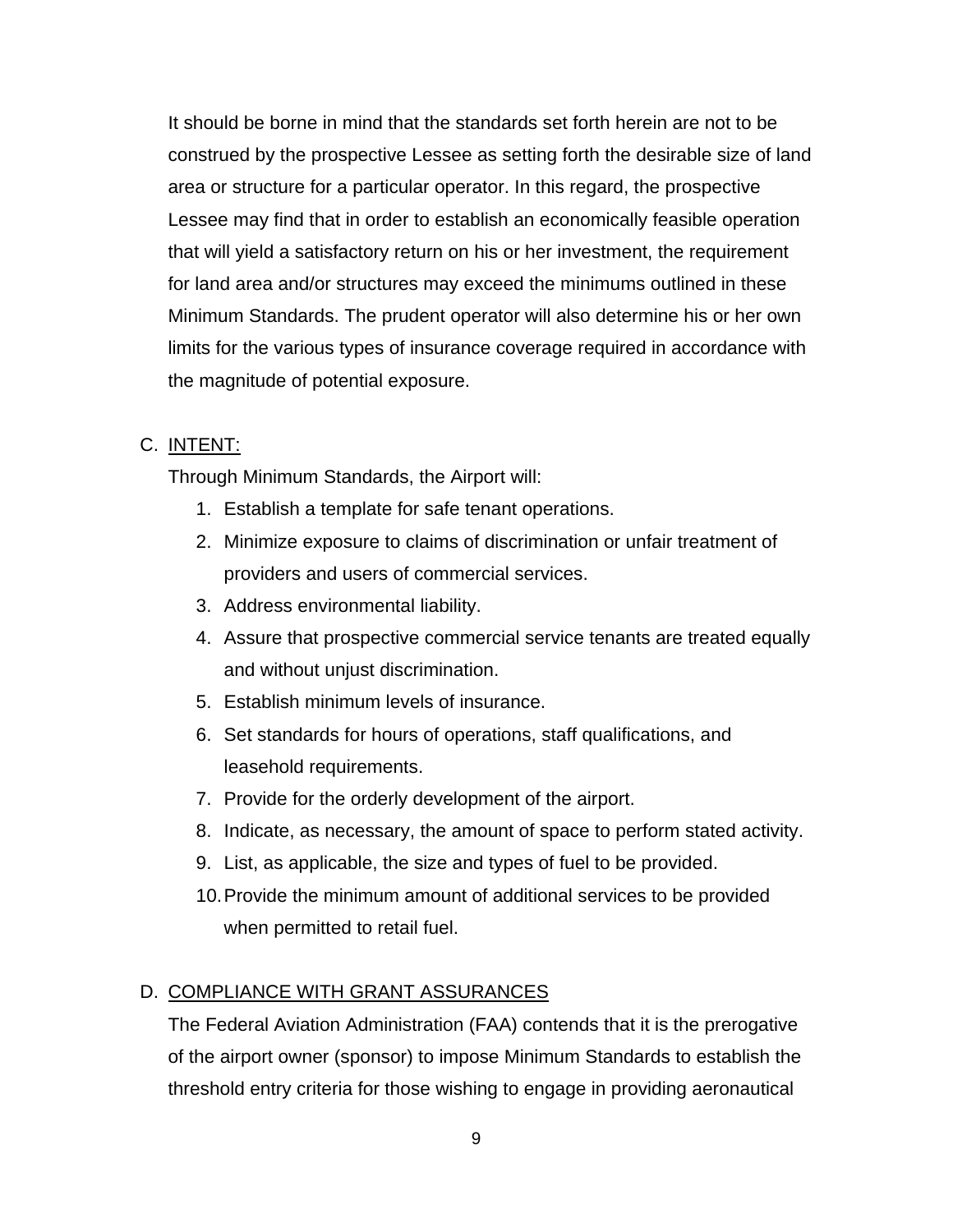It should be borne in mind that the standards set forth herein are not to be construed by the prospective Lessee as setting forth the desirable size of land area or structure for a particular operator. In this regard, the prospective Lessee may find that in order to establish an economically feasible operation that will yield a satisfactory return on his or her investment, the requirement for land area and/or structures may exceed the minimums outlined in these Minimum Standards. The prudent operator will also determine his or her own limits for the various types of insurance coverage required in accordance with the magnitude of potential exposure.

C. INTENT:

Through Minimum Standards, the Airport will:

1. Establish a template for safe tenant operations.
2. Minimize exposure to claims of discrimination or unfair treatment of providers and users of commercial services.
3. Address environmental liability.
4. Assure that prospective commercial service tenants are treated equally and without unjust discrimination.
5. Establish minimum levels of insurance.
6. Set standards for hours of operations, staff qualifications, and leasehold requirements.
7. Provide for the orderly development of the airport.
8. Indicate, as necessary, the amount of space to perform stated activity.
9. List, as applicable, the size and types of fuel to be provided.
10. Provide the minimum amount of additional services to be provided when permitted to retail fuel.

D. COMPLIANCE WITH GRANT ASSURANCES

The Federal Aviation Administration (FAA) contends that it is the prerogative of the airport owner (sponsor) to impose Minimum Standards to establish the threshold entry criteria for those wishing to engage in providing aeronautical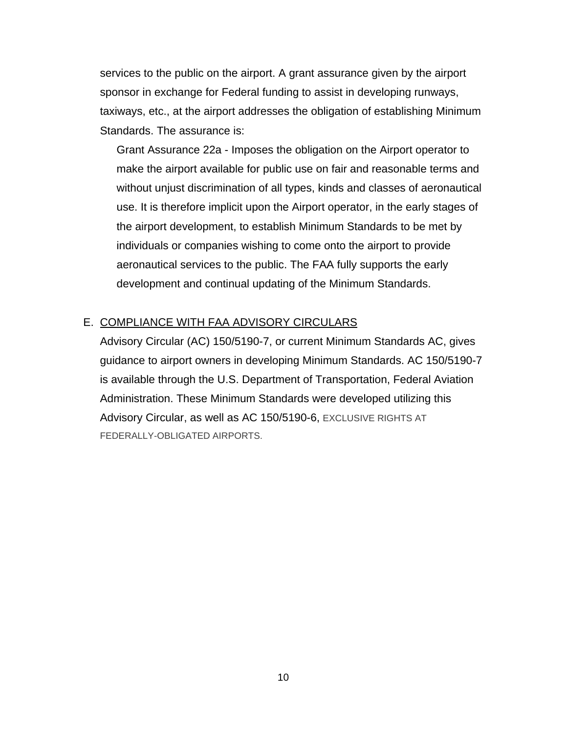services to the public on the airport. A grant assurance given by the airport sponsor in exchange for Federal funding to assist in developing runways, taxiways, etc., at the airport addresses the obligation of establishing Minimum Standards. The assurance is:

> Grant Assurance 22a - Imposes the obligation on the Airport operator to make the airport available for public use on fair and reasonable terms and without unjust discrimination of all types, kinds and classes of aeronautical use. It is therefore implicit upon the Airport operator, in the early stages of the airport development, to establish Minimum Standards to be met by individuals or companies wishing to come onto the airport to provide aeronautical services to the public. The FAA fully supports the early development and continual updating of the Minimum Standards.

E. <u>COMPLIANCE WITH FAA ADVISORY CIRCULARS</u>

Advisory Circular (AC) 150/5190-7, or current Minimum Standards AC, gives guidance to airport owners in developing Minimum Standards. AC 150/5190-7 is available through the U.S. Department of Transportation, Federal Aviation Administration. These Minimum Standards were developed utilizing this Advisory Circular, as well as AC 150/5190-6, EXCLUSIVE RIGHTS AT FEDERALLY-OBLIGATED AIRPORTS.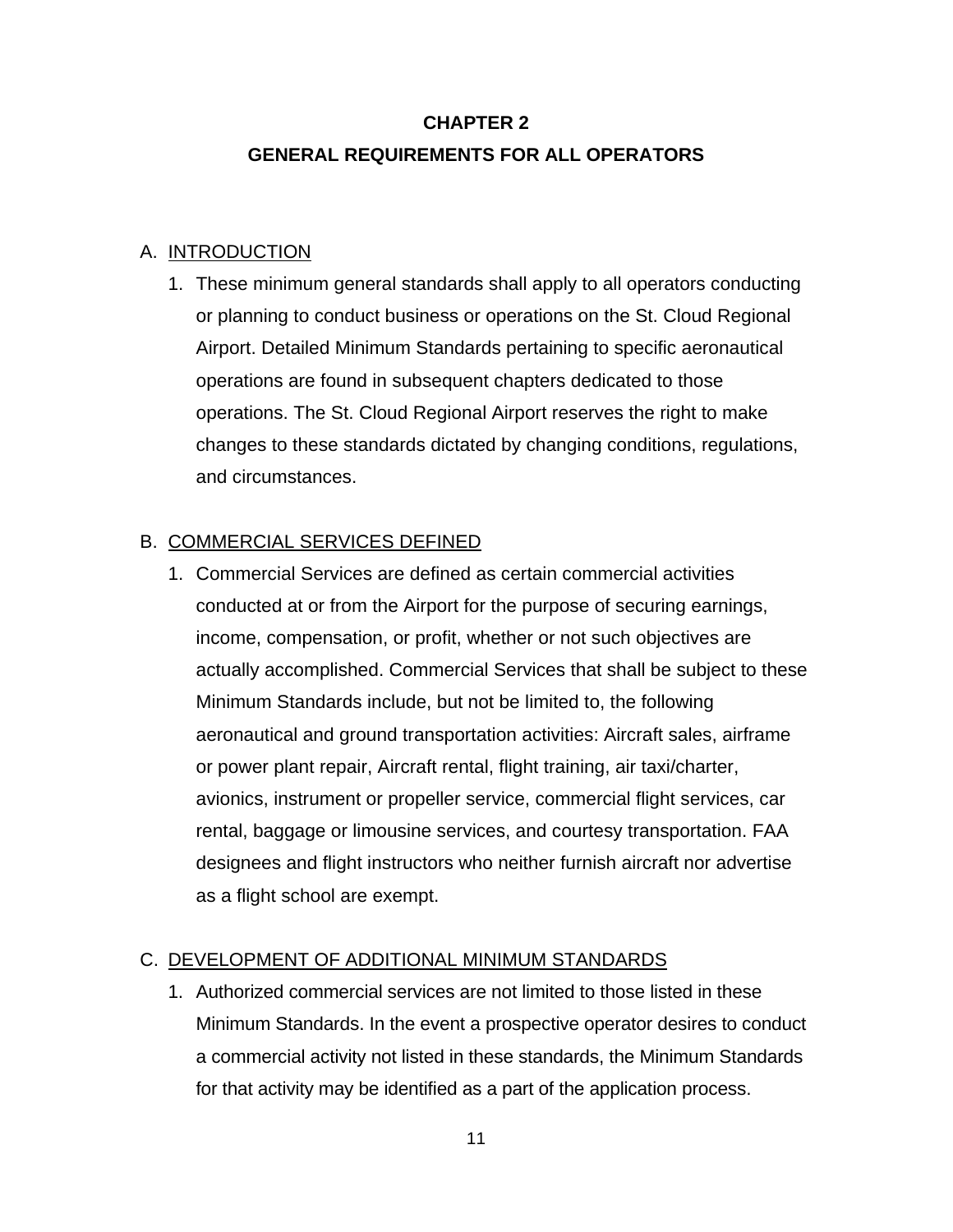# CHAPTER 2

# GENERAL REQUIREMENTS FOR ALL OPERATORS

## A. INTRODUCTION

1. These minimum general standards shall apply to all operators conducting or planning to conduct business or operations on the St. Cloud Regional Airport. Detailed Minimum Standards pertaining to specific aeronautical operations are found in subsequent chapters dedicated to those operations. The St. Cloud Regional Airport reserves the right to make changes to these standards dictated by changing conditions, regulations, and circumstances.

## B. COMMERCIAL SERVICES DEFINED

1. Commercial Services are defined as certain commercial activities conducted at or from the Airport for the purpose of securing earnings, income, compensation, or profit, whether or not such objectives are actually accomplished. Commercial Services that shall be subject to these Minimum Standards include, but not be limited to, the following aeronautical and ground transportation activities: Aircraft sales, airframe or power plant repair, Aircraft rental, flight training, air taxi/charter, avionics, instrument or propeller service, commercial flight services, car rental, baggage or limousine services, and courtesy transportation. FAA designees and flight instructors who neither furnish aircraft nor advertise as a flight school are exempt.

## C. DEVELOPMENT OF ADDITIONAL MINIMUM STANDARDS

1. Authorized commercial services are not limited to those listed in these Minimum Standards. In the event a prospective operator desires to conduct a commercial activity not listed in these standards, the Minimum Standards for that activity may be identified as a part of the application process.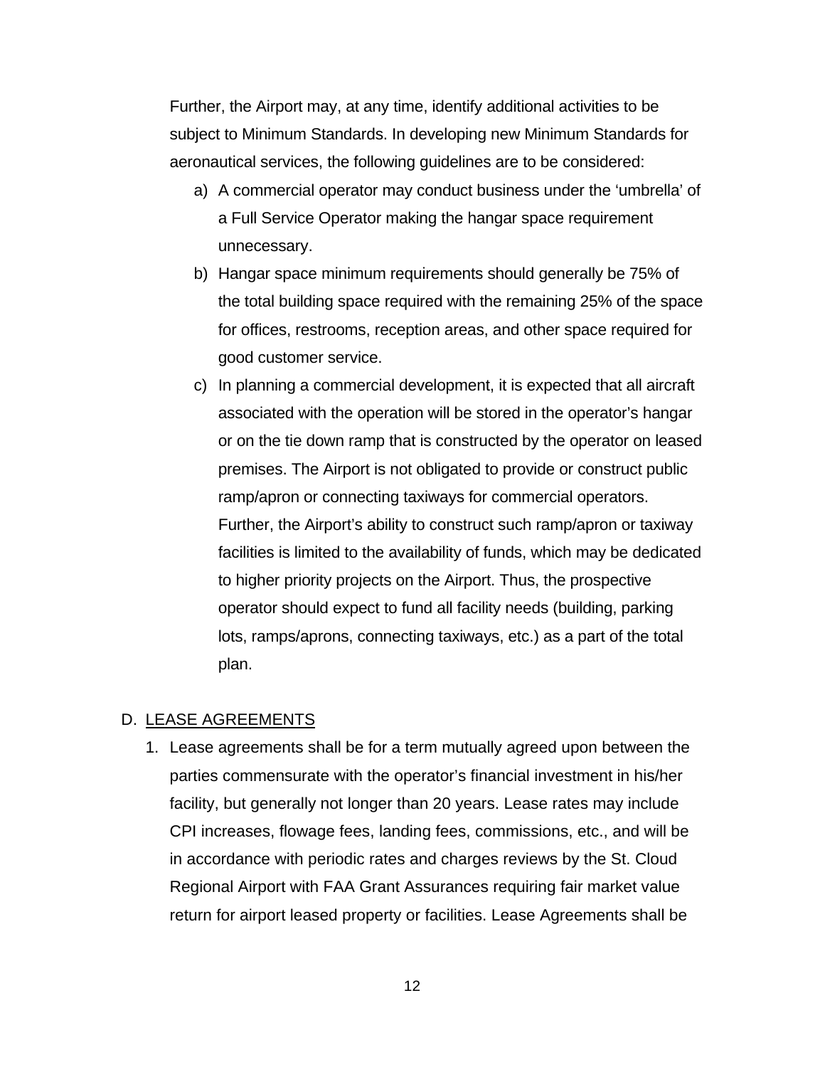Further, the Airport may, at any time, identify additional activities to be subject to Minimum Standards. In developing new Minimum Standards for aeronautical services, the following guidelines are to be considered:

a) A commercial operator may conduct business under the 'umbrella' of a Full Service Operator making the hangar space requirement unnecessary.

b) Hangar space minimum requirements should generally be 75% of the total building space required with the remaining 25% of the space for offices, restrooms, reception areas, and other space required for good customer service.

c) In planning a commercial development, it is expected that all aircraft associated with the operation will be stored in the operator's hangar or on the tie down ramp that is constructed by the operator on leased premises. The Airport is not obligated to provide or construct public ramp/apron or connecting taxiways for commercial operators. Further, the Airport's ability to construct such ramp/apron or taxiway facilities is limited to the availability of funds, which may be dedicated to higher priority projects on the Airport. Thus, the prospective operator should expect to fund all facility needs (building, parking lots, ramps/aprons, connecting taxiways, etc.) as a part of the total plan.

## D. LEASE AGREEMENTS

1. Lease agreements shall be for a term mutually agreed upon between the parties commensurate with the operator's financial investment in his/her facility, but generally not longer than 20 years. Lease rates may include CPI increases, flowage fees, landing fees, commissions, etc., and will be in accordance with periodic rates and charges reviews by the St. Cloud Regional Airport with FAA Grant Assurances requiring fair market value return for airport leased property or facilities. Lease Agreements shall be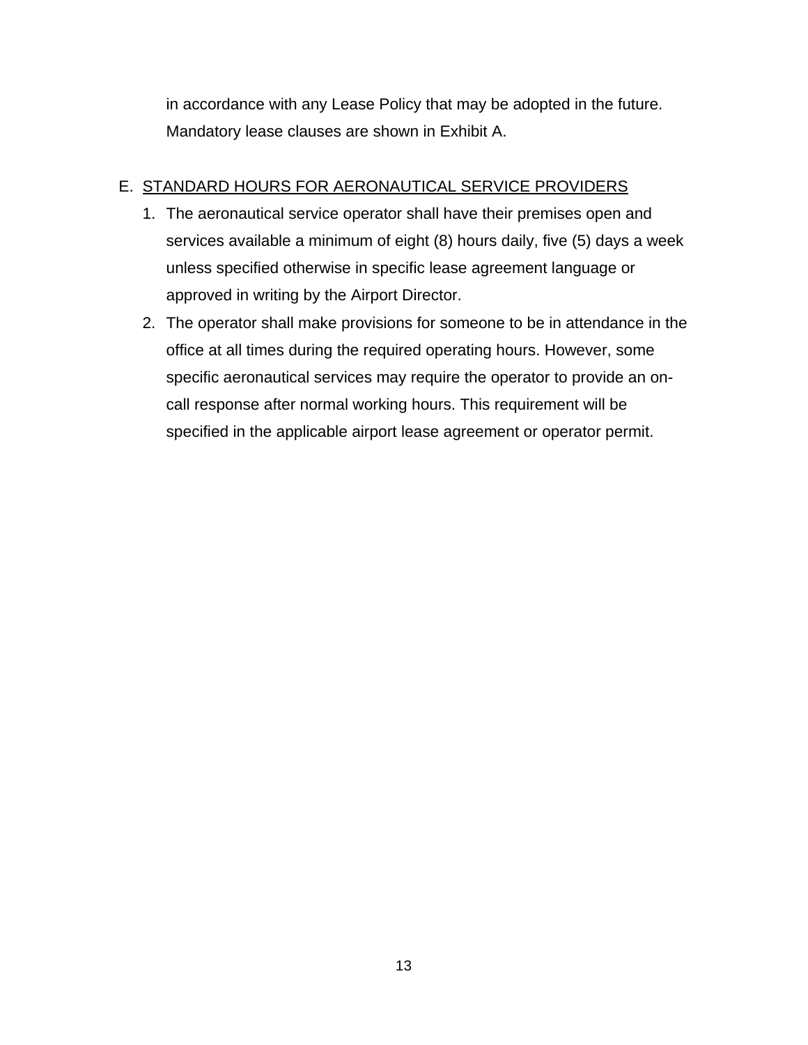in accordance with any Lease Policy that may be adopted in the future. Mandatory lease clauses are shown in Exhibit A.

E. STANDARD HOURS FOR AERONAUTICAL SERVICE PROVIDERS

1. The aeronautical service operator shall have their premises open and services available a minimum of eight (8) hours daily, five (5) days a week unless specified otherwise in specific lease agreement language or approved in writing by the Airport Director.
2. The operator shall make provisions for someone to be in attendance in the office at all times during the required operating hours. However, some specific aeronautical services may require the operator to provide an on-call response after normal working hours. This requirement will be specified in the applicable airport lease agreement or operator permit.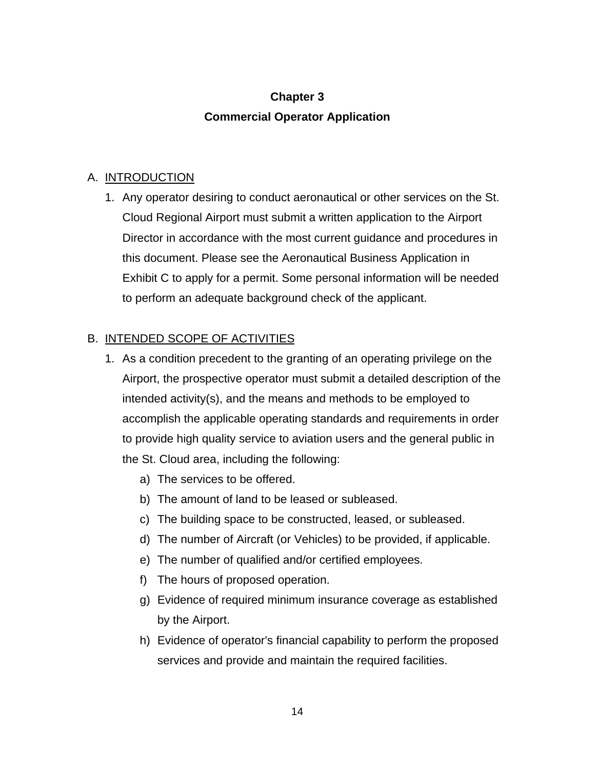# Chapter 3

# Commercial Operator Application

A. INTRODUCTION

1. Any operator desiring to conduct aeronautical or other services on the St. Cloud Regional Airport must submit a written application to the Airport Director in accordance with the most current guidance and procedures in this document. Please see the Aeronautical Business Application in Exhibit C to apply for a permit. Some personal information will be needed to perform an adequate background check of the applicant.

B. INTENDED SCOPE OF ACTIVITIES

1. As a condition precedent to the granting of an operating privilege on the Airport, the prospective operator must submit a detailed description of the intended activity(s), and the means and methods to be employed to accomplish the applicable operating standards and requirements in order to provide high quality service to aviation users and the general public in the St. Cloud area, including the following:
   a) The services to be offered.
   b) The amount of land to be leased or subleased.
   c) The building space to be constructed, leased, or subleased.
   d) The number of Aircraft (or Vehicles) to be provided, if applicable.
   e) The number of qualified and/or certified employees.
   f) The hours of proposed operation.
   g) Evidence of required minimum insurance coverage as established by the Airport.
   h) Evidence of operator's financial capability to perform the proposed services and provide and maintain the required facilities.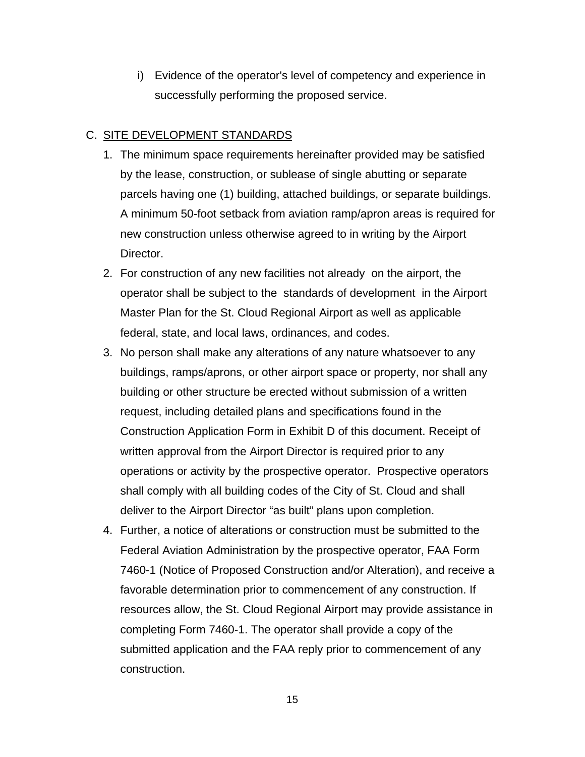i) Evidence of the operator's level of competency and experience in successfully performing the proposed service.

C. <u>SITE DEVELOPMENT STANDARDS</u>

1. The minimum space requirements hereinafter provided may be satisfied by the lease, construction, or sublease of single abutting or separate parcels having one (1) building, attached buildings, or separate buildings. A minimum 50-foot setback from aviation ramp/apron areas is required for new construction unless otherwise agreed to in writing by the Airport Director.
2. For construction of any new facilities not already on the airport, the operator shall be subject to the standards of development in the Airport Master Plan for the St. Cloud Regional Airport as well as applicable federal, state, and local laws, ordinances, and codes.
3. No person shall make any alterations of any nature whatsoever to any buildings, ramps/aprons, or other airport space or property, nor shall any building or other structure be erected without submission of a written request, including detailed plans and specifications found in the Construction Application Form in Exhibit D of this document. Receipt of written approval from the Airport Director is required prior to any operations or activity by the prospective operator. Prospective operators shall comply with all building codes of the City of St. Cloud and shall deliver to the Airport Director "as built" plans upon completion.
4. Further, a notice of alterations or construction must be submitted to the Federal Aviation Administration by the prospective operator, FAA Form 7460-1 (Notice of Proposed Construction and/or Alteration), and receive a favorable determination prior to commencement of any construction. If resources allow, the St. Cloud Regional Airport may provide assistance in completing Form 7460-1. The operator shall provide a copy of the submitted application and the FAA reply prior to commencement of any construction.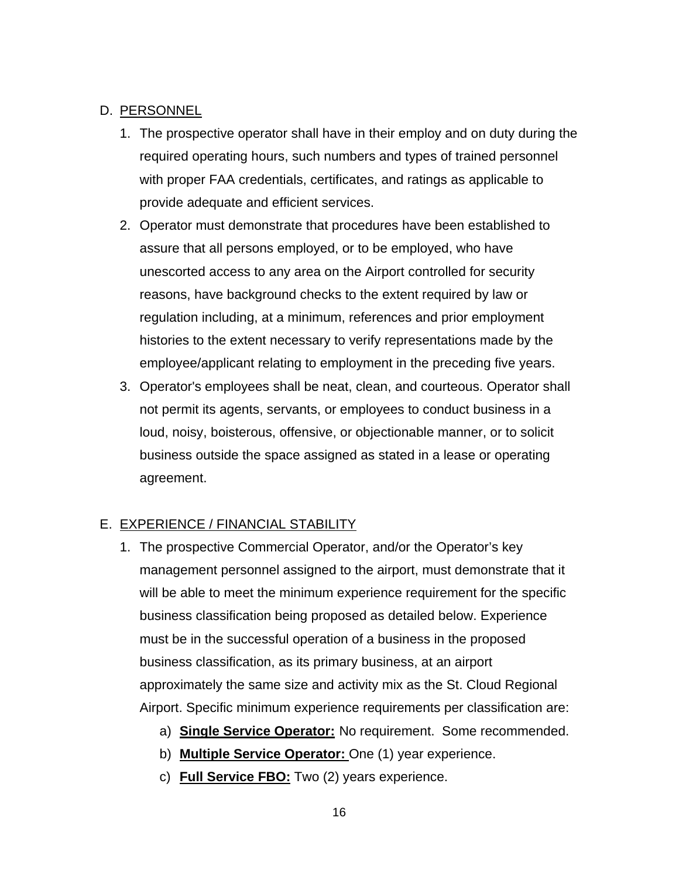## D. PERSONNEL

1. The prospective operator shall have in their employ and on duty during the required operating hours, such numbers and types of trained personnel with proper FAA credentials, certificates, and ratings as applicable to provide adequate and efficient services.
2. Operator must demonstrate that procedures have been established to assure that all persons employed, or to be employed, who have unescorted access to any area on the Airport controlled for security reasons, have background checks to the extent required by law or regulation including, at a minimum, references and prior employment histories to the extent necessary to verify representations made by the employee/applicant relating to employment in the preceding five years.
3. Operator's employees shall be neat, clean, and courteous. Operator shall not permit its agents, servants, or employees to conduct business in a loud, noisy, boisterous, offensive, or objectionable manner, or to solicit business outside the space assigned as stated in a lease or operating agreement.

## E. EXPERIENCE / FINANCIAL STABILITY

1. The prospective Commercial Operator, and/or the Operator's key management personnel assigned to the airport, must demonstrate that it will be able to meet the minimum experience requirement for the specific business classification being proposed as detailed below. Experience must be in the successful operation of a business in the proposed business classification, as its primary business, at an airport approximately the same size and activity mix as the St. Cloud Regional Airport. Specific minimum experience requirements per classification are:
   a) **Single Service Operator:** No requirement. Some recommended.
   b) **Multiple Service Operator:** One (1) year experience.
   c) **Full Service FBO:** Two (2) years experience.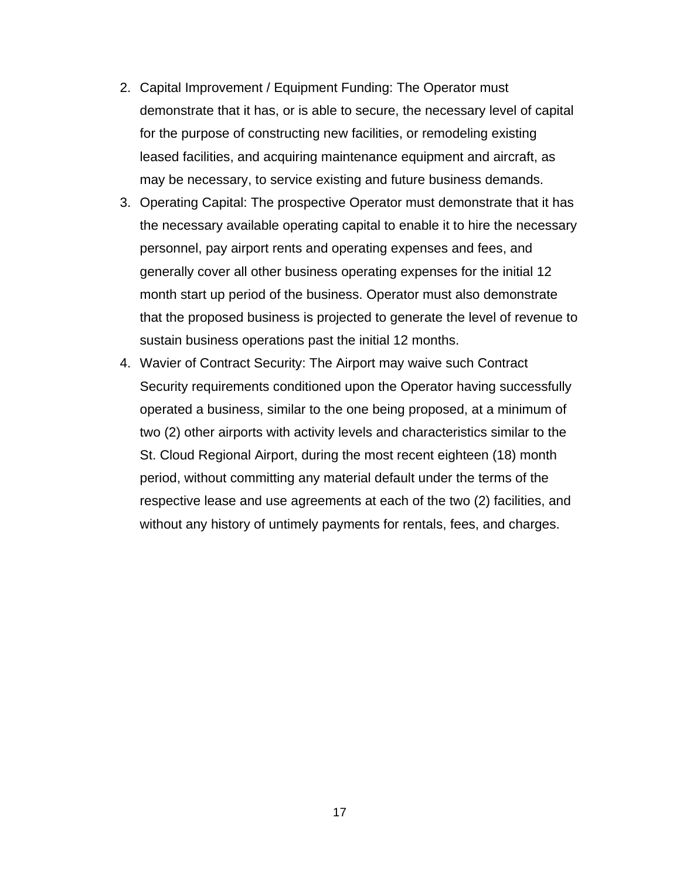2. Capital Improvement / Equipment Funding: The Operator must demonstrate that it has, or is able to secure, the necessary level of capital for the purpose of constructing new facilities, or remodeling existing leased facilities, and acquiring maintenance equipment and aircraft, as may be necessary, to service existing and future business demands.
3. Operating Capital: The prospective Operator must demonstrate that it has the necessary available operating capital to enable it to hire the necessary personnel, pay airport rents and operating expenses and fees, and generally cover all other business operating expenses for the initial 12 month start up period of the business. Operator must also demonstrate that the proposed business is projected to generate the level of revenue to sustain business operations past the initial 12 months.
4. Wavier of Contract Security: The Airport may waive such Contract Security requirements conditioned upon the Operator having successfully operated a business, similar to the one being proposed, at a minimum of two (2) other airports with activity levels and characteristics similar to the St. Cloud Regional Airport, during the most recent eighteen (18) month period, without committing any material default under the terms of the respective lease and use agreements at each of the two (2) facilities, and without any history of untimely payments for rentals, fees, and charges.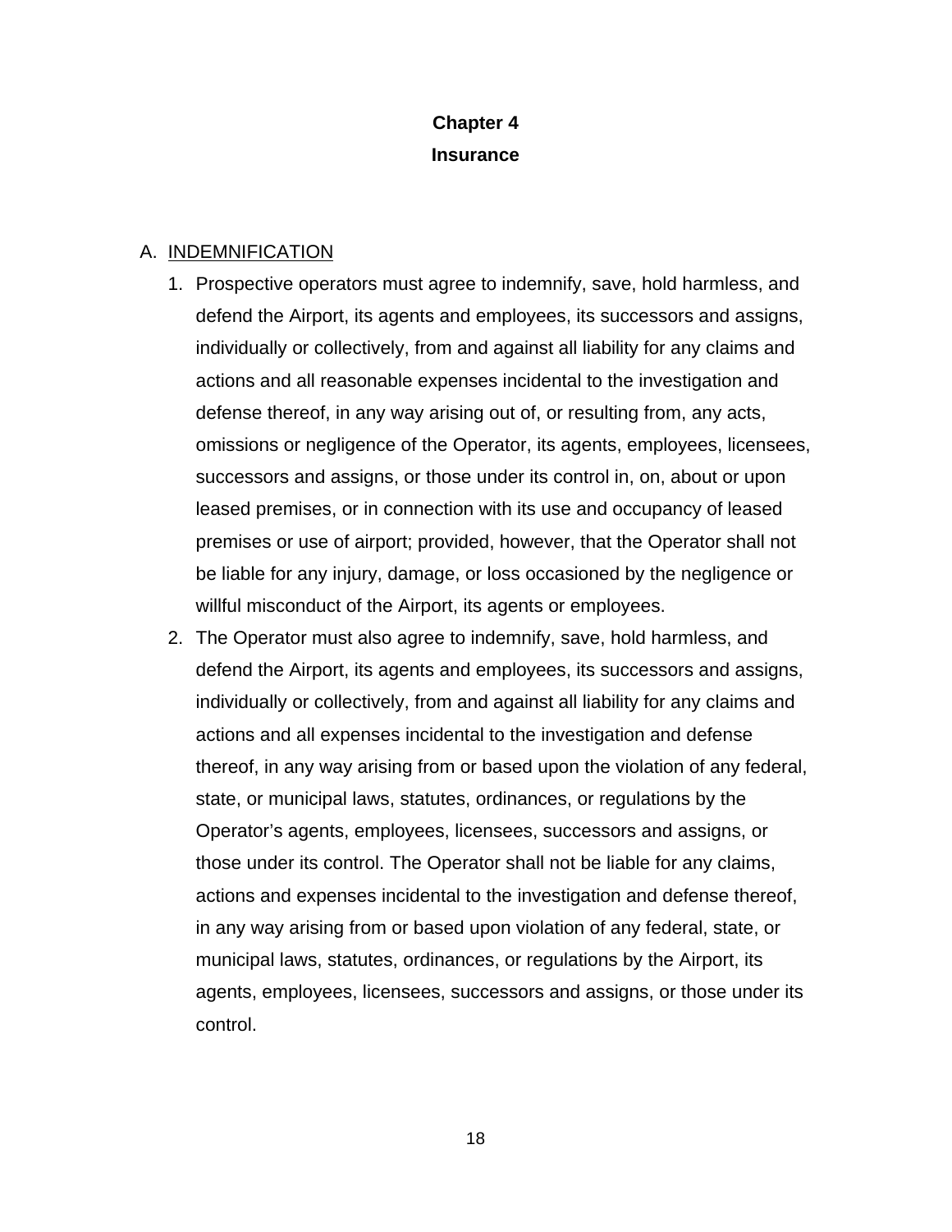# Chapter 4
# Insurance

A. <u>INDEMNIFICATION</u>

1. Prospective operators must agree to indemnify, save, hold harmless, and defend the Airport, its agents and employees, its successors and assigns, individually or collectively, from and against all liability for any claims and actions and all reasonable expenses incidental to the investigation and defense thereof, in any way arising out of, or resulting from, any acts, omissions or negligence of the Operator, its agents, employees, licensees, successors and assigns, or those under its control in, on, about or upon leased premises, or in connection with its use and occupancy of leased premises or use of airport; provided, however, that the Operator shall not be liable for any injury, damage, or loss occasioned by the negligence or willful misconduct of the Airport, its agents or employees.
2. The Operator must also agree to indemnify, save, hold harmless, and defend the Airport, its agents and employees, its successors and assigns, individually or collectively, from and against all liability for any claims and actions and all expenses incidental to the investigation and defense thereof, in any way arising from or based upon the violation of any federal, state, or municipal laws, statutes, ordinances, or regulations by the Operator's agents, employees, licensees, successors and assigns, or those under its control. The Operator shall not be liable for any claims, actions and expenses incidental to the investigation and defense thereof, in any way arising from or based upon violation of any federal, state, or municipal laws, statutes, ordinances, or regulations by the Airport, its agents, employees, licensees, successors and assigns, or those under its control.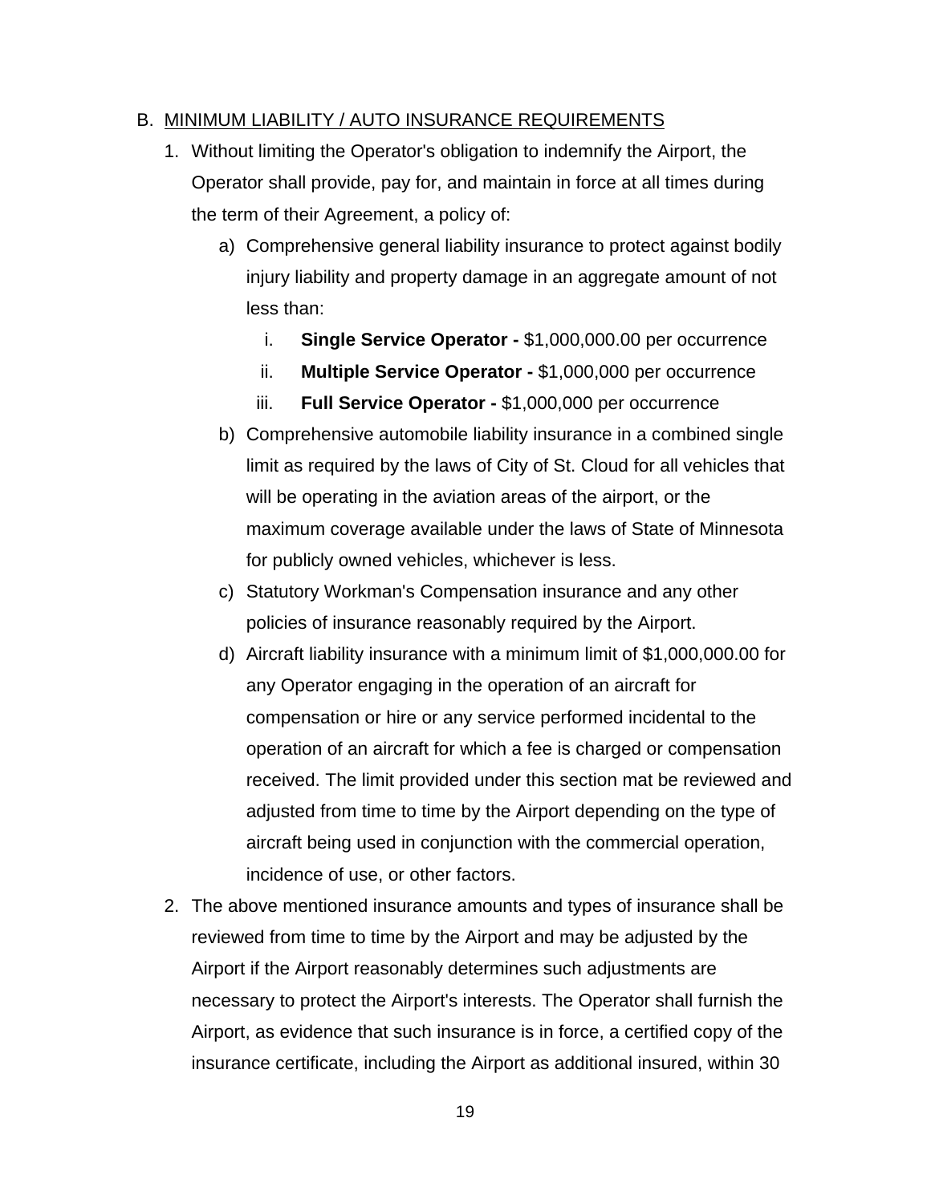B. <u>MINIMUM LIABILITY / AUTO INSURANCE REQUIREMENTS</u>

1. Without limiting the Operator's obligation to indemnify the Airport, the Operator shall provide, pay for, and maintain in force at all times during the term of their Agreement, a policy of:
   a) Comprehensive general liability insurance to protect against bodily injury liability and property damage in an aggregate amount of not less than:
      i. **Single Service Operator -** $1,000,000.00 per occurrence
      ii. **Multiple Service Operator -** $1,000,000 per occurrence
      iii. **Full Service Operator -** $1,000,000 per occurrence
   b) Comprehensive automobile liability insurance in a combined single limit as required by the laws of City of St. Cloud for all vehicles that will be operating in the aviation areas of the airport, or the maximum coverage available under the laws of State of Minnesota for publicly owned vehicles, whichever is less.
   c) Statutory Workman's Compensation insurance and any other policies of insurance reasonably required by the Airport.
   d) Aircraft liability insurance with a minimum limit of $1,000,000.00 for any Operator engaging in the operation of an aircraft for compensation or hire or any service performed incidental to the operation of an aircraft for which a fee is charged or compensation received. The limit provided under this section mat be reviewed and adjusted from time to time by the Airport depending on the type of aircraft being used in conjunction with the commercial operation, incidence of use, or other factors.
2. The above mentioned insurance amounts and types of insurance shall be reviewed from time to time by the Airport and may be adjusted by the Airport if the Airport reasonably determines such adjustments are necessary to protect the Airport's interests. The Operator shall furnish the Airport, as evidence that such insurance is in force, a certified copy of the insurance certificate, including the Airport as additional insured, within 30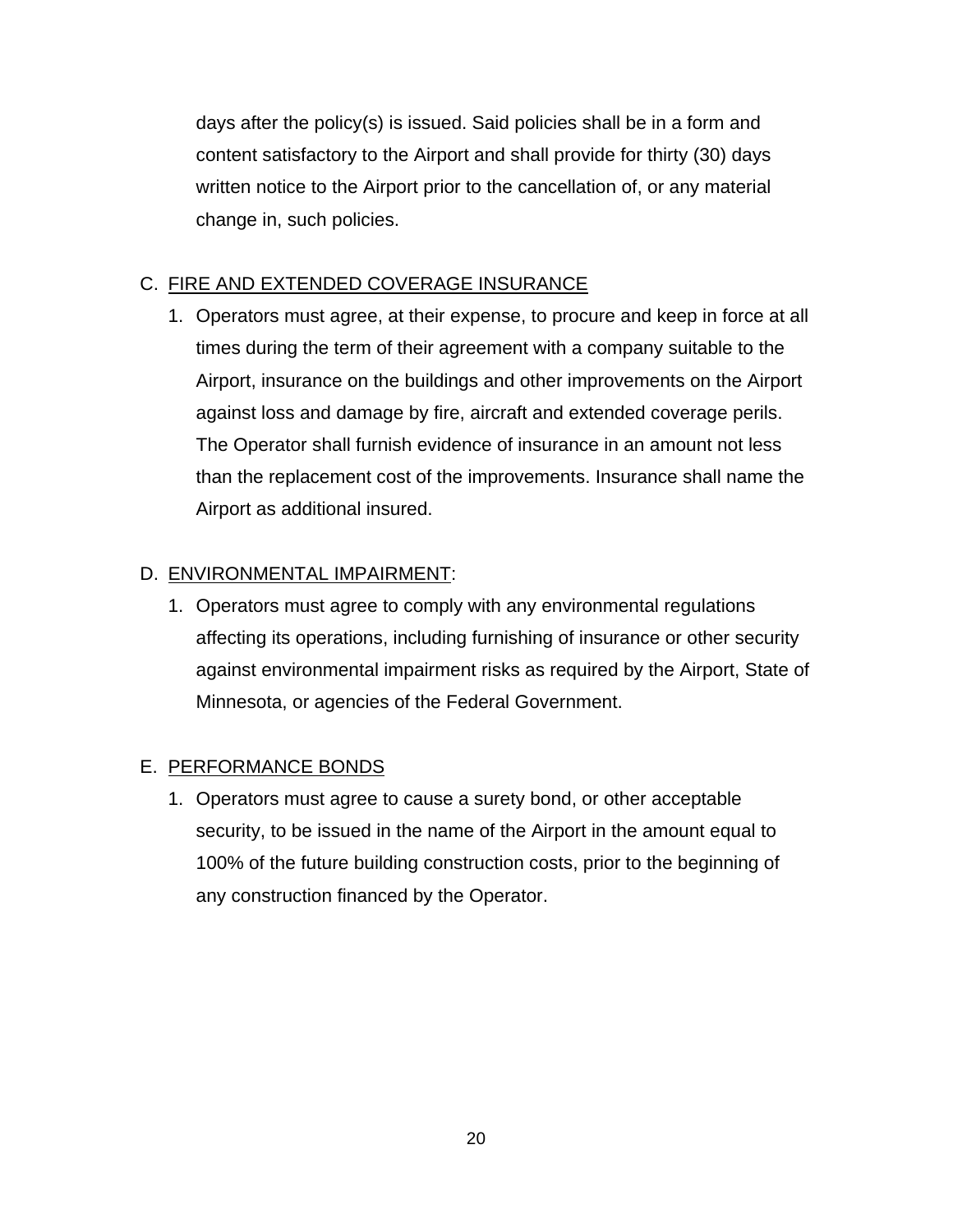days after the policy(s) is issued. Said policies shall be in a form and content satisfactory to the Airport and shall provide for thirty (30) days written notice to the Airport prior to the cancellation of, or any material change in, such policies.

C. FIRE AND EXTENDED COVERAGE INSURANCE

1. Operators must agree, at their expense, to procure and keep in force at all times during the term of their agreement with a company suitable to the Airport, insurance on the buildings and other improvements on the Airport against loss and damage by fire, aircraft and extended coverage perils. The Operator shall furnish evidence of insurance in an amount not less than the replacement cost of the improvements. Insurance shall name the Airport as additional insured.

D. ENVIRONMENTAL IMPAIRMENT:

1. Operators must agree to comply with any environmental regulations affecting its operations, including furnishing of insurance or other security against environmental impairment risks as required by the Airport, State of Minnesota, or agencies of the Federal Government.

E. PERFORMANCE BONDS

1. Operators must agree to cause a surety bond, or other acceptable security, to be issued in the name of the Airport in the amount equal to 100% of the future building construction costs, prior to the beginning of any construction financed by the Operator.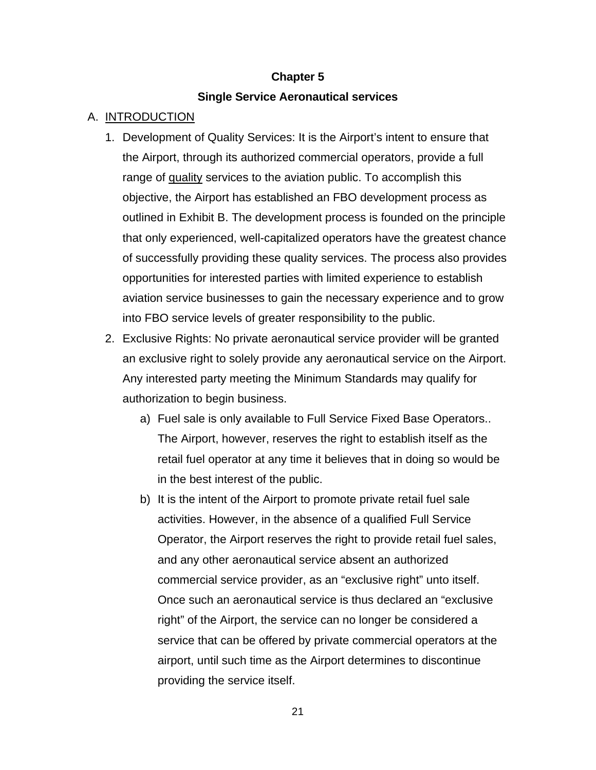# Chapter 5

## Single Service Aeronautical services

A. INTRODUCTION

1. Development of Quality Services: It is the Airport's intent to ensure that the Airport, through its authorized commercial operators, provide a full range of <u>quality</u> services to the aviation public. To accomplish this objective, the Airport has established an FBO development process as outlined in Exhibit B. The development process is founded on the principle that only experienced, well-capitalized operators have the greatest chance of successfully providing these quality services. The process also provides opportunities for interested parties with limited experience to establish aviation service businesses to gain the necessary experience and to grow into FBO service levels of greater responsibility to the public.
2. Exclusive Rights: No private aeronautical service provider will be granted an exclusive right to solely provide any aeronautical service on the Airport. Any interested party meeting the Minimum Standards may qualify for authorization to begin business.
   a) Fuel sale is only available to Full Service Fixed Base Operators.. The Airport, however, reserves the right to establish itself as the retail fuel operator at any time it believes that in doing so would be in the best interest of the public.
   b) It is the intent of the Airport to promote private retail fuel sale activities. However, in the absence of a qualified Full Service Operator, the Airport reserves the right to provide retail fuel sales, and any other aeronautical service absent an authorized commercial service provider, as an "exclusive right" unto itself. Once such an aeronautical service is thus declared an "exclusive right" of the Airport, the service can no longer be considered a service that can be offered by private commercial operators at the airport, until such time as the Airport determines to discontinue providing the service itself.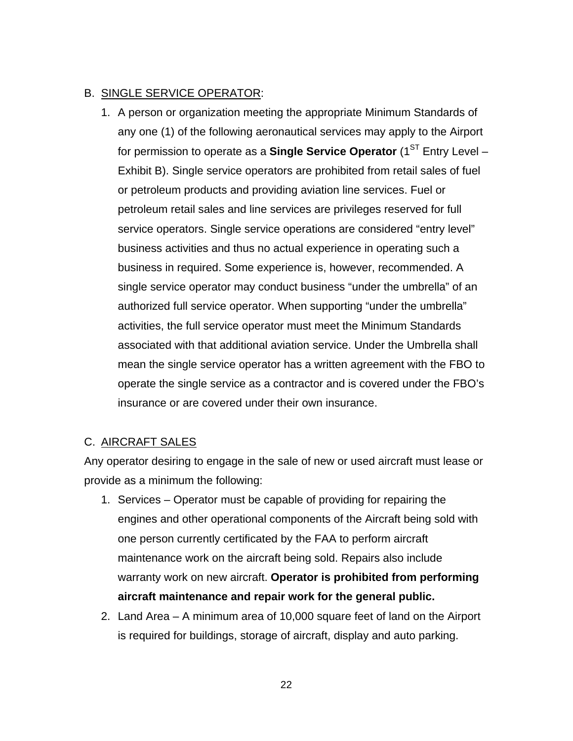B. <u>SINGLE SERVICE OPERATOR</u>:

1. A person or organization meeting the appropriate Minimum Standards of any one (1) of the following aeronautical services may apply to the Airport for permission to operate as a **Single Service Operator** (1$^{ST}$ Entry Level – Exhibit B). Single service operators are prohibited from retail sales of fuel or petroleum products and providing aviation line services. Fuel or petroleum retail sales and line services are privileges reserved for full service operators. Single service operations are considered "entry level" business activities and thus no actual experience in operating such a business in required. Some experience is, however, recommended. A single service operator may conduct business "under the umbrella" of an authorized full service operator. When supporting "under the umbrella" activities, the full service operator must meet the Minimum Standards associated with that additional aviation service. Under the Umbrella shall mean the single service operator has a written agreement with the FBO to operate the single service as a contractor and is covered under the FBO's insurance or are covered under their own insurance.

C. <u>AIRCRAFT SALES</u>

Any operator desiring to engage in the sale of new or used aircraft must lease or provide as a minimum the following:

1. Services – Operator must be capable of providing for repairing the engines and other operational components of the Aircraft being sold with one person currently certificated by the FAA to perform aircraft maintenance work on the aircraft being sold. Repairs also include warranty work on new aircraft. **Operator is prohibited from performing aircraft maintenance and repair work for the general public.**
2. Land Area – A minimum area of 10,000 square feet of land on the Airport is required for buildings, storage of aircraft, display and auto parking.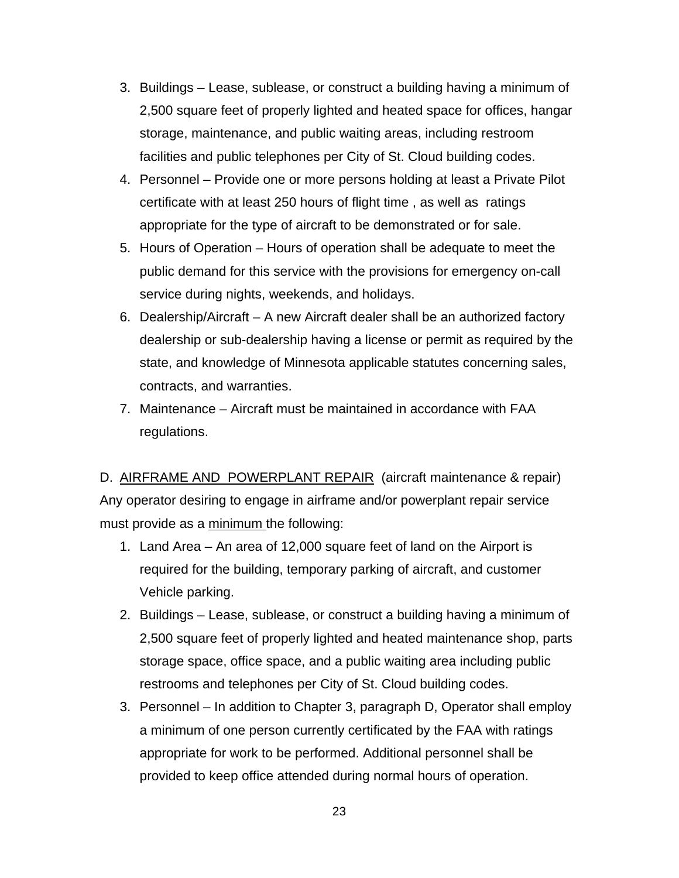3. Buildings – Lease, sublease, or construct a building having a minimum of 2,500 square feet of properly lighted and heated space for offices, hangar storage, maintenance, and public waiting areas, including restroom facilities and public telephones per City of St. Cloud building codes.
4. Personnel – Provide one or more persons holding at least a Private Pilot certificate with at least 250 hours of flight time , as well as ratings appropriate for the type of aircraft to be demonstrated or for sale.
5. Hours of Operation – Hours of operation shall be adequate to meet the public demand for this service with the provisions for emergency on-call service during nights, weekends, and holidays.
6. Dealership/Aircraft – A new Aircraft dealer shall be an authorized factory dealership or sub-dealership having a license or permit as required by the state, and knowledge of Minnesota applicable statutes concerning sales, contracts, and warranties.
7. Maintenance – Aircraft must be maintained in accordance with FAA regulations.

D. <u>AIRFRAME AND POWERPLANT REPAIR</u> (aircraft maintenance & repair) Any operator desiring to engage in airframe and/or powerplant repair service must provide as a <u>minimum</u> the following:

1. Land Area – An area of 12,000 square feet of land on the Airport is required for the building, temporary parking of aircraft, and customer Vehicle parking.
2. Buildings – Lease, sublease, or construct a building having a minimum of 2,500 square feet of properly lighted and heated maintenance shop, parts storage space, office space, and a public waiting area including public restrooms and telephones per City of St. Cloud building codes.
3. Personnel – In addition to Chapter 3, paragraph D, Operator shall employ a minimum of one person currently certificated by the FAA with ratings appropriate for work to be performed. Additional personnel shall be provided to keep office attended during normal hours of operation.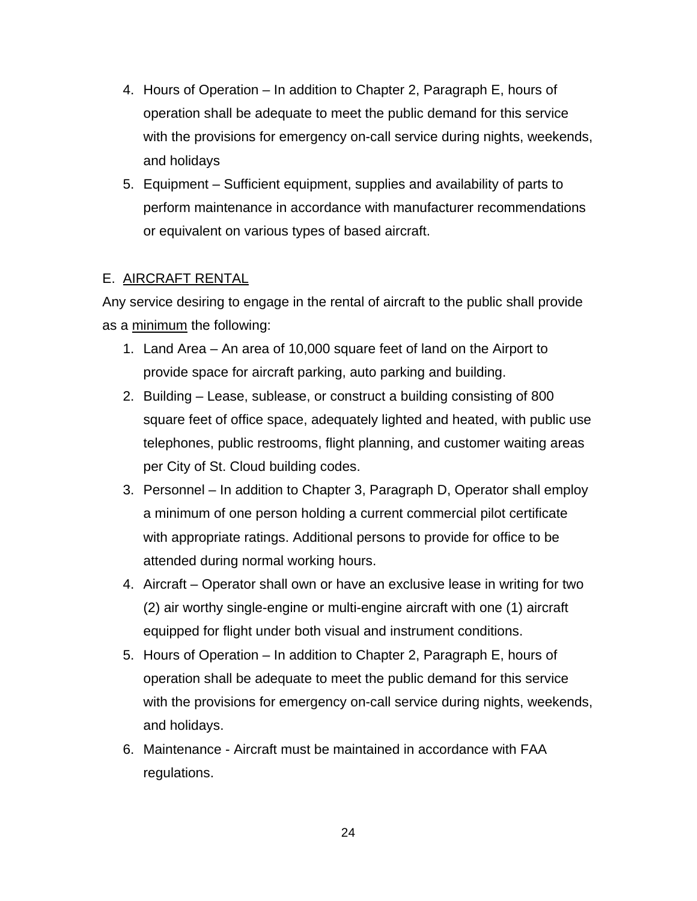4. Hours of Operation – In addition to Chapter 2, Paragraph E, hours of operation shall be adequate to meet the public demand for this service with the provisions for emergency on-call service during nights, weekends, and holidays
5. Equipment – Sufficient equipment, supplies and availability of parts to perform maintenance in accordance with manufacturer recommendations or equivalent on various types of based aircraft.

E. <u>AIRCRAFT RENTAL</u>

Any service desiring to engage in the rental of aircraft to the public shall provide as a <u>minimum</u> the following:

1. Land Area – An area of 10,000 square feet of land on the Airport to provide space for aircraft parking, auto parking and building.
2. Building – Lease, sublease, or construct a building consisting of 800 square feet of office space, adequately lighted and heated, with public use telephones, public restrooms, flight planning, and customer waiting areas per City of St. Cloud building codes.
3. Personnel – In addition to Chapter 3, Paragraph D, Operator shall employ a minimum of one person holding a current commercial pilot certificate with appropriate ratings. Additional persons to provide for office to be attended during normal working hours.
4. Aircraft – Operator shall own or have an exclusive lease in writing for two (2) air worthy single-engine or multi-engine aircraft with one (1) aircraft equipped for flight under both visual and instrument conditions.
5. Hours of Operation – In addition to Chapter 2, Paragraph E, hours of operation shall be adequate to meet the public demand for this service with the provisions for emergency on-call service during nights, weekends, and holidays.
6. Maintenance - Aircraft must be maintained in accordance with FAA regulations.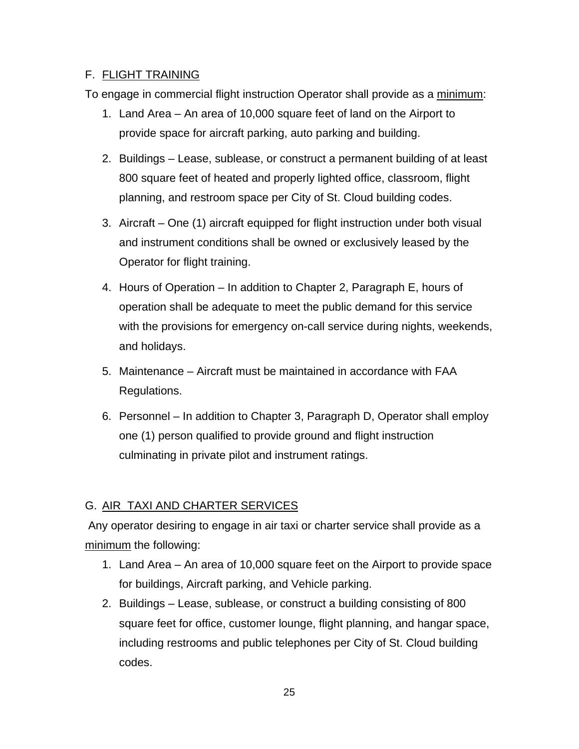## F. FLIGHT TRAINING

To engage in commercial flight instruction Operator shall provide as a minimum:

1. Land Area – An area of 10,000 square feet of land on the Airport to provide space for aircraft parking, auto parking and building.

2. Buildings – Lease, sublease, or construct a permanent building of at least 800 square feet of heated and properly lighted office, classroom, flight planning, and restroom space per City of St. Cloud building codes.

3. Aircraft – One (1) aircraft equipped for flight instruction under both visual and instrument conditions shall be owned or exclusively leased by the Operator for flight training.

4. Hours of Operation – In addition to Chapter 2, Paragraph E, hours of operation shall be adequate to meet the public demand for this service with the provisions for emergency on-call service during nights, weekends, and holidays.

5. Maintenance – Aircraft must be maintained in accordance with FAA Regulations.

6. Personnel – In addition to Chapter 3, Paragraph D, Operator shall employ one (1) person qualified to provide ground and flight instruction culminating in private pilot and instrument ratings.

## G. AIR TAXI AND CHARTER SERVICES

Any operator desiring to engage in air taxi or charter service shall provide as a minimum the following:

1. Land Area – An area of 10,000 square feet on the Airport to provide space for buildings, Aircraft parking, and Vehicle parking.
2. Buildings – Lease, sublease, or construct a building consisting of 800 square feet for office, customer lounge, flight planning, and hangar space, including restrooms and public telephones per City of St. Cloud building codes.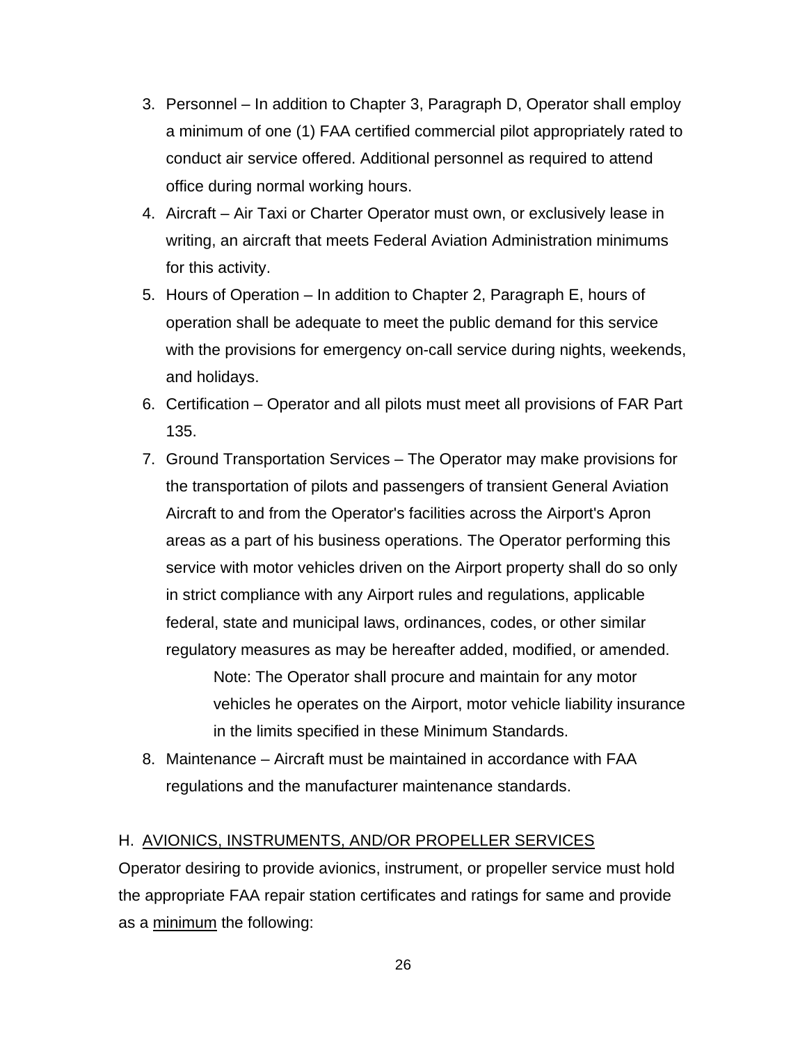3. Personnel – In addition to Chapter 3, Paragraph D, Operator shall employ a minimum of one (1) FAA certified commercial pilot appropriately rated to conduct air service offered. Additional personnel as required to attend office during normal working hours.
4. Aircraft – Air Taxi or Charter Operator must own, or exclusively lease in writing, an aircraft that meets Federal Aviation Administration minimums for this activity.
5. Hours of Operation – In addition to Chapter 2, Paragraph E, hours of operation shall be adequate to meet the public demand for this service with the provisions for emergency on-call service during nights, weekends, and holidays.
6. Certification – Operator and all pilots must meet all provisions of FAR Part 135.
7. Ground Transportation Services – The Operator may make provisions for the transportation of pilots and passengers of transient General Aviation Aircraft to and from the Operator's facilities across the Airport's Apron areas as a part of his business operations. The Operator performing this service with motor vehicles driven on the Airport property shall do so only in strict compliance with any Airport rules and regulations, applicable federal, state and municipal laws, ordinances, codes, or other similar regulatory measures as may be hereafter added, modified, or amended.

    Note: The Operator shall procure and maintain for any motor vehicles he operates on the Airport, motor vehicle liability insurance in the limits specified in these Minimum Standards.

8. Maintenance – Aircraft must be maintained in accordance with FAA regulations and the manufacturer maintenance standards.

## H. <u>AVIONICS, INSTRUMENTS, AND/OR PROPELLER SERVICES</u>

Operator desiring to provide avionics, instrument, or propeller service must hold the appropriate FAA repair station certificates and ratings for same and provide as a <u>minimum</u> the following: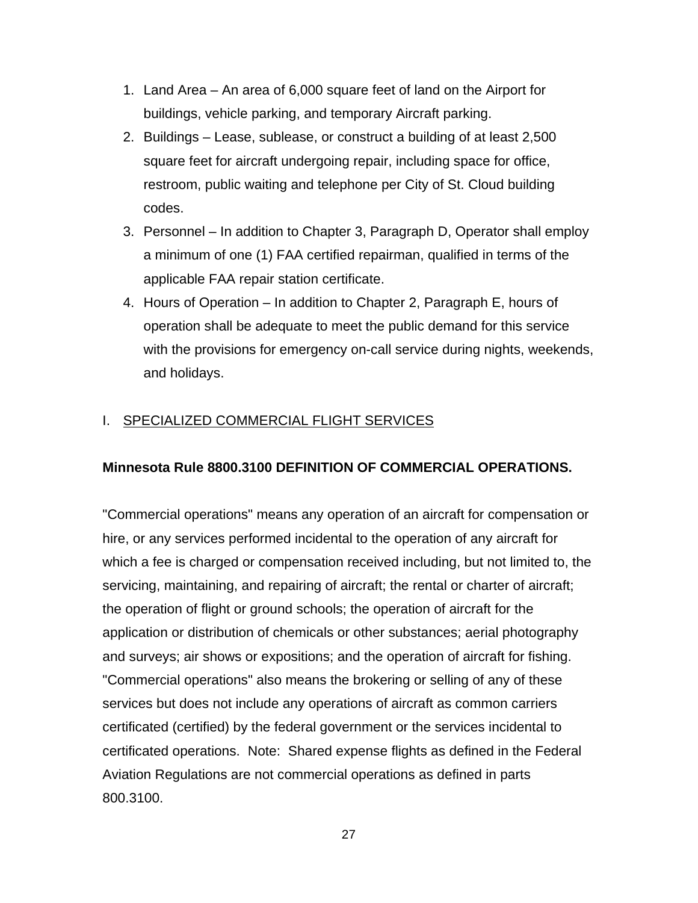1. Land Area – An area of 6,000 square feet of land on the Airport for buildings, vehicle parking, and temporary Aircraft parking.
2. Buildings – Lease, sublease, or construct a building of at least 2,500 square feet for aircraft undergoing repair, including space for office, restroom, public waiting and telephone per City of St. Cloud building codes.
3. Personnel – In addition to Chapter 3, Paragraph D, Operator shall employ a minimum of one (1) FAA certified repairman, qualified in terms of the applicable FAA repair station certificate.
4. Hours of Operation – In addition to Chapter 2, Paragraph E, hours of operation shall be adequate to meet the public demand for this service with the provisions for emergency on-call service during nights, weekends, and holidays.

I. SPECIALIZED COMMERCIAL FLIGHT SERVICES

**Minnesota Rule 8800.3100 DEFINITION OF COMMERCIAL OPERATIONS.**

"Commercial operations" means any operation of an aircraft for compensation or hire, or any services performed incidental to the operation of any aircraft for which a fee is charged or compensation received including, but not limited to, the servicing, maintaining, and repairing of aircraft; the rental or charter of aircraft; the operation of flight or ground schools; the operation of aircraft for the application or distribution of chemicals or other substances; aerial photography and surveys; air shows or expositions; and the operation of aircraft for fishing. "Commercial operations" also means the brokering or selling of any of these services but does not include any operations of aircraft as common carriers certificated (certified) by the federal government or the services incidental to certificated operations. Note: Shared expense flights as defined in the Federal Aviation Regulations are not commercial operations as defined in parts 800.3100.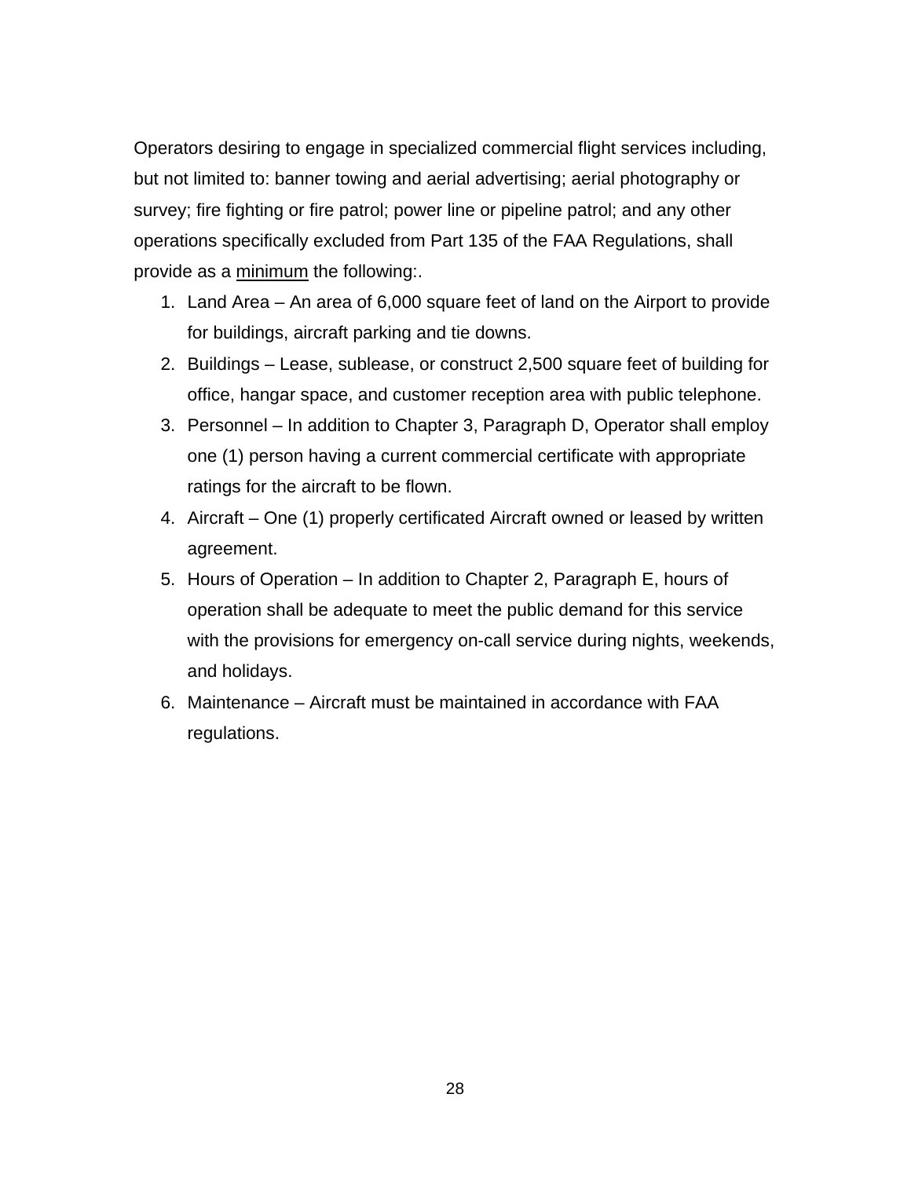Operators desiring to engage in specialized commercial flight services including, but not limited to: banner towing and aerial advertising; aerial photography or survey; fire fighting or fire patrol; power line or pipeline patrol; and any other operations specifically excluded from Part 135 of the FAA Regulations, shall provide as a <u>minimum</u> the following:.

1. Land Area – An area of 6,000 square feet of land on the Airport to provide for buildings, aircraft parking and tie downs.
2. Buildings – Lease, sublease, or construct 2,500 square feet of building for office, hangar space, and customer reception area with public telephone.
3. Personnel – In addition to Chapter 3, Paragraph D, Operator shall employ one (1) person having a current commercial certificate with appropriate ratings for the aircraft to be flown.
4. Aircraft – One (1) properly certificated Aircraft owned or leased by written agreement.
5. Hours of Operation – In addition to Chapter 2, Paragraph E, hours of operation shall be adequate to meet the public demand for this service with the provisions for emergency on-call service during nights, weekends, and holidays.
6. Maintenance – Aircraft must be maintained in accordance with FAA regulations.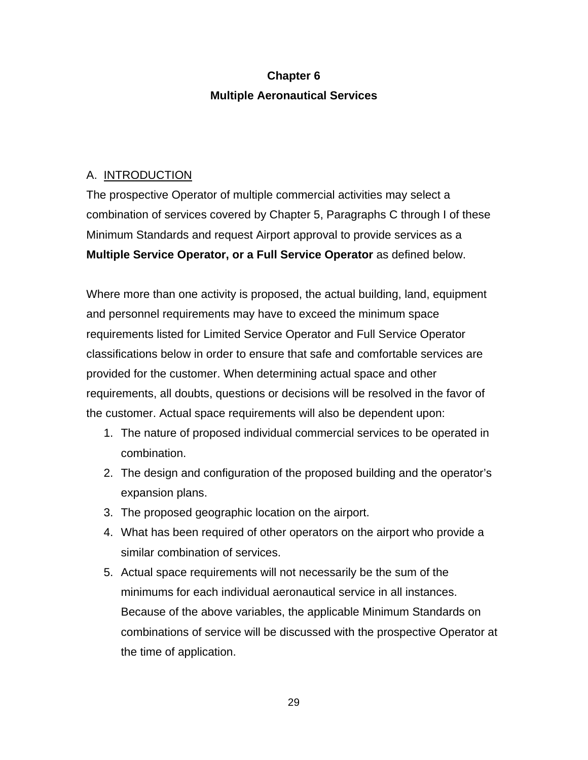# Chapter 6

# Multiple Aeronautical Services

## A. INTRODUCTION

The prospective Operator of multiple commercial activities may select a combination of services covered by Chapter 5, Paragraphs C through I of these Minimum Standards and request Airport approval to provide services as a **Multiple Service Operator, or a Full Service Operator** as defined below.

Where more than one activity is proposed, the actual building, land, equipment and personnel requirements may have to exceed the minimum space requirements listed for Limited Service Operator and Full Service Operator classifications below in order to ensure that safe and comfortable services are provided for the customer. When determining actual space and other requirements, all doubts, questions or decisions will be resolved in the favor of the customer. Actual space requirements will also be dependent upon:

1. The nature of proposed individual commercial services to be operated in combination.
2. The design and configuration of the proposed building and the operator's expansion plans.
3. The proposed geographic location on the airport.
4. What has been required of other operators on the airport who provide a similar combination of services.
5. Actual space requirements will not necessarily be the sum of the minimums for each individual aeronautical service in all instances. Because of the above variables, the applicable Minimum Standards on combinations of service will be discussed with the prospective Operator at the time of application.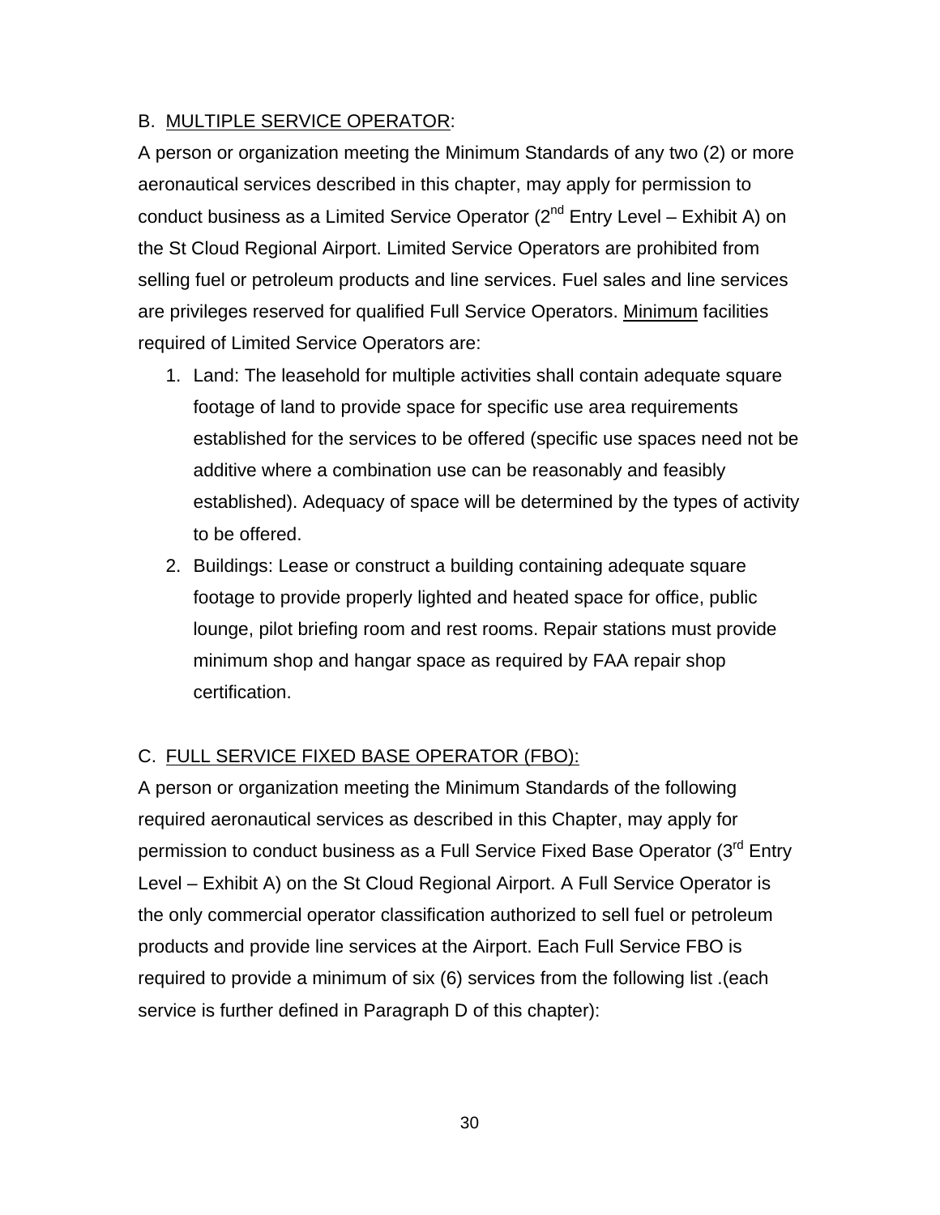B. <u>MULTIPLE SERVICE OPERATOR</u>:

A person or organization meeting the Minimum Standards of any two (2) or more aeronautical services described in this chapter, may apply for permission to conduct business as a Limited Service Operator ($2^{nd}$ Entry Level – Exhibit A) on the St Cloud Regional Airport. Limited Service Operators are prohibited from selling fuel or petroleum products and line services. Fuel sales and line services are privileges reserved for qualified Full Service Operators. <u>Minimum</u> facilities required of Limited Service Operators are:

1. Land: The leasehold for multiple activities shall contain adequate square footage of land to provide space for specific use area requirements established for the services to be offered (specific use spaces need not be additive where a combination use can be reasonably and feasibly established). Adequacy of space will be determined by the types of activity to be offered.
2. Buildings: Lease or construct a building containing adequate square footage to provide properly lighted and heated space for office, public lounge, pilot briefing room and rest rooms. Repair stations must provide minimum shop and hangar space as required by FAA repair shop certification.

C. <u>FULL SERVICE FIXED BASE OPERATOR (FBO):</u>

A person or organization meeting the Minimum Standards of the following required aeronautical services as described in this Chapter, may apply for permission to conduct business as a Full Service Fixed Base Operator ($3^{rd}$ Entry Level – Exhibit A) on the St Cloud Regional Airport. A Full Service Operator is the only commercial operator classification authorized to sell fuel or petroleum products and provide line services at the Airport. Each Full Service FBO is required to provide a minimum of six (6) services from the following list .(each service is further defined in Paragraph D of this chapter):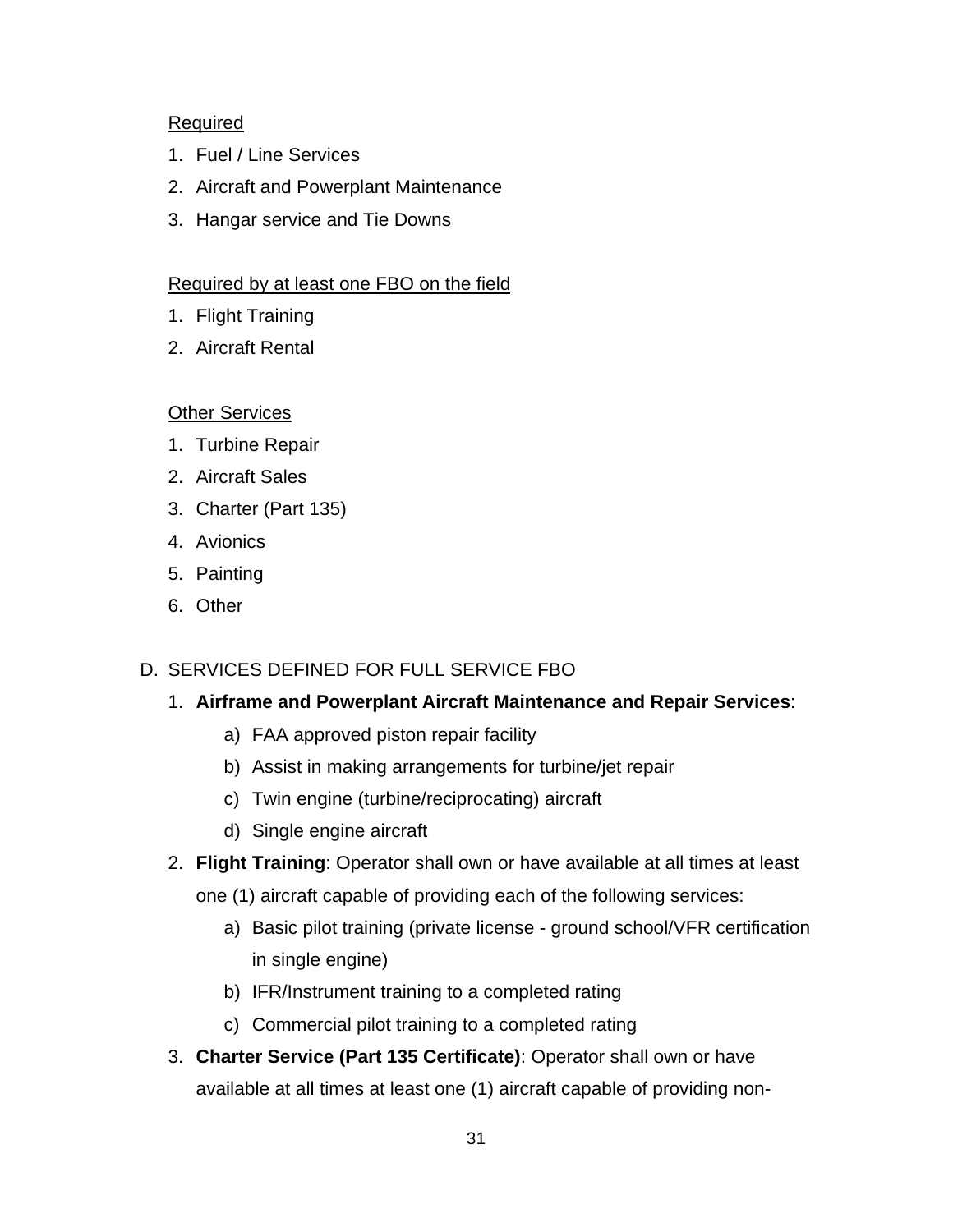<u>Required</u>

1. Fuel / Line Services
2. Aircraft and Powerplant Maintenance
3. Hangar service and Tie Downs

<u>Required by at least one FBO on the field</u>

1. Flight Training
2. Aircraft Rental

<u>Other Services</u>

1. Turbine Repair
2. Aircraft Sales
3. Charter (Part 135)
4. Avionics
5. Painting
6. Other

D. SERVICES DEFINED FOR FULL SERVICE FBO

1. **Airframe and Powerplant Aircraft Maintenance and Repair Services**:
   a) FAA approved piston repair facility
   b) Assist in making arrangements for turbine/jet repair
   c) Twin engine (turbine/reciprocating) aircraft
   d) Single engine aircraft
2. **Flight Training**: Operator shall own or have available at all times at least one (1) aircraft capable of providing each of the following services:
   a) Basic pilot training (private license - ground school/VFR certification in single engine)
   b) IFR/Instrument training to a completed rating
   c) Commercial pilot training to a completed rating
3. **Charter Service (Part 135 Certificate)**: Operator shall own or have available at all times at least one (1) aircraft capable of providing non-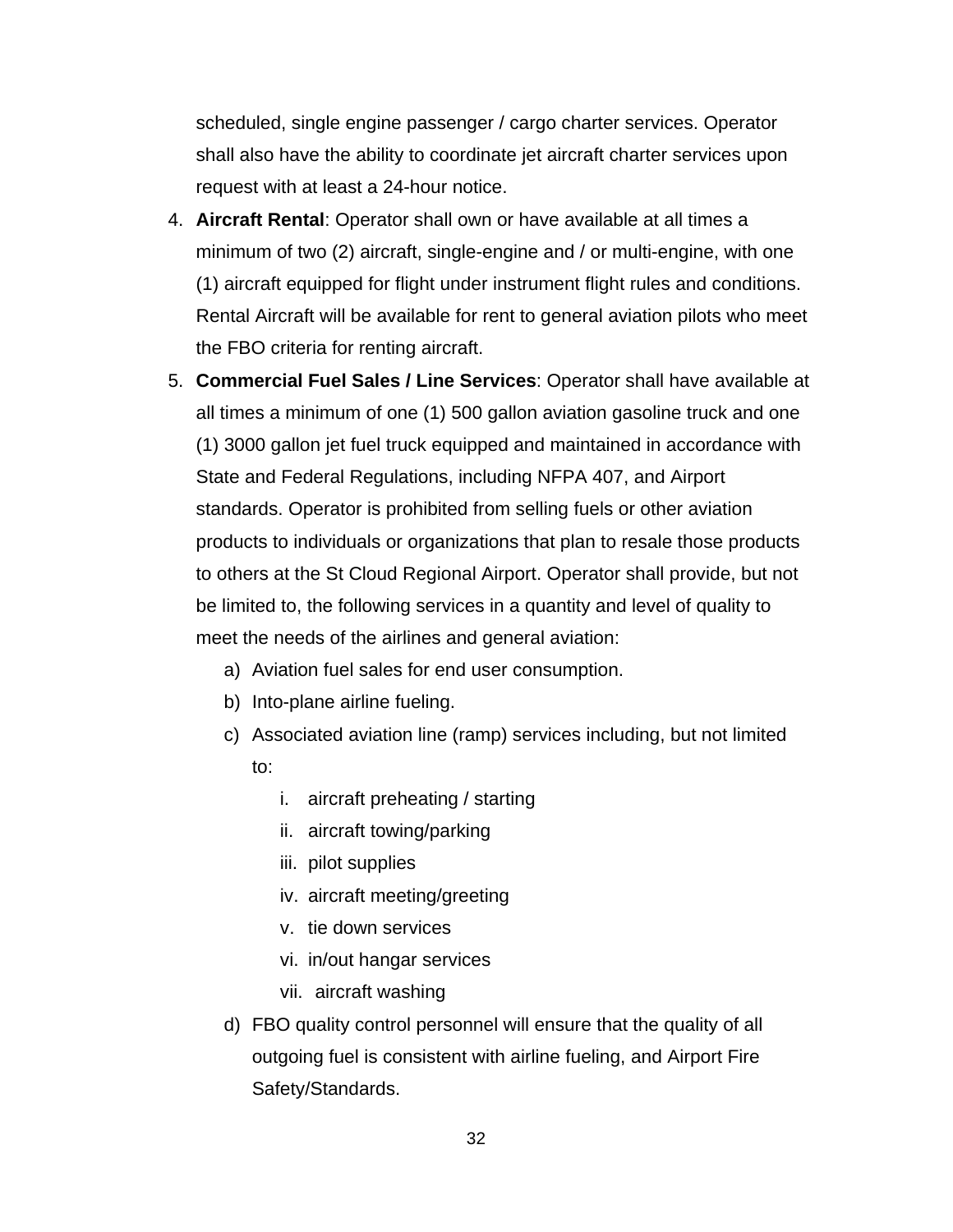scheduled, single engine passenger / cargo charter services. Operator shall also have the ability to coordinate jet aircraft charter services upon request with at least a 24-hour notice.

4. **Aircraft Rental**: Operator shall own or have available at all times a minimum of two (2) aircraft, single-engine and / or multi-engine, with one (1) aircraft equipped for flight under instrument flight rules and conditions. Rental Aircraft will be available for rent to general aviation pilots who meet the FBO criteria for renting aircraft.
5. **Commercial Fuel Sales / Line Services**: Operator shall have available at all times a minimum of one (1) 500 gallon aviation gasoline truck and one (1) 3000 gallon jet fuel truck equipped and maintained in accordance with State and Federal Regulations, including NFPA 407, and Airport standards. Operator is prohibited from selling fuels or other aviation products to individuals or organizations that plan to resale those products to others at the St Cloud Regional Airport. Operator shall provide, but not be limited to, the following services in a quantity and level of quality to meet the needs of the airlines and general aviation:
   a) Aviation fuel sales for end user consumption.
   b) Into-plane airline fueling.
   c) Associated aviation line (ramp) services including, but not limited to:
      i. aircraft preheating / starting
      ii. aircraft towing/parking
      iii. pilot supplies
      iv. aircraft meeting/greeting
      v. tie down services
      vi. in/out hangar services
      vii. aircraft washing
   d) FBO quality control personnel will ensure that the quality of all outgoing fuel is consistent with airline fueling, and Airport Fire Safety/Standards.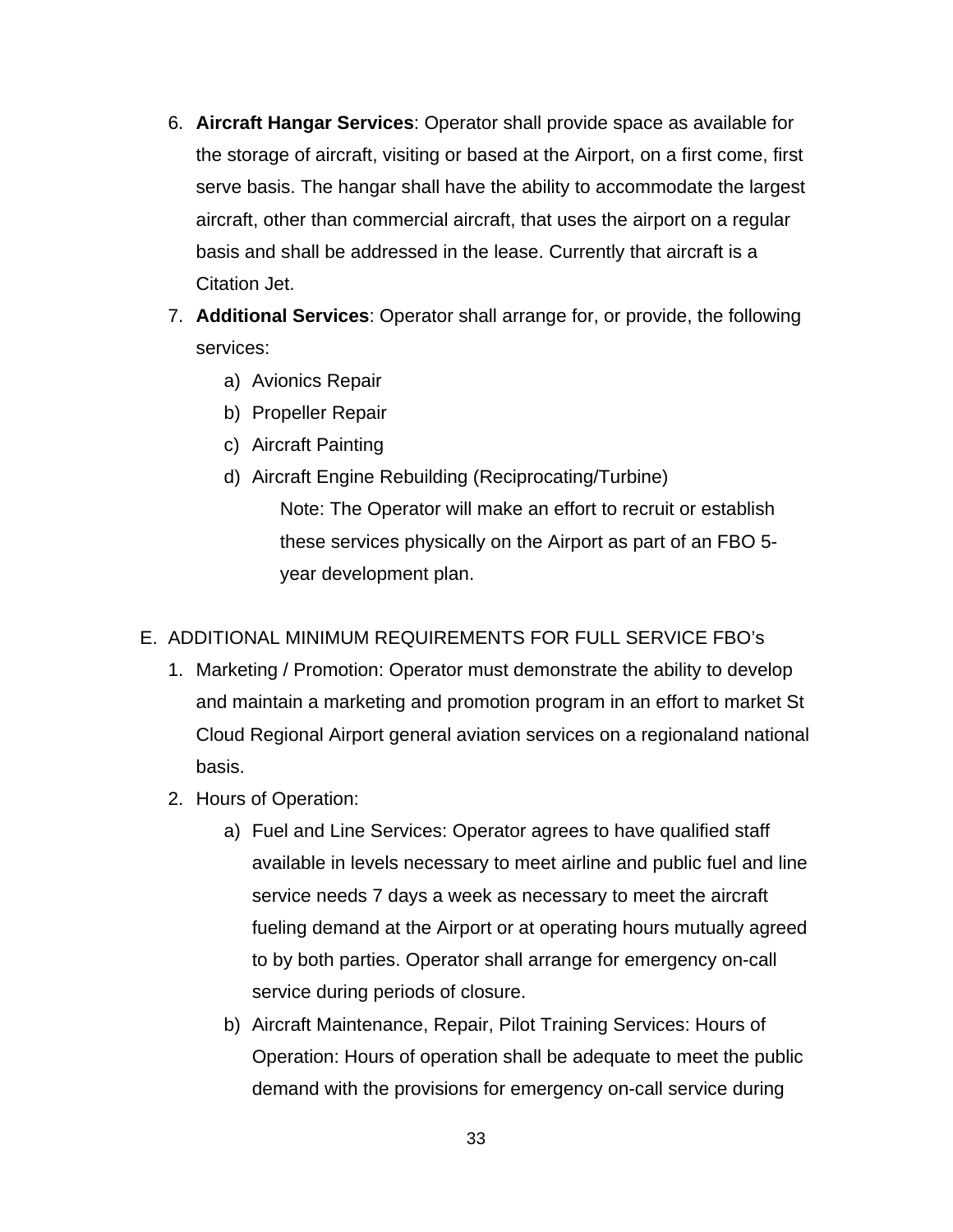6. **Aircraft Hangar Services**: Operator shall provide space as available for the storage of aircraft, visiting or based at the Airport, on a first come, first serve basis. The hangar shall have the ability to accommodate the largest aircraft, other than commercial aircraft, that uses the airport on a regular basis and shall be addressed in the lease. Currently that aircraft is a Citation Jet.
7. **Additional Services**: Operator shall arrange for, or provide, the following services:
   a) Avionics Repair
   b) Propeller Repair
   c) Aircraft Painting
   d) Aircraft Engine Rebuilding (Reciprocating/Turbine)

      Note: The Operator will make an effort to recruit or establish these services physically on the Airport as part of an FBO 5-year development plan.

E. ADDITIONAL MINIMUM REQUIREMENTS FOR FULL SERVICE FBO's

1. Marketing / Promotion: Operator must demonstrate the ability to develop and maintain a marketing and promotion program in an effort to market St Cloud Regional Airport general aviation services on a regionaland national basis.
2. Hours of Operation:
   a) Fuel and Line Services: Operator agrees to have qualified staff available in levels necessary to meet airline and public fuel and line service needs 7 days a week as necessary to meet the aircraft fueling demand at the Airport or at operating hours mutually agreed to by both parties. Operator shall arrange for emergency on-call service during periods of closure.
   b) Aircraft Maintenance, Repair, Pilot Training Services: Hours of Operation: Hours of operation shall be adequate to meet the public demand with the provisions for emergency on-call service during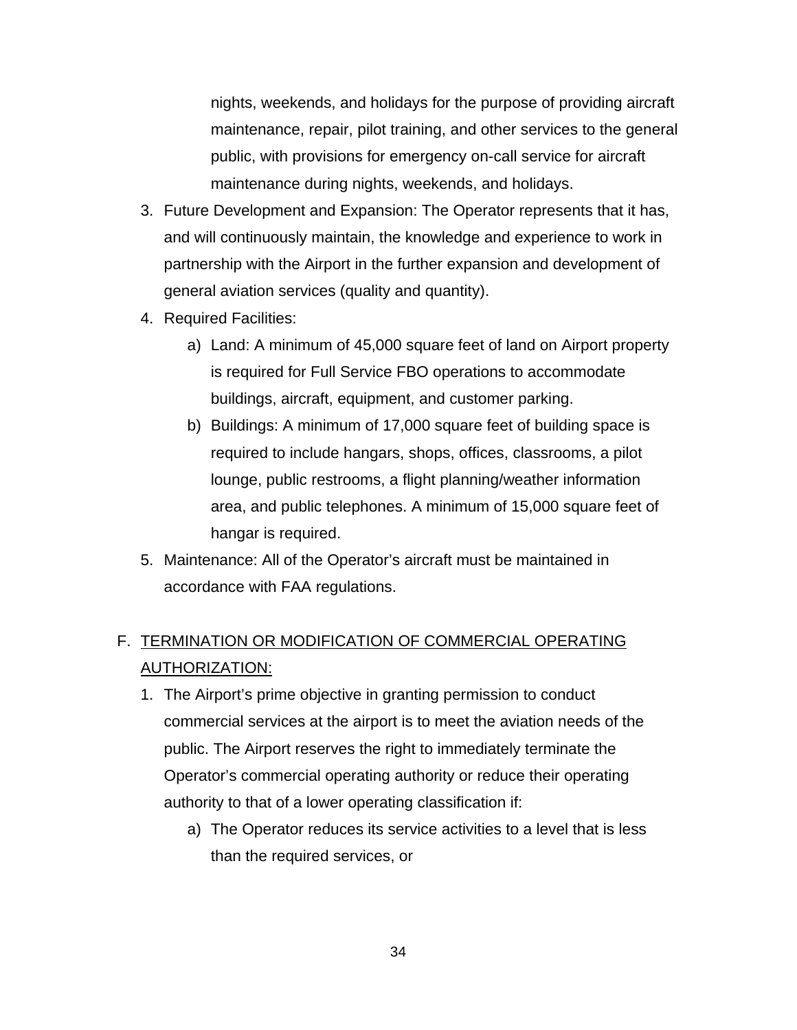nights, weekends, and holidays for the purpose of providing aircraft maintenance, repair, pilot training, and other services to the general public, with provisions for emergency on-call service for aircraft maintenance during nights, weekends, and holidays.

3. Future Development and Expansion: The Operator represents that it has, and will continuously maintain, the knowledge and experience to work in partnership with the Airport in the further expansion and development of general aviation services (quality and quantity).
4. Required Facilities:
   a) Land: A minimum of 45,000 square feet of land on Airport property is required for Full Service FBO operations to accommodate buildings, aircraft, equipment, and customer parking.
   b) Buildings: A minimum of 17,000 square feet of building space is required to include hangars, shops, offices, classrooms, a pilot lounge, public restrooms, a flight planning/weather information area, and public telephones. A minimum of 15,000 square feet of hangar is required.
5. Maintenance: All of the Operator's aircraft must be maintained in accordance with FAA regulations.

F. <u>TERMINATION OR MODIFICATION OF COMMERCIAL OPERATING AUTHORIZATION:</u>

1. The Airport's prime objective in granting permission to conduct commercial services at the airport is to meet the aviation needs of the public. The Airport reserves the right to immediately terminate the Operator's commercial operating authority or reduce their operating authority to that of a lower operating classification if:
   a) The Operator reduces its service activities to a level that is less than the required services, or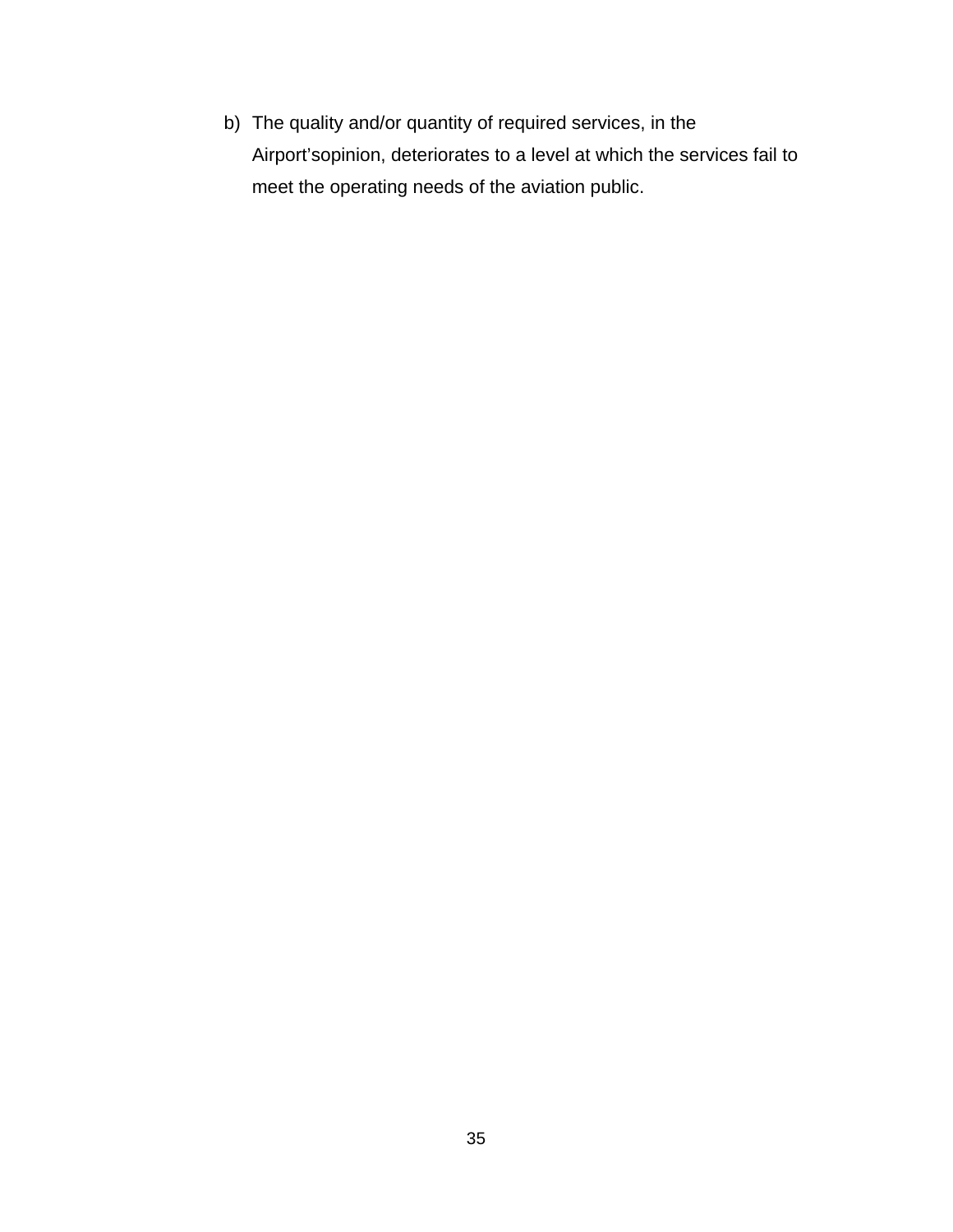b) The quality and/or quantity of required services, in the Airport'sopinion, deteriorates to a level at which the services fail to meet the operating needs of the aviation public.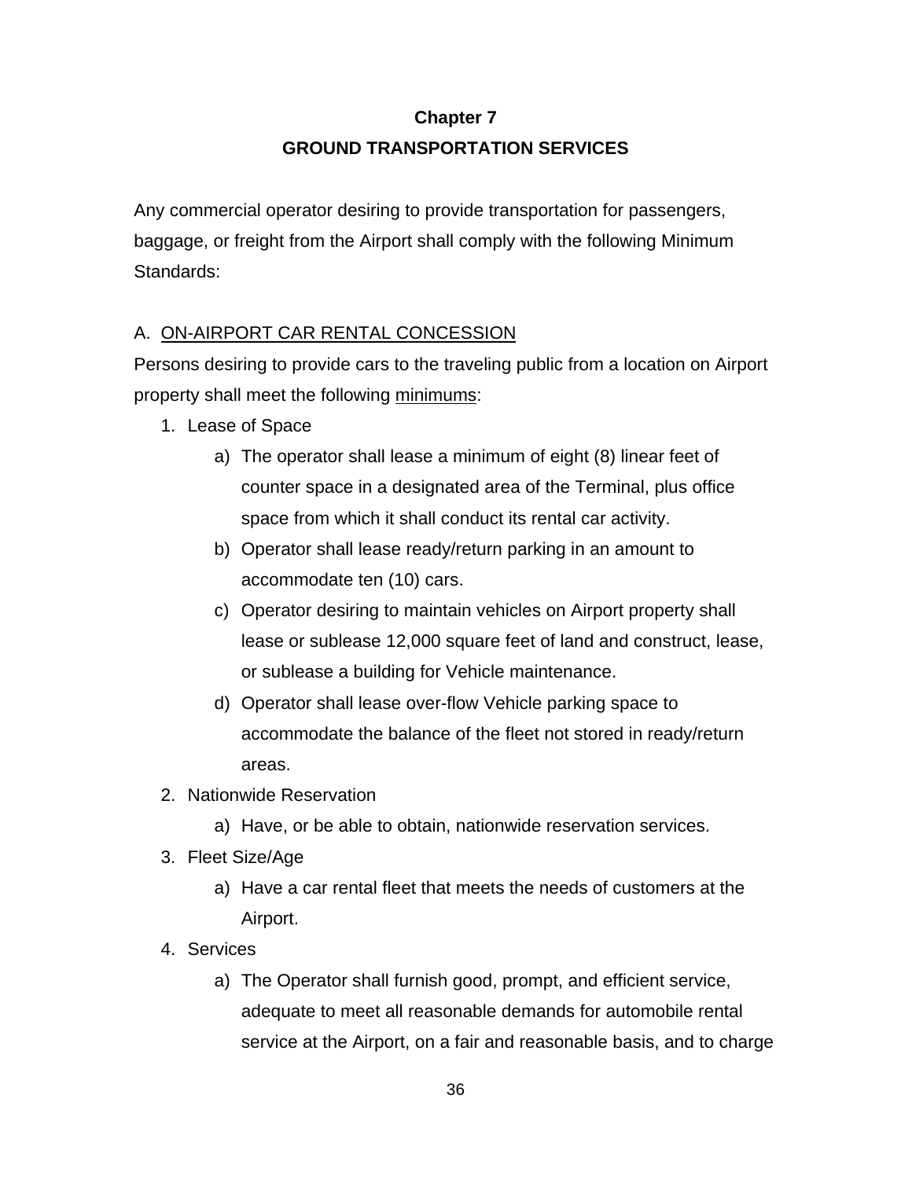# Chapter 7

# GROUND TRANSPORTATION SERVICES

Any commercial operator desiring to provide transportation for passengers, baggage, or freight from the Airport shall comply with the following Minimum Standards:

## A. <u>ON-AIRPORT CAR RENTAL CONCESSION</u>

Persons desiring to provide cars to the traveling public from a location on Airport property shall meet the following <u>minimums</u>:

1. Lease of Space
    a) The operator shall lease a minimum of eight (8) linear feet of counter space in a designated area of the Terminal, plus office space from which it shall conduct its rental car activity.
    b) Operator shall lease ready/return parking in an amount to accommodate ten (10) cars.
    c) Operator desiring to maintain vehicles on Airport property shall lease or sublease 12,000 square feet of land and construct, lease, or sublease a building for Vehicle maintenance.
    d) Operator shall lease over-flow Vehicle parking space to accommodate the balance of the fleet not stored in ready/return areas.
2. Nationwide Reservation
    a) Have, or be able to obtain, nationwide reservation services.
3. Fleet Size/Age
    a) Have a car rental fleet that meets the needs of customers at the Airport.
4. Services
    a) The Operator shall furnish good, prompt, and efficient service, adequate to meet all reasonable demands for automobile rental service at the Airport, on a fair and reasonable basis, and to charge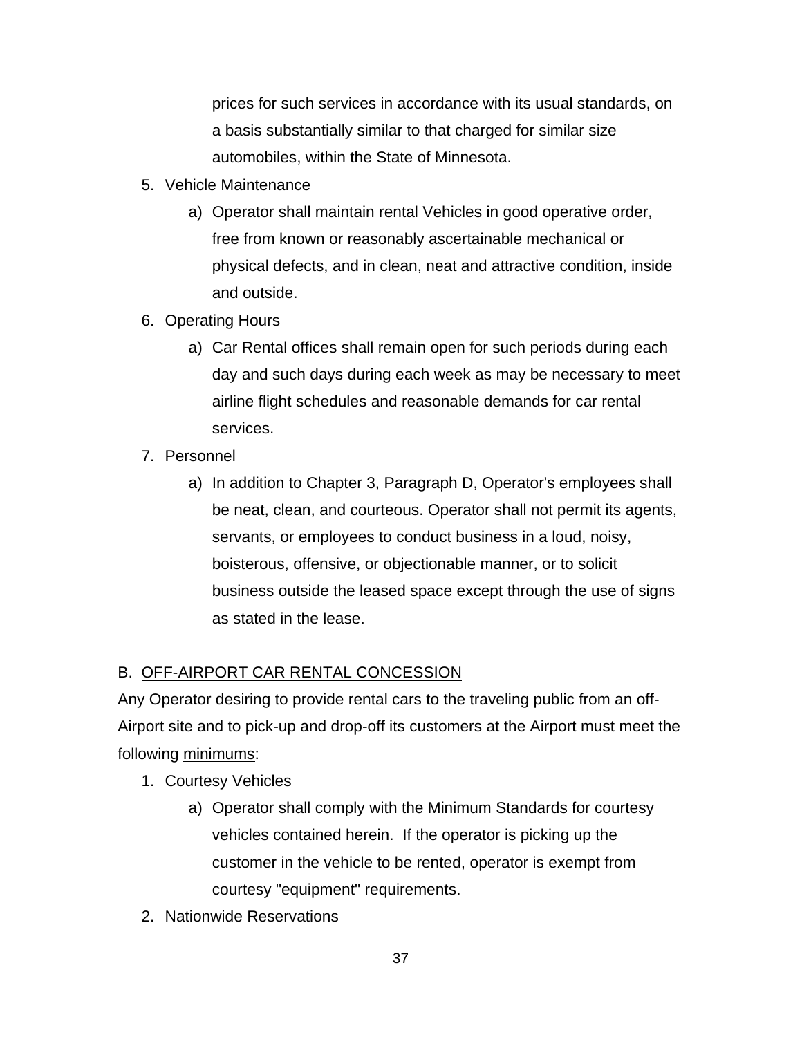prices for such services in accordance with its usual standards, on a basis substantially similar to that charged for similar size automobiles, within the State of Minnesota.

5. Vehicle Maintenance
   a) Operator shall maintain rental Vehicles in good operative order, free from known or reasonably ascertainable mechanical or physical defects, and in clean, neat and attractive condition, inside and outside.
6. Operating Hours
   a) Car Rental offices shall remain open for such periods during each day and such days during each week as may be necessary to meet airline flight schedules and reasonable demands for car rental services.
7. Personnel
   a) In addition to Chapter 3, Paragraph D, Operator's employees shall be neat, clean, and courteous. Operator shall not permit its agents, servants, or employees to conduct business in a loud, noisy, boisterous, offensive, or objectionable manner, or to solicit business outside the leased space except through the use of signs as stated in the lease.

B. <u>OFF-AIRPORT CAR RENTAL CONCESSION</u>

Any Operator desiring to provide rental cars to the traveling public from an off-Airport site and to pick-up and drop-off its customers at the Airport must meet the following <u>minimums</u>:

1. Courtesy Vehicles
   a) Operator shall comply with the Minimum Standards for courtesy vehicles contained herein. If the operator is picking up the customer in the vehicle to be rented, operator is exempt from courtesy "equipment" requirements.
2. Nationwide Reservations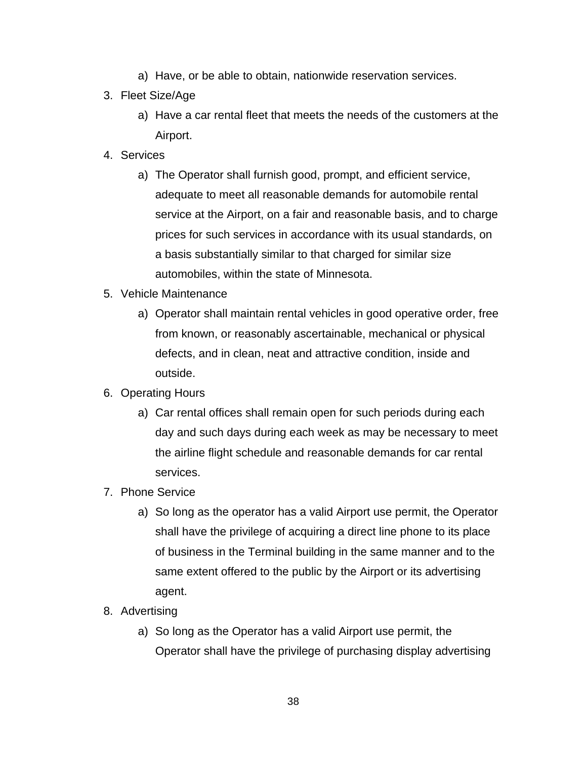a) Have, or be able to obtain, nationwide reservation services.

3. Fleet Size/Age
   a) Have a car rental fleet that meets the needs of the customers at the Airport.

4. Services
   a) The Operator shall furnish good, prompt, and efficient service, adequate to meet all reasonable demands for automobile rental service at the Airport, on a fair and reasonable basis, and to charge prices for such services in accordance with its usual standards, on a basis substantially similar to that charged for similar size automobiles, within the state of Minnesota.

5. Vehicle Maintenance
   a) Operator shall maintain rental vehicles in good operative order, free from known, or reasonably ascertainable, mechanical or physical defects, and in clean, neat and attractive condition, inside and outside.

6. Operating Hours
   a) Car rental offices shall remain open for such periods during each day and such days during each week as may be necessary to meet the airline flight schedule and reasonable demands for car rental services.

7. Phone Service
   a) So long as the operator has a valid Airport use permit, the Operator shall have the privilege of acquiring a direct line phone to its place of business in the Terminal building in the same manner and to the same extent offered to the public by the Airport or its advertising agent.

8. Advertising
   a) So long as the Operator has a valid Airport use permit, the Operator shall have the privilege of purchasing display advertising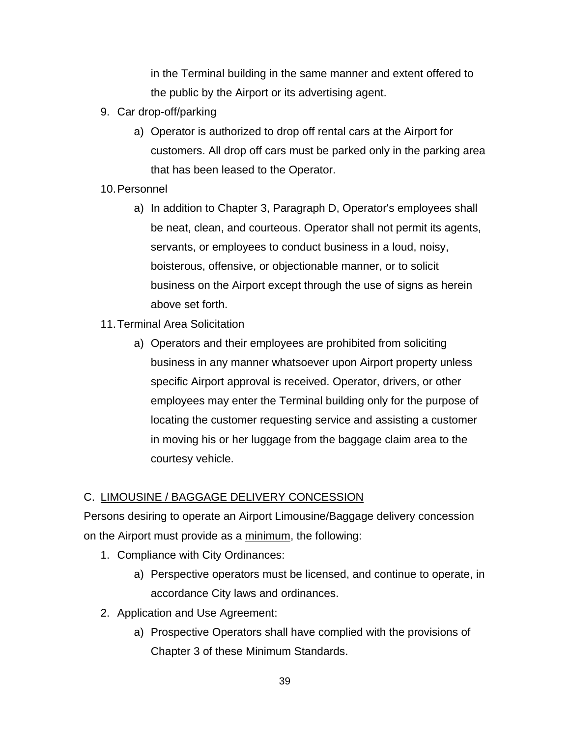in the Terminal building in the same manner and extent offered to the public by the Airport or its advertising agent.

9. Car drop-off/parking
    a) Operator is authorized to drop off rental cars at the Airport for customers. All drop off cars must be parked only in the parking area that has been leased to the Operator.
10. Personnel
    a) In addition to Chapter 3, Paragraph D, Operator's employees shall be neat, clean, and courteous. Operator shall not permit its agents, servants, or employees to conduct business in a loud, noisy, boisterous, offensive, or objectionable manner, or to solicit business on the Airport except through the use of signs as herein above set forth.
11. Terminal Area Solicitation
    a) Operators and their employees are prohibited from soliciting business in any manner whatsoever upon Airport property unless specific Airport approval is received. Operator, drivers, or other employees may enter the Terminal building only for the purpose of locating the customer requesting service and assisting a customer in moving his or her luggage from the baggage claim area to the courtesy vehicle.

C. <u>LIMOUSINE / BAGGAGE DELIVERY CONCESSION</u>

Persons desiring to operate an Airport Limousine/Baggage delivery concession on the Airport must provide as a <u>minimum</u>, the following:

1. Compliance with City Ordinances:
    a) Perspective operators must be licensed, and continue to operate, in accordance City laws and ordinances.
2. Application and Use Agreement:
    a) Prospective Operators shall have complied with the provisions of Chapter 3 of these Minimum Standards.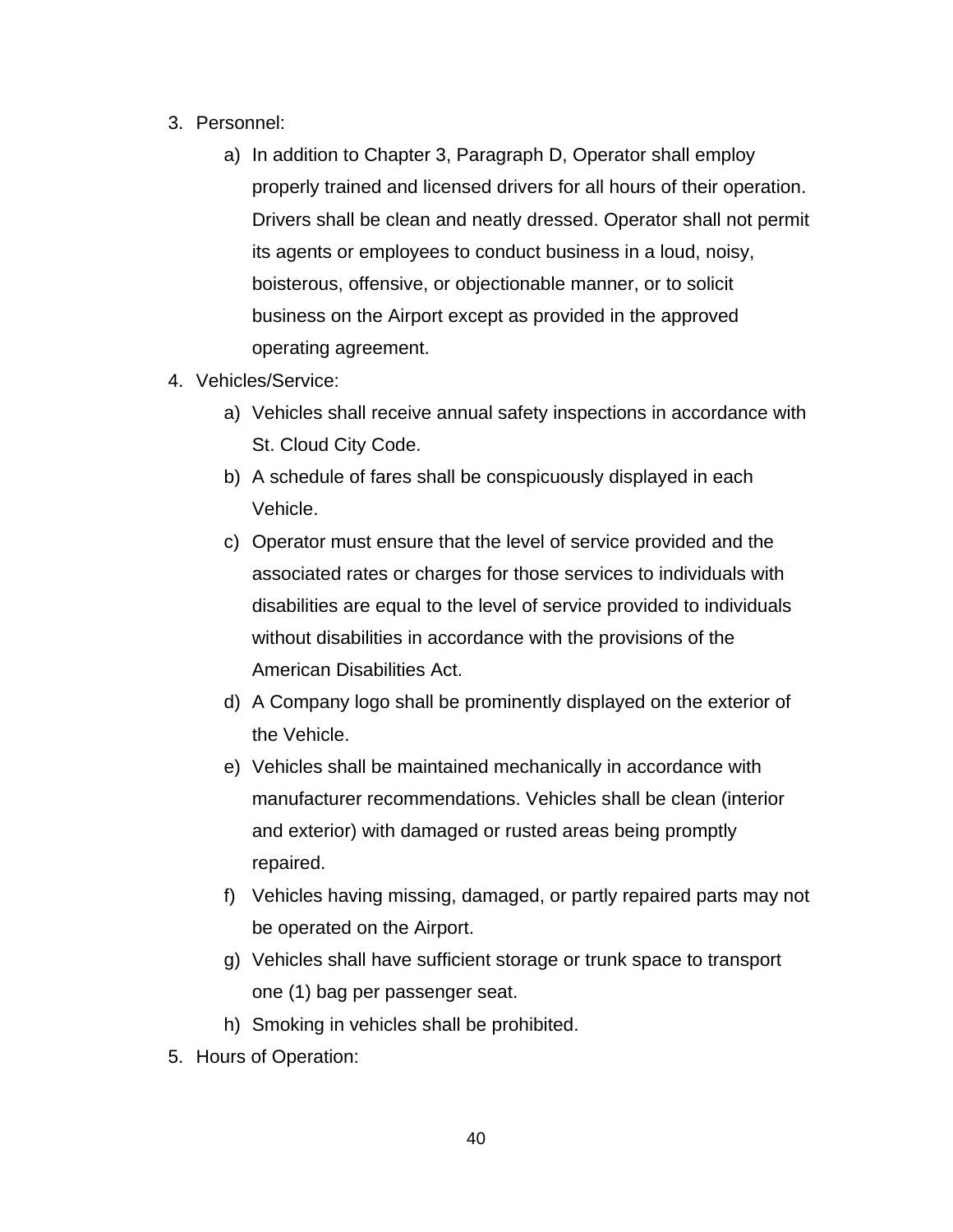3. Personnel:
   a) In addition to Chapter 3, Paragraph D, Operator shall employ properly trained and licensed drivers for all hours of their operation. Drivers shall be clean and neatly dressed. Operator shall not permit its agents or employees to conduct business in a loud, noisy, boisterous, offensive, or objectionable manner, or to solicit business on the Airport except as provided in the approved operating agreement.
4. Vehicles/Service:
   a) Vehicles shall receive annual safety inspections in accordance with St. Cloud City Code.
   b) A schedule of fares shall be conspicuously displayed in each Vehicle.
   c) Operator must ensure that the level of service provided and the associated rates or charges for those services to individuals with disabilities are equal to the level of service provided to individuals without disabilities in accordance with the provisions of the American Disabilities Act.
   d) A Company logo shall be prominently displayed on the exterior of the Vehicle.
   e) Vehicles shall be maintained mechanically in accordance with manufacturer recommendations. Vehicles shall be clean (interior and exterior) with damaged or rusted areas being promptly repaired.
   f) Vehicles having missing, damaged, or partly repaired parts may not be operated on the Airport.
   g) Vehicles shall have sufficient storage or trunk space to transport one (1) bag per passenger seat.
   h) Smoking in vehicles shall be prohibited.
5. Hours of Operation: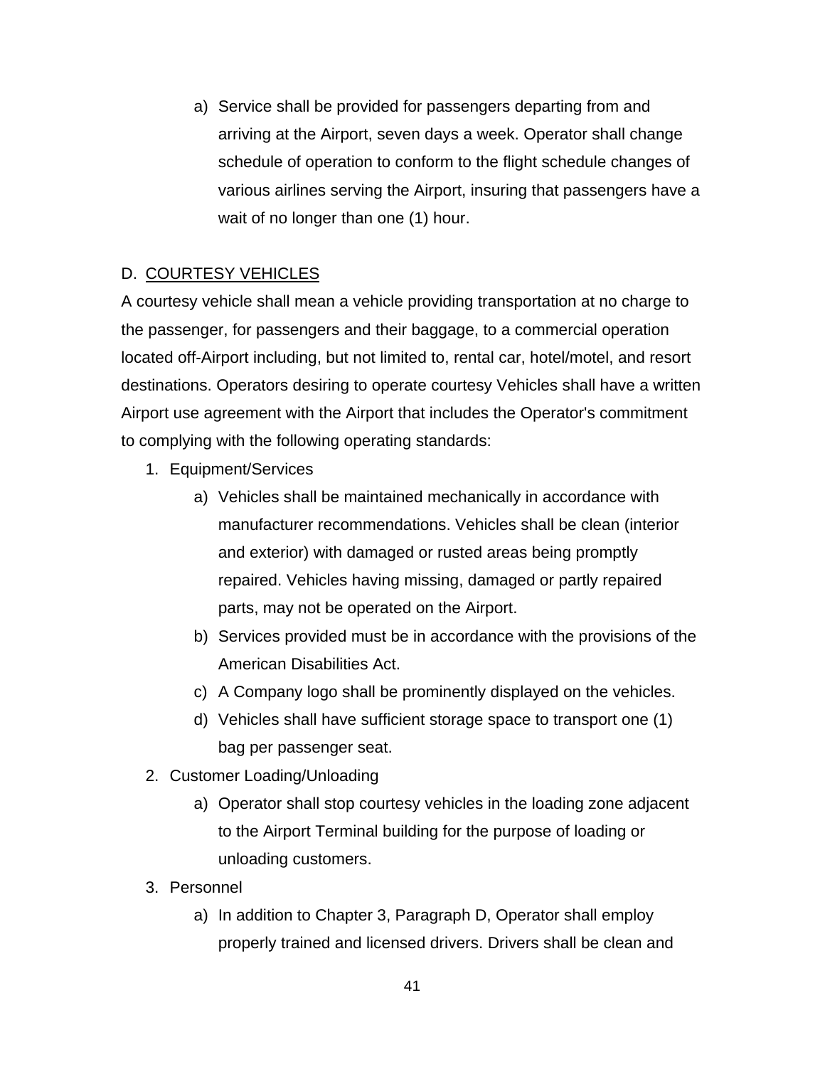a) Service shall be provided for passengers departing from and arriving at the Airport, seven days a week. Operator shall change schedule of operation to conform to the flight schedule changes of various airlines serving the Airport, insuring that passengers have a wait of no longer than one (1) hour.

## D. COURTESY VEHICLES

A courtesy vehicle shall mean a vehicle providing transportation at no charge to the passenger, for passengers and their baggage, to a commercial operation located off-Airport including, but not limited to, rental car, hotel/motel, and resort destinations. Operators desiring to operate courtesy Vehicles shall have a written Airport use agreement with the Airport that includes the Operator's commitment to complying with the following operating standards:

1. Equipment/Services
   a) Vehicles shall be maintained mechanically in accordance with manufacturer recommendations. Vehicles shall be clean (interior and exterior) with damaged or rusted areas being promptly repaired. Vehicles having missing, damaged or partly repaired parts, may not be operated on the Airport.
   b) Services provided must be in accordance with the provisions of the American Disabilities Act.
   c) A Company logo shall be prominently displayed on the vehicles.
   d) Vehicles shall have sufficient storage space to transport one (1) bag per passenger seat.
2. Customer Loading/Unloading
   a) Operator shall stop courtesy vehicles in the loading zone adjacent to the Airport Terminal building for the purpose of loading or unloading customers.
3. Personnel
   a) In addition to Chapter 3, Paragraph D, Operator shall employ properly trained and licensed drivers. Drivers shall be clean and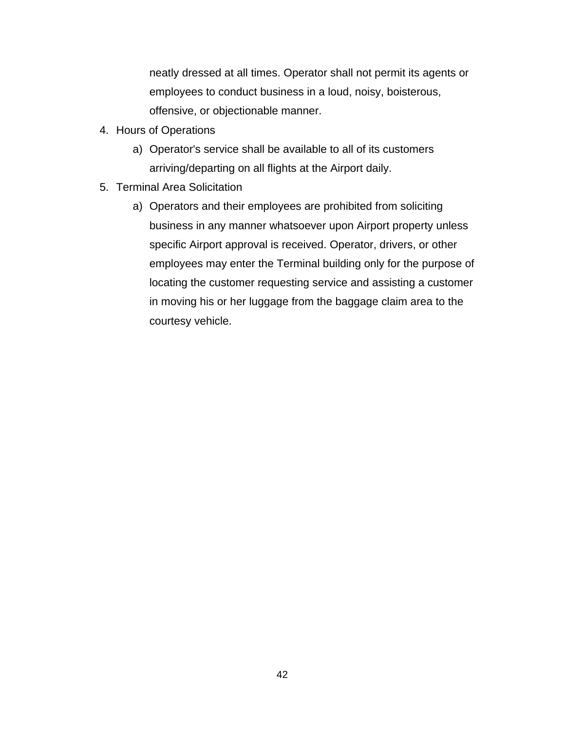neatly dressed at all times. Operator shall not permit its agents or employees to conduct business in a loud, noisy, boisterous, offensive, or objectionable manner.

4. Hours of Operations
   a) Operator's service shall be available to all of its customers arriving/departing on all flights at the Airport daily.
5. Terminal Area Solicitation
   a) Operators and their employees are prohibited from soliciting business in any manner whatsoever upon Airport property unless specific Airport approval is received. Operator, drivers, or other employees may enter the Terminal building only for the purpose of locating the customer requesting service and assisting a customer in moving his or her luggage from the baggage claim area to the courtesy vehicle.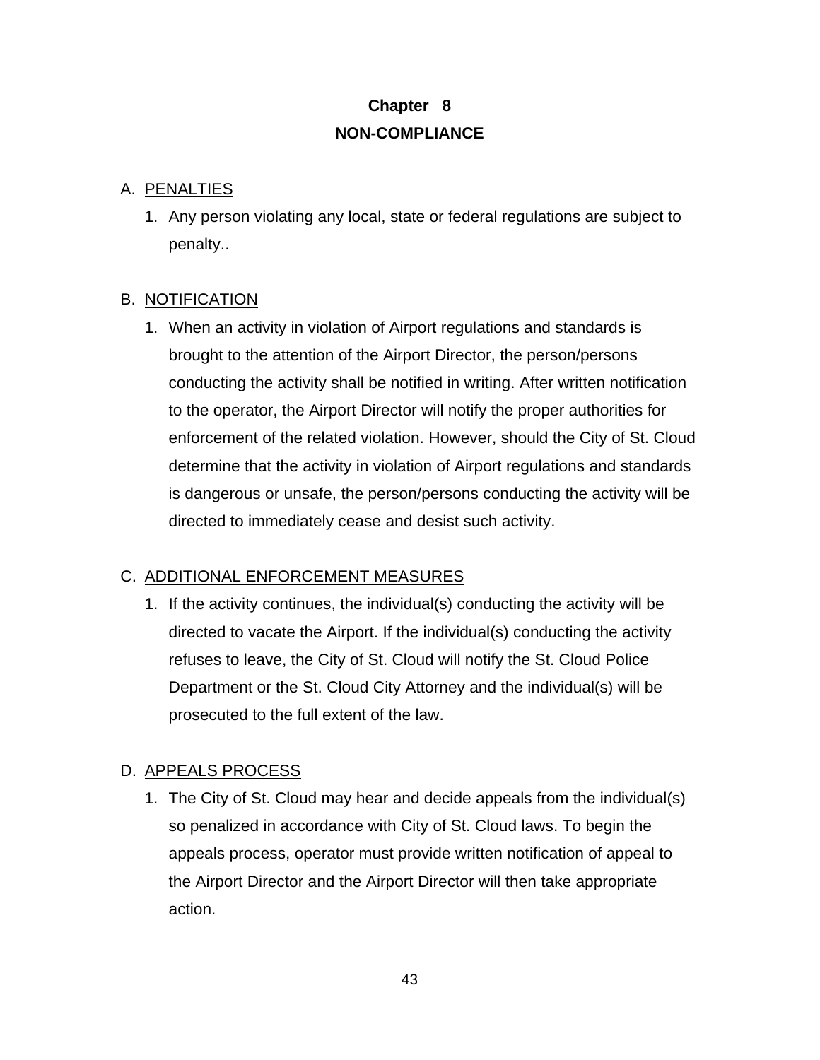# Chapter 8
# NON-COMPLIANCE

A. PENALTIES

1. Any person violating any local, state or federal regulations are subject to penalty..

B. NOTIFICATION

1. When an activity in violation of Airport regulations and standards is brought to the attention of the Airport Director, the person/persons conducting the activity shall be notified in writing. After written notification to the operator, the Airport Director will notify the proper authorities for enforcement of the related violation. However, should the City of St. Cloud determine that the activity in violation of Airport regulations and standards is dangerous or unsafe, the person/persons conducting the activity will be directed to immediately cease and desist such activity.

C. ADDITIONAL ENFORCEMENT MEASURES

1. If the activity continues, the individual(s) conducting the activity will be directed to vacate the Airport. If the individual(s) conducting the activity refuses to leave, the City of St. Cloud will notify the St. Cloud Police Department or the St. Cloud City Attorney and the individual(s) will be prosecuted to the full extent of the law.

D. APPEALS PROCESS

1. The City of St. Cloud may hear and decide appeals from the individual(s) so penalized in accordance with City of St. Cloud laws. To begin the appeals process, operator must provide written notification of appeal to the Airport Director and the Airport Director will then take appropriate action.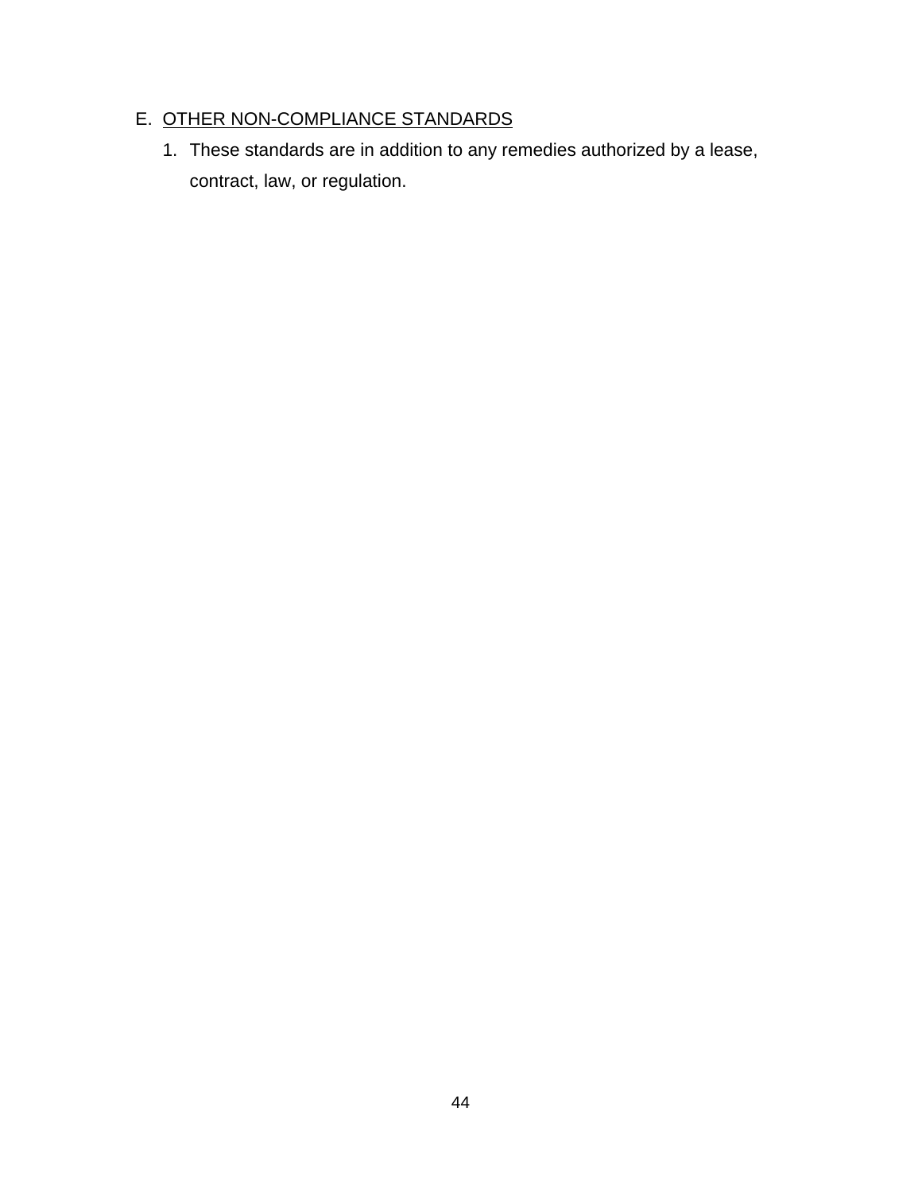E. <u>OTHER NON-COMPLIANCE STANDARDS</u>

1. These standards are in addition to any remedies authorized by a lease, contract, law, or regulation.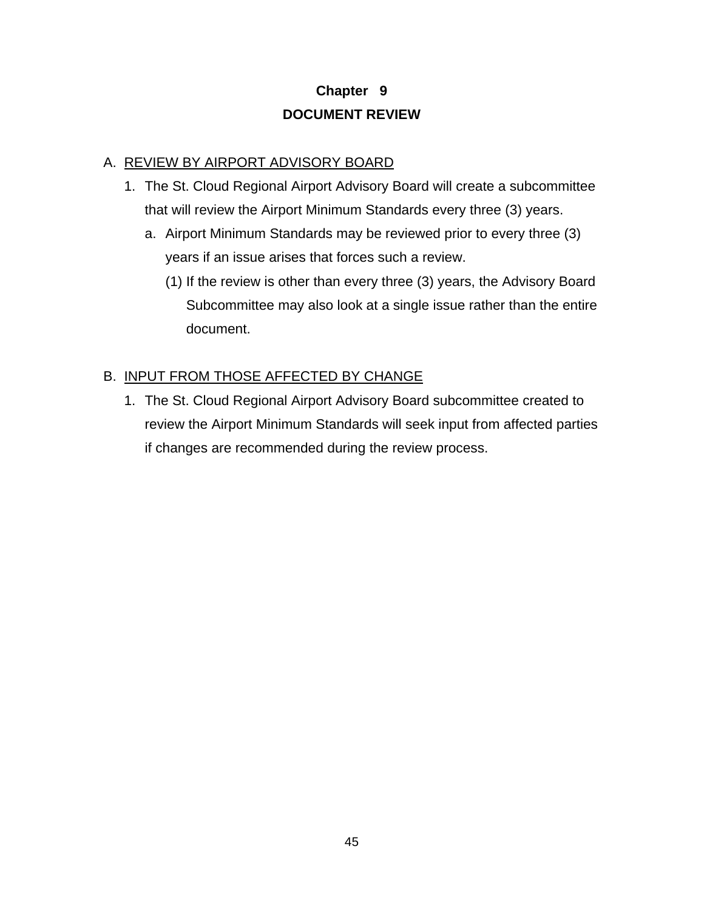# Chapter 9
# DOCUMENT REVIEW

A. REVIEW BY AIRPORT ADVISORY BOARD

1. The St. Cloud Regional Airport Advisory Board will create a subcommittee that will review the Airport Minimum Standards every three (3) years.
   a. Airport Minimum Standards may be reviewed prior to every three (3) years if an issue arises that forces such a review.
      (1) If the review is other than every three (3) years, the Advisory Board Subcommittee may also look at a single issue rather than the entire document.

B. INPUT FROM THOSE AFFECTED BY CHANGE

1. The St. Cloud Regional Airport Advisory Board subcommittee created to review the Airport Minimum Standards will seek input from affected parties if changes are recommended during the review process.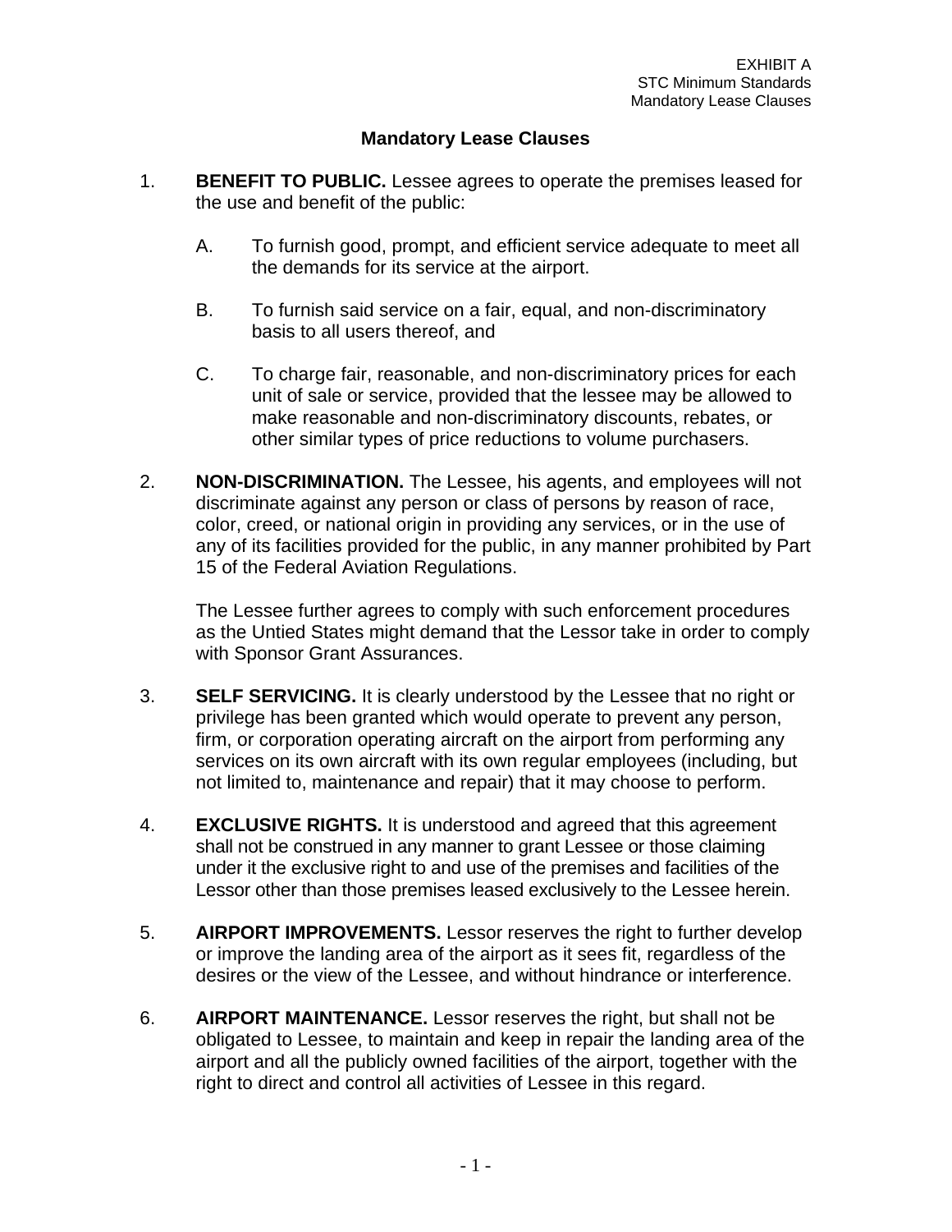EXHIBIT A
STC Minimum Standards
Mandatory Lease Clauses

# Mandatory Lease Clauses

1. **BENEFIT TO PUBLIC.** Lessee agrees to operate the premises leased for the use and benefit of the public:

   A. To furnish good, prompt, and efficient service adequate to meet all the demands for its service at the airport.

   B. To furnish said service on a fair, equal, and non-discriminatory basis to all users thereof, and

   C. To charge fair, reasonable, and non-discriminatory prices for each unit of sale or service, provided that the lessee may be allowed to make reasonable and non-discriminatory discounts, rebates, or other similar types of price reductions to volume purchasers.

2. **NON-DISCRIMINATION.** The Lessee, his agents, and employees will not discriminate against any person or class of persons by reason of race, color, creed, or national origin in providing any services, or in the use of any of its facilities provided for the public, in any manner prohibited by Part 15 of the Federal Aviation Regulations.

   The Lessee further agrees to comply with such enforcement procedures as the Untied States might demand that the Lessor take in order to comply with Sponsor Grant Assurances.

3. **SELF SERVICING.** It is clearly understood by the Lessee that no right or privilege has been granted which would operate to prevent any person, firm, or corporation operating aircraft on the airport from performing any services on its own aircraft with its own regular employees (including, but not limited to, maintenance and repair) that it may choose to perform.

4. **EXCLUSIVE RIGHTS.** It is understood and agreed that this agreement shall not be construed in any manner to grant Lessee or those claiming under it the exclusive right to and use of the premises and facilities of the Lessor other than those premises leased exclusively to the Lessee herein.

5. **AIRPORT IMPROVEMENTS.** Lessor reserves the right to further develop or improve the landing area of the airport as it sees fit, regardless of the desires or the view of the Lessee, and without hindrance or interference.

6. **AIRPORT MAINTENANCE.** Lessor reserves the right, but shall not be obligated to Lessee, to maintain and keep in repair the landing area of the airport and all the publicly owned facilities of the airport, together with the right to direct and control all activities of Lessee in this regard.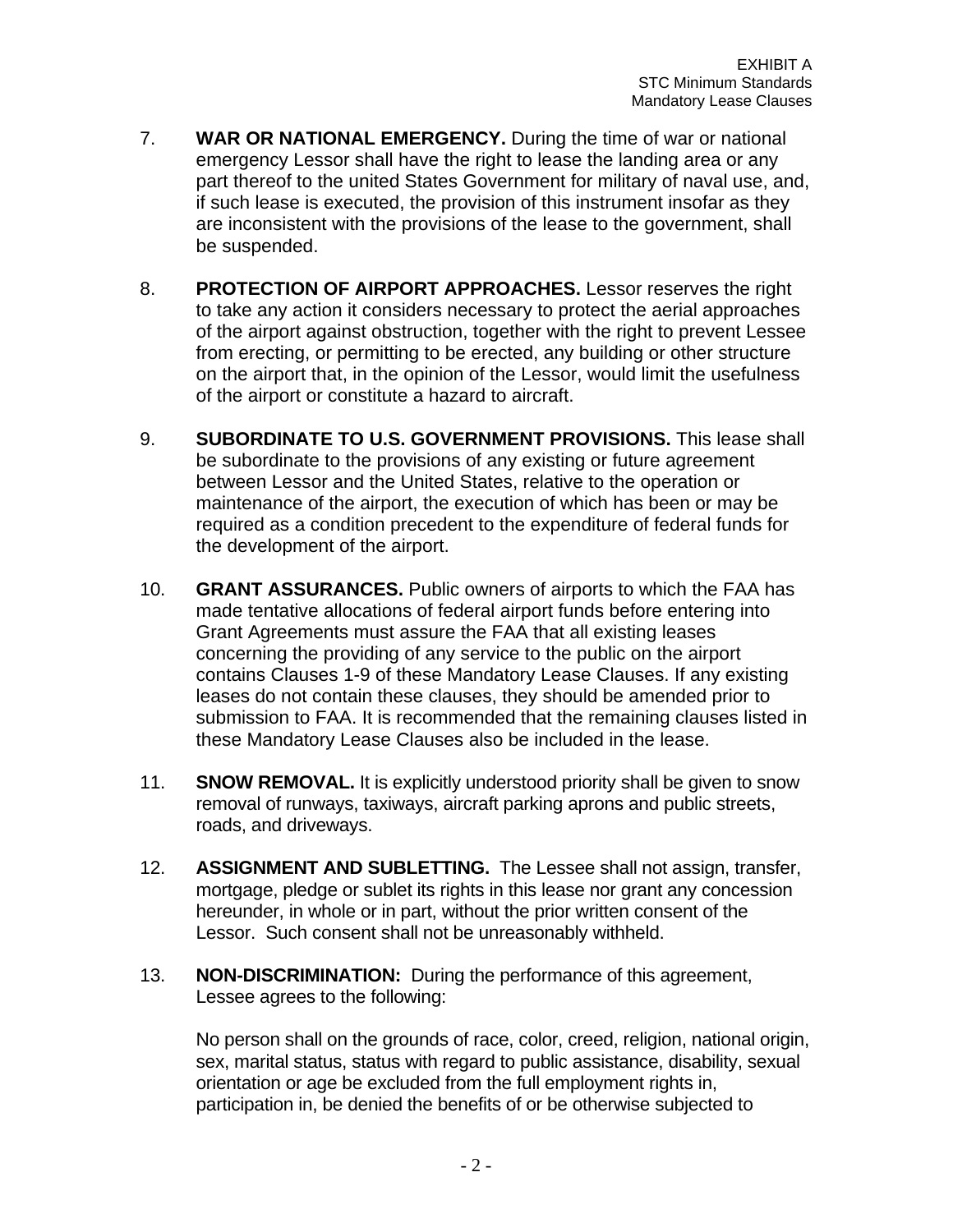7. **WAR OR NATIONAL EMERGENCY.** During the time of war or national emergency Lessor shall have the right to lease the landing area or any part thereof to the united States Government for military of naval use, and, if such lease is executed, the provision of this instrument insofar as they are inconsistent with the provisions of the lease to the government, shall be suspended.

8. **PROTECTION OF AIRPORT APPROACHES.** Lessor reserves the right to take any action it considers necessary to protect the aerial approaches of the airport against obstruction, together with the right to prevent Lessee from erecting, or permitting to be erected, any building or other structure on the airport that, in the opinion of the Lessor, would limit the usefulness of the airport or constitute a hazard to aircraft.

9. **SUBORDINATE TO U.S. GOVERNMENT PROVISIONS.** This lease shall be subordinate to the provisions of any existing or future agreement between Lessor and the United States, relative to the operation or maintenance of the airport, the execution of which has been or may be required as a condition precedent to the expenditure of federal funds for the development of the airport.

10. **GRANT ASSURANCES.** Public owners of airports to which the FAA has made tentative allocations of federal airport funds before entering into Grant Agreements must assure the FAA that all existing leases concerning the providing of any service to the public on the airport contains Clauses 1-9 of these Mandatory Lease Clauses. If any existing leases do not contain these clauses, they should be amended prior to submission to FAA. It is recommended that the remaining clauses listed in these Mandatory Lease Clauses also be included in the lease.

11. **SNOW REMOVAL.** It is explicitly understood priority shall be given to snow removal of runways, taxiways, aircraft parking aprons and public streets, roads, and driveways.

12. **ASSIGNMENT AND SUBLETTING.** The Lessee shall not assign, transfer, mortgage, pledge or sublet its rights in this lease nor grant any concession hereunder, in whole or in part, without the prior written consent of the Lessor. Such consent shall not be unreasonably withheld.

13. **NON-DISCRIMINATION:** During the performance of this agreement, Lessee agrees to the following:

    No person shall on the grounds of race, color, creed, religion, national origin, sex, marital status, status with regard to public assistance, disability, sexual orientation or age be excluded from the full employment rights in, participation in, be denied the benefits of or be otherwise subjected to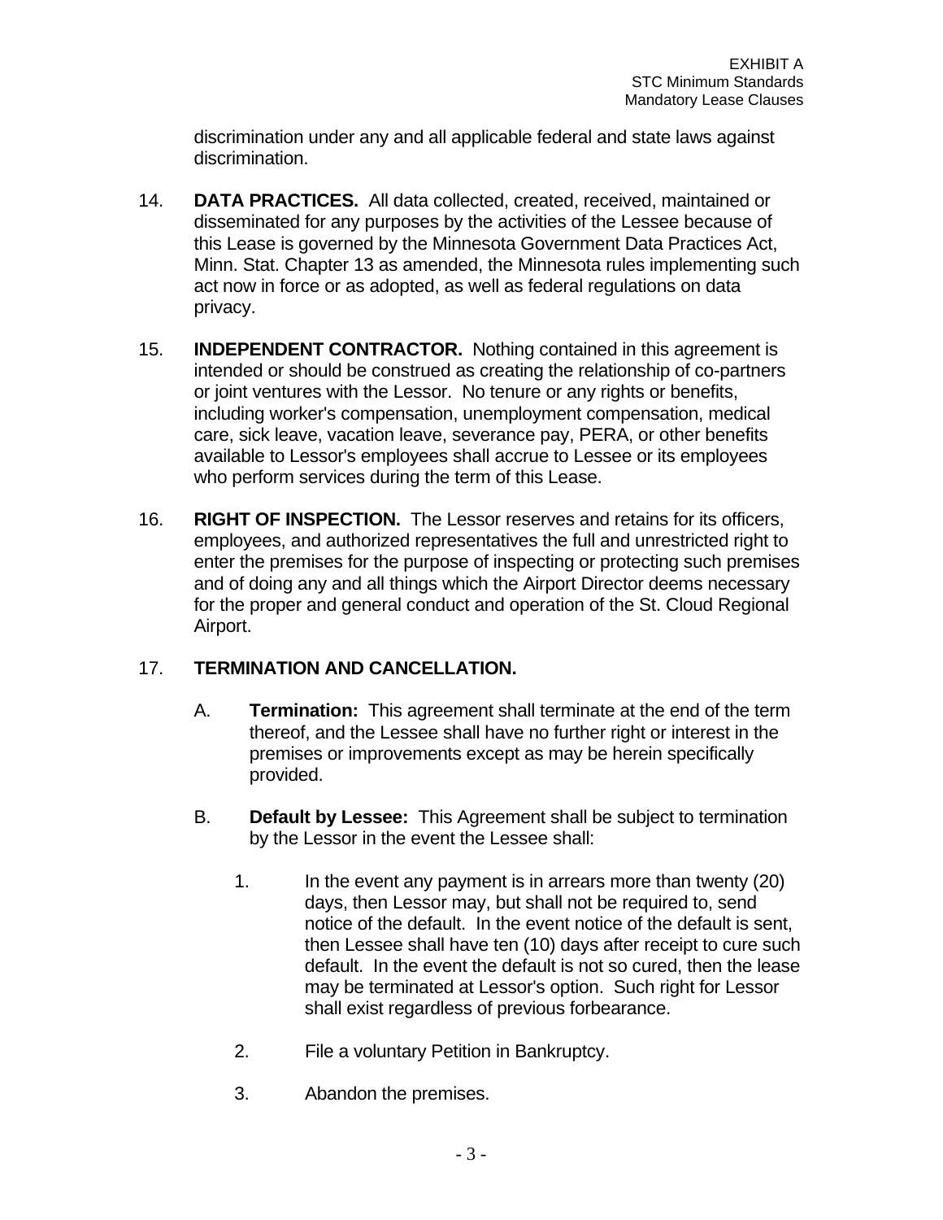discrimination under any and all applicable federal and state laws against discrimination.

14. **DATA PRACTICES.** All data collected, created, received, maintained or disseminated for any purposes by the activities of the Lessee because of this Lease is governed by the Minnesota Government Data Practices Act, Minn. Stat. Chapter 13 as amended, the Minnesota rules implementing such act now in force or as adopted, as well as federal regulations on data privacy.

15. **INDEPENDENT CONTRACTOR.** Nothing contained in this agreement is intended or should be construed as creating the relationship of co-partners or joint ventures with the Lessor. No tenure or any rights or benefits, including worker's compensation, unemployment compensation, medical care, sick leave, vacation leave, severance pay, PERA, or other benefits available to Lessor's employees shall accrue to Lessee or its employees who perform services during the term of this Lease.

16. **RIGHT OF INSPECTION.** The Lessor reserves and retains for its officers, employees, and authorized representatives the full and unrestricted right to enter the premises for the purpose of inspecting or protecting such premises and of doing any and all things which the Airport Director deems necessary for the proper and general conduct and operation of the St. Cloud Regional Airport.

17. **TERMINATION AND CANCELLATION.**

    A. **Termination:** This agreement shall terminate at the end of the term thereof, and the Lessee shall have no further right or interest in the premises or improvements except as may be herein specifically provided.

    B. **Default by Lessee:** This Agreement shall be subject to termination by the Lessor in the event the Lessee shall:

        1. In the event any payment is in arrears more than twenty (20) days, then Lessor may, but shall not be required to, send notice of the default. In the event notice of the default is sent, then Lessee shall have ten (10) days after receipt to cure such default. In the event the default is not so cured, then the lease may be terminated at Lessor's option. Such right for Lessor shall exist regardless of previous forbearance.

        2. File a voluntary Petition in Bankruptcy.

        3. Abandon the premises.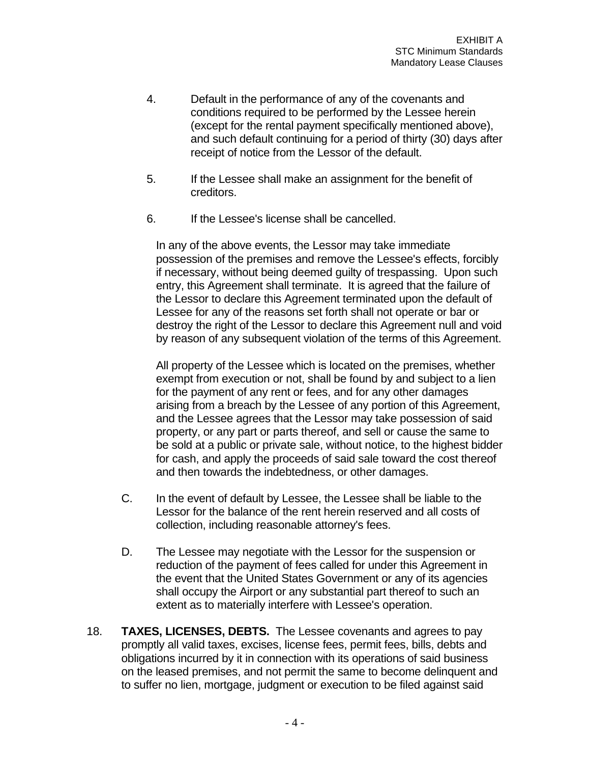4. Default in the performance of any of the covenants and conditions required to be performed by the Lessee herein (except for the rental payment specifically mentioned above), and such default continuing for a period of thirty (30) days after receipt of notice from the Lessor of the default.

5. If the Lessee shall make an assignment for the benefit of creditors.

6. If the Lessee's license shall be cancelled.

In any of the above events, the Lessor may take immediate possession of the premises and remove the Lessee's effects, forcibly if necessary, without being deemed guilty of trespassing. Upon such entry, this Agreement shall terminate. It is agreed that the failure of the Lessor to declare this Agreement terminated upon the default of Lessee for any of the reasons set forth shall not operate or bar or destroy the right of the Lessor to declare this Agreement null and void by reason of any subsequent violation of the terms of this Agreement.

All property of the Lessee which is located on the premises, whether exempt from execution or not, shall be found by and subject to a lien for the payment of any rent or fees, and for any other damages arising from a breach by the Lessee of any portion of this Agreement, and the Lessee agrees that the Lessor may take possession of said property, or any part or parts thereof, and sell or cause the same to be sold at a public or private sale, without notice, to the highest bidder for cash, and apply the proceeds of said sale toward the cost thereof and then towards the indebtedness, or other damages.

C. In the event of default by Lessee, the Lessee shall be liable to the Lessor for the balance of the rent herein reserved and all costs of collection, including reasonable attorney's fees.

D. The Lessee may negotiate with the Lessor for the suspension or reduction of the payment of fees called for under this Agreement in the event that the United States Government or any of its agencies shall occupy the Airport or any substantial part thereof to such an extent as to materially interfere with Lessee's operation.

18. **TAXES, LICENSES, DEBTS.** The Lessee covenants and agrees to pay promptly all valid taxes, excises, license fees, permit fees, bills, debts and obligations incurred by it in connection with its operations of said business on the leased premises, and not permit the same to become delinquent and to suffer no lien, mortgage, judgment or execution to be filed against said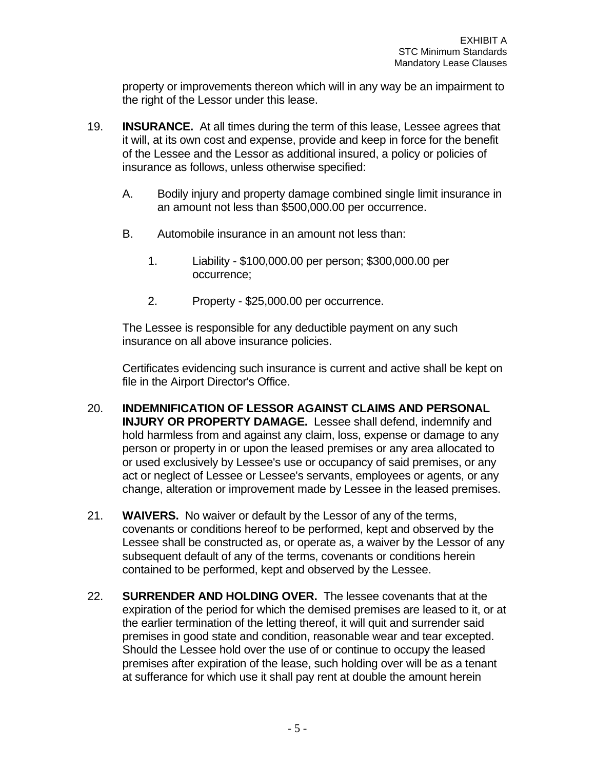property or improvements thereon which will in any way be an impairment to the right of the Lessor under this lease.

19. **INSURANCE.** At all times during the term of this lease, Lessee agrees that it will, at its own cost and expense, provide and keep in force for the benefit of the Lessee and the Lessor as additional insured, a policy or policies of insurance as follows, unless otherwise specified:

    A. Bodily injury and property damage combined single limit insurance in an amount not less than $500,000.00 per occurrence.

    B. Automobile insurance in an amount not less than:

        1. Liability - $100,000.00 per person; $300,000.00 per occurrence;

        2. Property - $25,000.00 per occurrence.

    The Lessee is responsible for any deductible payment on any such insurance on all above insurance policies.

    Certificates evidencing such insurance is current and active shall be kept on file in the Airport Director's Office.

20. **INDEMNIFICATION OF LESSOR AGAINST CLAIMS AND PERSONAL INJURY OR PROPERTY DAMAGE.** Lessee shall defend, indemnify and hold harmless from and against any claim, loss, expense or damage to any person or property in or upon the leased premises or any area allocated to or used exclusively by Lessee's use or occupancy of said premises, or any act or neglect of Lessee or Lessee's servants, employees or agents, or any change, alteration or improvement made by Lessee in the leased premises.

21. **WAIVERS.** No waiver or default by the Lessor of any of the terms, covenants or conditions hereof to be performed, kept and observed by the Lessee shall be constructed as, or operate as, a waiver by the Lessor of any subsequent default of any of the terms, covenants or conditions herein contained to be performed, kept and observed by the Lessee.

22. **SURRENDER AND HOLDING OVER.** The lessee covenants that at the expiration of the period for which the demised premises are leased to it, or at the earlier termination of the letting thereof, it will quit and surrender said premises in good state and condition, reasonable wear and tear excepted. Should the Lessee hold over the use of or continue to occupy the leased premises after expiration of the lease, such holding over will be as a tenant at sufferance for which use it shall pay rent at double the amount herein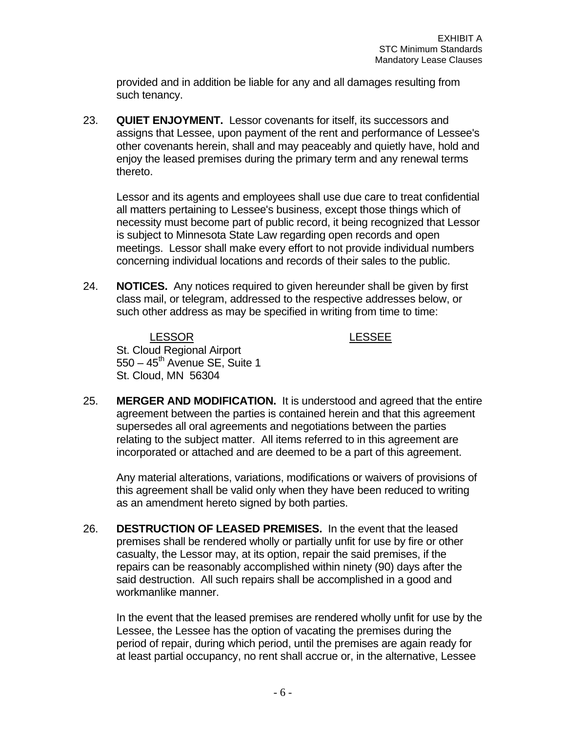provided and in addition be liable for any and all damages resulting from such tenancy.

23. **QUIET ENJOYMENT.** Lessor covenants for itself, its successors and assigns that Lessee, upon payment of the rent and performance of Lessee's other covenants herein, shall and may peaceably and quietly have, hold and enjoy the leased premises during the primary term and any renewal terms thereto.

    Lessor and its agents and employees shall use due care to treat confidential all matters pertaining to Lessee's business, except those things which of necessity must become part of public record, it being recognized that Lessor is subject to Minnesota State Law regarding open records and open meetings. Lessor shall make every effort to not provide individual numbers concerning individual locations and records of their sales to the public.

24. **NOTICES.** Any notices required to given hereunder shall be given by first class mail, or telegram, addressed to the respective addresses below, or such other address as may be specified in writing from time to time:

    | LESSOR | LESSEE |
    |---|---|
    | St. Cloud Regional Airport<br>550 – 45th Avenue SE, Suite 1<br>St. Cloud, MN 56304 | |

25. **MERGER AND MODIFICATION.** It is understood and agreed that the entire agreement between the parties is contained herein and that this agreement supersedes all oral agreements and negotiations between the parties relating to the subject matter. All items referred to in this agreement are incorporated or attached and are deemed to be a part of this agreement.

    Any material alterations, variations, modifications or waivers of provisions of this agreement shall be valid only when they have been reduced to writing as an amendment hereto signed by both parties.

26. **DESTRUCTION OF LEASED PREMISES.** In the event that the leased premises shall be rendered wholly or partially unfit for use by fire or other casualty, the Lessor may, at its option, repair the said premises, if the repairs can be reasonably accomplished within ninety (90) days after the said destruction. All such repairs shall be accomplished in a good and workmanlike manner.

    In the event that the leased premises are rendered wholly unfit for use by the Lessee, the Lessee has the option of vacating the premises during the period of repair, during which period, until the premises are again ready for at least partial occupancy, no rent shall accrue or, in the alternative, Lessee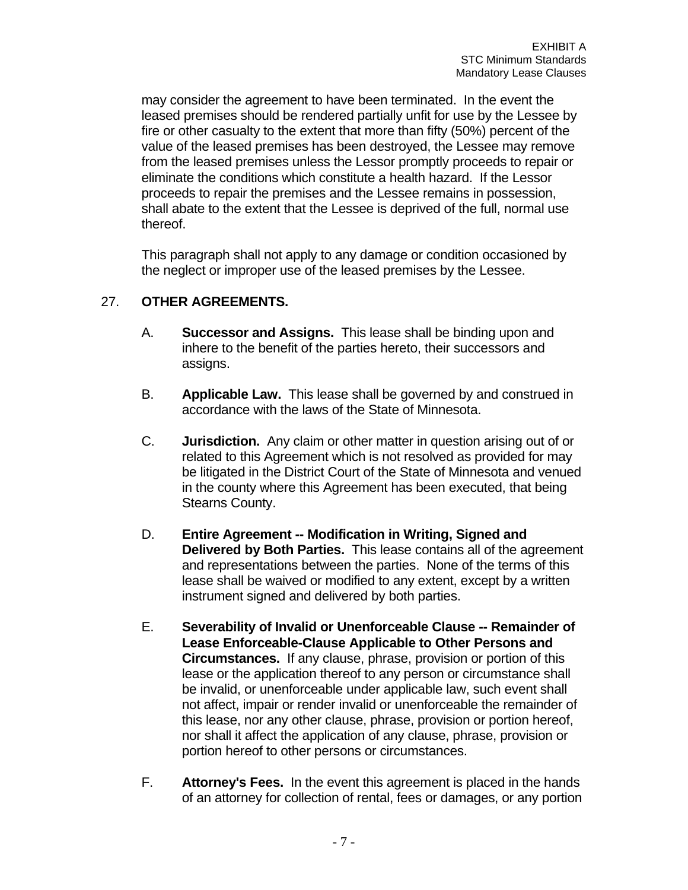may consider the agreement to have been terminated. In the event the leased premises should be rendered partially unfit for use by the Lessee by fire or other casualty to the extent that more than fifty (50%) percent of the value of the leased premises has been destroyed, the Lessee may remove from the leased premises unless the Lessor promptly proceeds to repair or eliminate the conditions which constitute a health hazard. If the Lessor proceeds to repair the premises and the Lessee remains in possession, shall abate to the extent that the Lessee is deprived of the full, normal use thereof.

This paragraph shall not apply to any damage or condition occasioned by the neglect or improper use of the leased premises by the Lessee.

27. **OTHER AGREEMENTS.**

A. **Successor and Assigns.** This lease shall be binding upon and inhere to the benefit of the parties hereto, their successors and assigns.

B. **Applicable Law.** This lease shall be governed by and construed in accordance with the laws of the State of Minnesota.

C. **Jurisdiction.** Any claim or other matter in question arising out of or related to this Agreement which is not resolved as provided for may be litigated in the District Court of the State of Minnesota and venued in the county where this Agreement has been executed, that being Stearns County.

D. **Entire Agreement -- Modification in Writing, Signed and Delivered by Both Parties.** This lease contains all of the agreement and representations between the parties. None of the terms of this lease shall be waived or modified to any extent, except by a written instrument signed and delivered by both parties.

E. **Severability of Invalid or Unenforceable Clause -- Remainder of Lease Enforceable-Clause Applicable to Other Persons and Circumstances.** If any clause, phrase, provision or portion of this lease or the application thereof to any person or circumstance shall be invalid, or unenforceable under applicable law, such event shall not affect, impair or render invalid or unenforceable the remainder of this lease, nor any other clause, phrase, provision or portion hereof, nor shall it affect the application of any clause, phrase, provision or portion hereof to other persons or circumstances.

F. **Attorney's Fees.** In the event this agreement is placed in the hands of an attorney for collection of rental, fees or damages, or any portion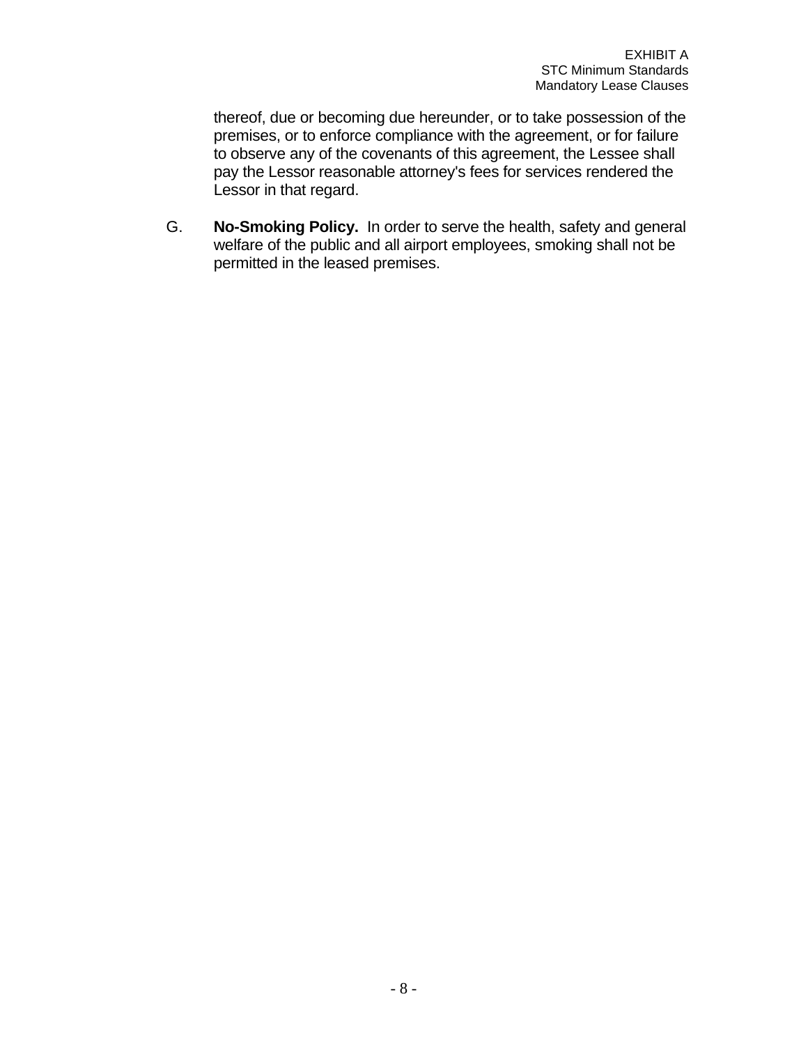thereof, due or becoming due hereunder, or to take possession of the premises, or to enforce compliance with the agreement, or for failure to observe any of the covenants of this agreement, the Lessee shall pay the Lessor reasonable attorney's fees for services rendered the Lessor in that regard.

G. **No-Smoking Policy.** In order to serve the health, safety and general welfare of the public and all airport employees, smoking shall not be permitted in the leased premises.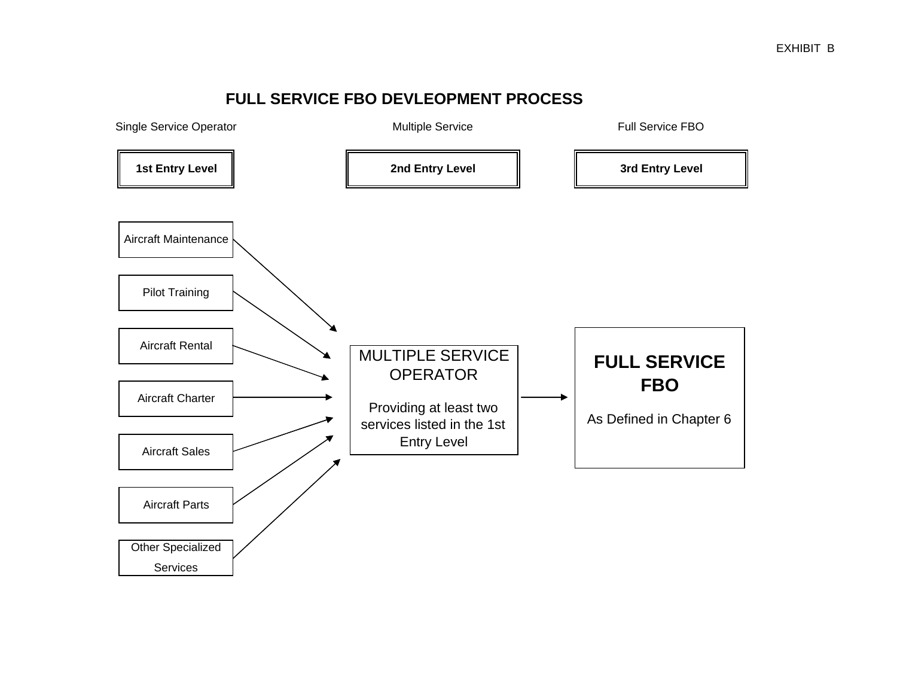EXHIBIT B

## FULL SERVICE FBO DEVLEOPMENT PROCESS

| Single Service Operator | Multiple Service | Full Service FBO |
|---|---|---|
| **1st Entry Level** | **2nd Entry Level** | **3rd Entry Level** |

**1st Entry Level (Single Service Operator):**

- Aircraft Maintenance
- Pilot Training
- Aircraft Rental
- Aircraft Charter
- Aircraft Sales
- Aircraft Parts
- Other Specialized Services

→

**2nd Entry Level (Multiple Service):**

MULTIPLE SERVICE OPERATOR

Providing at least two services listed in the 1st Entry Level

→

**3rd Entry Level (Full Service FBO):**

**FULL SERVICE FBO**

As Defined in Chapter 6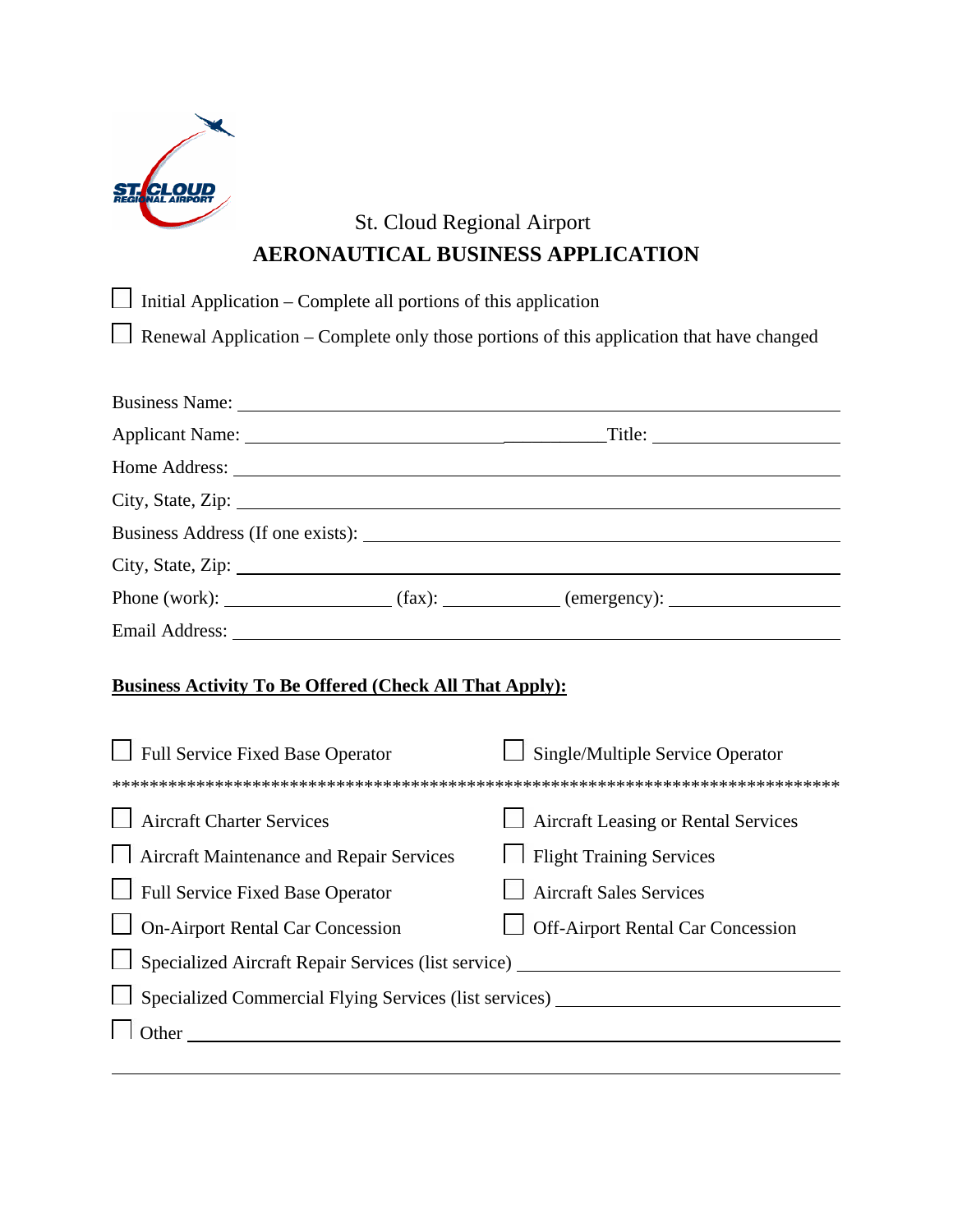St. Cloud Regional Airport

# AERONAUTICAL BUSINESS APPLICATION

☐ Initial Application – Complete all portions of this application

☐ Renewal Application – Complete only those portions of this application that have changed

Business Name: ______________________________________________

Applicant Name: ______________________________ Title: ______________

Home Address: ______________________________________________

City, State, Zip: ______________________________________________

Business Address (If one exists): ______________________________

City, State, Zip: ______________________________________________

Phone (work): ______________ (fax): __________ (emergency): ______________

Email Address: ______________________________________________

**<u>Business Activity To Be Offered (Check All That Apply):</u>**

☐ Full Service Fixed Base Operator

☐ Single/Multiple Service Operator

*******************************************************************************

☐ Aircraft Charter Services

☐ Aircraft Leasing or Rental Services

☐ Aircraft Maintenance and Repair Services

☐ Flight Training Services

☐ Full Service Fixed Base Operator

☐ Aircraft Sales Services

☐ On-Airport Rental Car Concession

☐ Off-Airport Rental Car Concession

☐ Specialized Aircraft Repair Services (list service) ______________________

☐ Specialized Commercial Flying Services (list services) ___________________

☐ Other ______________________________________________

______________________________________________________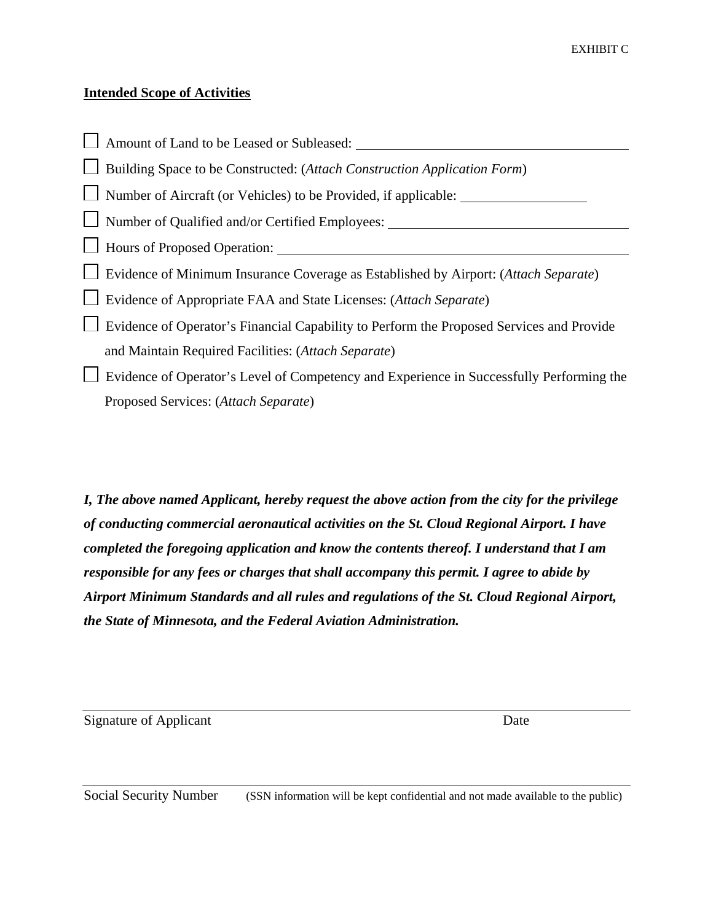EXHIBIT C

**Intended Scope of Activities**

- ☐ Amount of Land to be Leased or Subleased: ______________________________
- ☐ Building Space to be Constructed: (*Attach Construction Application Form*)
- ☐ Number of Aircraft (or Vehicles) to be Provided, if applicable: ______________
- ☐ Number of Qualified and/or Certified Employees: __________________________
- ☐ Hours of Proposed Operation: ______________________________________
- ☐ Evidence of Minimum Insurance Coverage as Established by Airport: (*Attach Separate*)
- ☐ Evidence of Appropriate FAA and State Licenses: (*Attach Separate*)
- ☐ Evidence of Operator's Financial Capability to Perform the Proposed Services and Provide and Maintain Required Facilities: (*Attach Separate*)
- ☐ Evidence of Operator's Level of Competency and Experience in Successfully Performing the Proposed Services: (*Attach Separate*)

***I, The above named Applicant, hereby request the above action from the city for the privilege of conducting commercial aeronautical activities on the St. Cloud Regional Airport. I have completed the foregoing application and know the contents thereof. I understand that I am responsible for any fees or charges that shall accompany this permit. I agree to abide by Airport Minimum Standards and all rules and regulations of the St. Cloud Regional Airport, the State of Minnesota, and the Federal Aviation Administration.***

______________________________________________________________

Signature of Applicant                                                                 Date

______________________________________________________________

Social Security Number     (SSN information will be kept confidential and not made available to the public)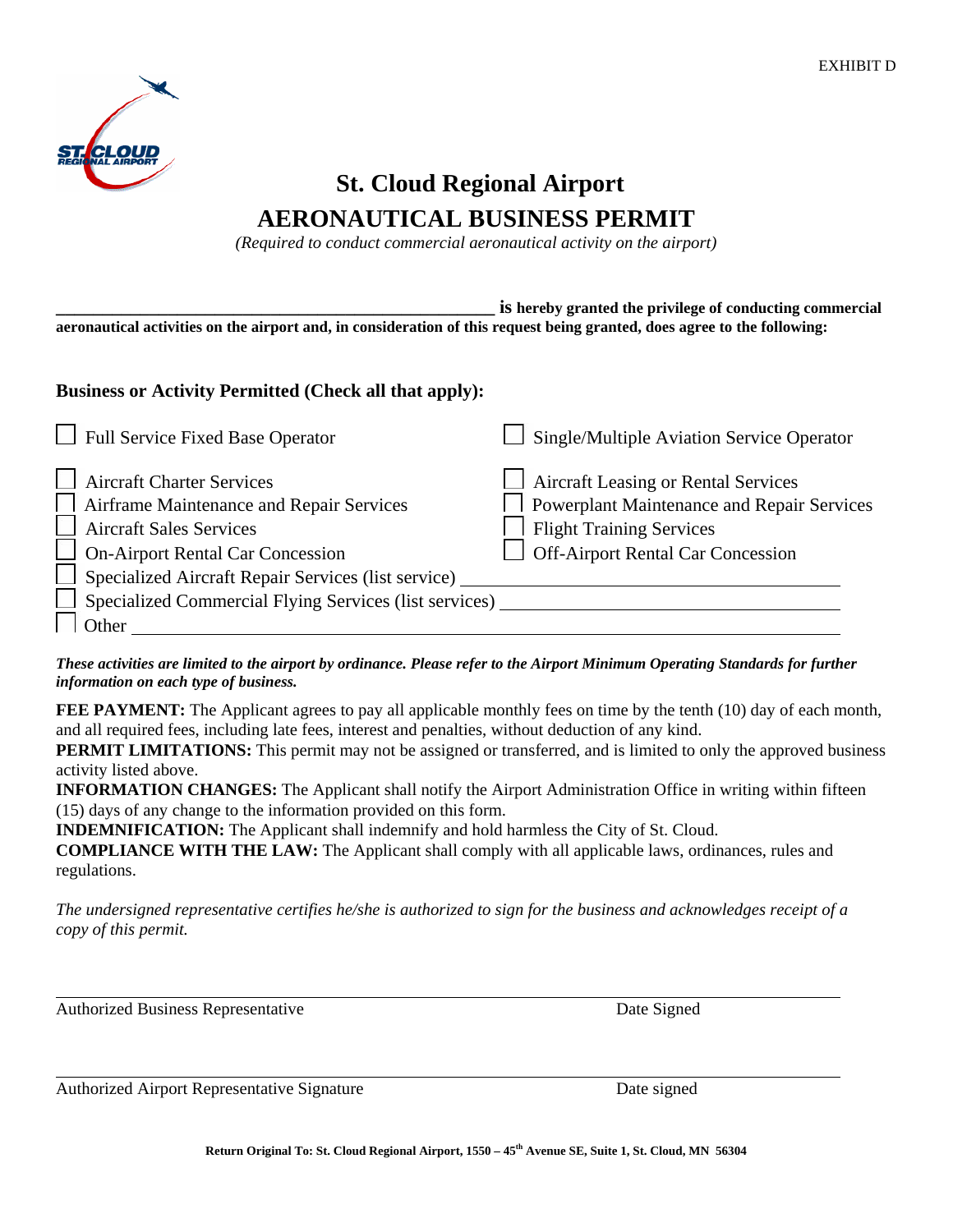EXHIBIT D

# St. Cloud Regional Airport

## AERONAUTICAL BUSINESS PERMIT

*(Required to conduct commercial aeronautical activity on the airport)*

**_______________________________________________ is hereby granted the privilege of conducting commercial aeronautical activities on the airport and, in consideration of this request being granted, does agree to the following:**

### Business or Activity Permitted (Check all that apply):

- ☐ Full Service Fixed Base Operator
- ☐ Single/Multiple Aviation Service Operator
- ☐ Aircraft Charter Services
- ☐ Aircraft Leasing or Rental Services
- ☐ Airframe Maintenance and Repair Services
- ☐ Powerplant Maintenance and Repair Services
- ☐ Aircraft Sales Services
- ☐ Flight Training Services
- ☐ On-Airport Rental Car Concession
- ☐ Off-Airport Rental Car Concession
- ☐ Specialized Aircraft Repair Services (list service) ______________________________
- ☐ Specialized Commercial Flying Services (list services) ______________________________
- ☐ Other ______________________________________________________________

***These activities are limited to the airport by ordinance. Please refer to the Airport Minimum Operating Standards for further information on each type of business.***

**FEE PAYMENT:** The Applicant agrees to pay all applicable monthly fees on time by the tenth (10) day of each month, and all required fees, including late fees, interest and penalties, without deduction of any kind.

**PERMIT LIMITATIONS:** This permit may not be assigned or transferred, and is limited to only the approved business activity listed above.

**INFORMATION CHANGES:** The Applicant shall notify the Airport Administration Office in writing within fifteen (15) days of any change to the information provided on this form.

**INDEMNIFICATION:** The Applicant shall indemnify and hold harmless the City of St. Cloud.

**COMPLIANCE WITH THE LAW:** The Applicant shall comply with all applicable laws, ordinances, rules and regulations.

*The undersigned representative certifies he/she is authorized to sign for the business and acknowledges receipt of a copy of this permit.*

_______________________________________________________________________

Authorized Business Representative — Date Signed

_______________________________________________________________________

Authorized Airport Representative Signature — Date signed

**Return Original To: St. Cloud Regional Airport, 1550 – 45th Avenue SE, Suite 1, St. Cloud, MN 56304**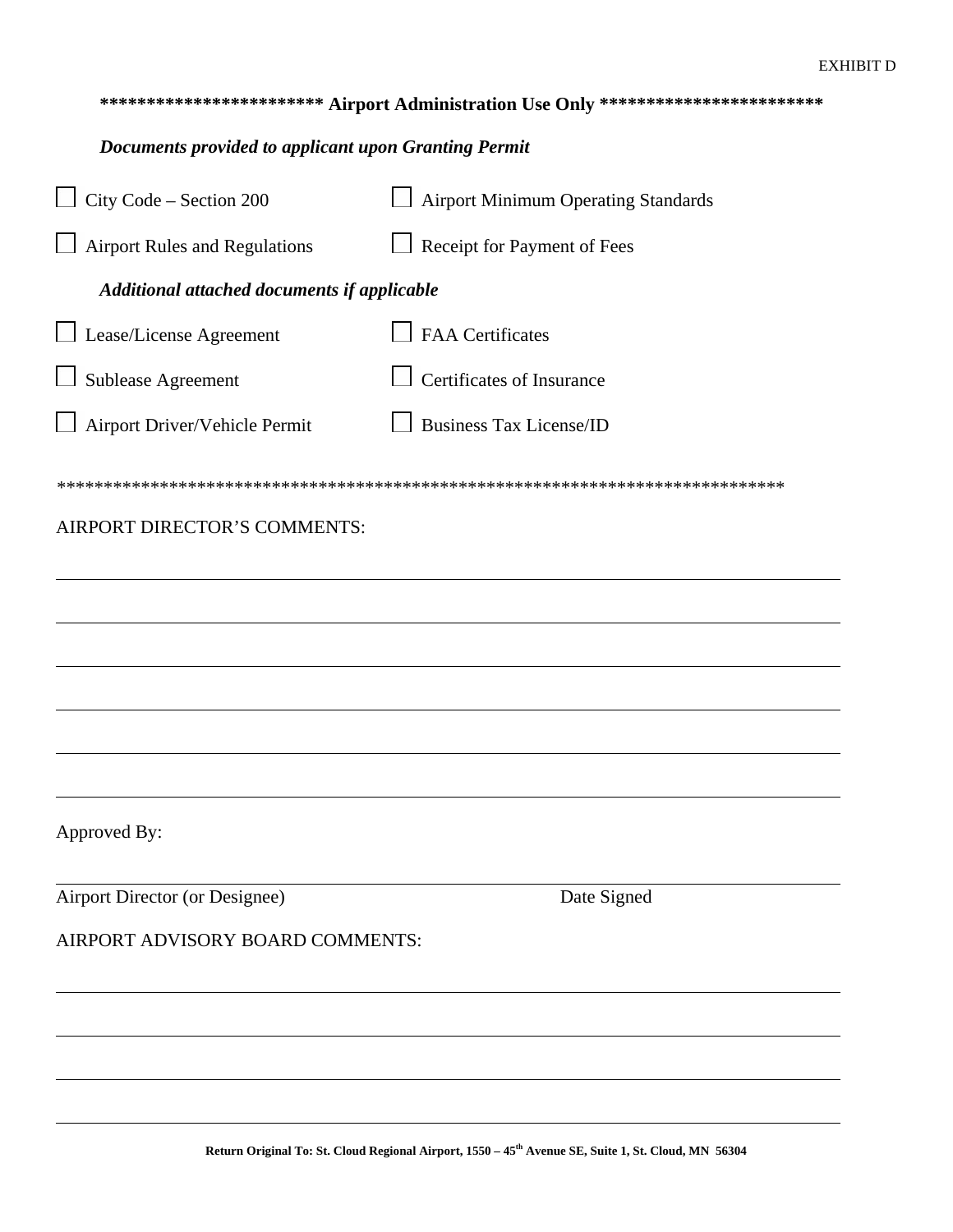EXHIBIT D

**\*\*\*\*\*\*\*\*\*\*\*\*\*\*\*\*\*\*\*\*\*\*\*\* Airport Administration Use Only \*\*\*\*\*\*\*\*\*\*\*\*\*\*\*\*\*\*\*\*\*\*\*\***

***Documents provided to applicant upon Granting Permit***

- ☐ City Code – Section 200
- ☐ Airport Minimum Operating Standards
- ☐ Airport Rules and Regulations
- ☐ Receipt for Payment of Fees

***Additional attached documents if applicable***

- ☐ Lease/License Agreement
- ☐ FAA Certificates
- ☐ Sublease Agreement
- ☐ Certificates of Insurance
- ☐ Airport Driver/Vehicle Permit
- ☐ Business Tax License/ID

\*\*\*\*\*\*\*\*\*\*\*\*\*\*\*\*\*\*\*\*\*\*\*\*\*\*\*\*\*\*\*\*\*\*\*\*\*\*\*\*\*\*\*\*\*\*\*\*\*\*\*\*\*\*\*\*\*\*\*\*\*\*\*\*\*\*\*\*\*\*\*\*\*\*\*\*\*\*\*

AIRPORT DIRECTOR'S COMMENTS:

______________________________________________________________________________

______________________________________________________________________________

______________________________________________________________________________

______________________________________________________________________________

______________________________________________________________________________

______________________________________________________________________________

Approved By:

______________________________________________________________________________

Airport Director (or Designee) Date Signed

AIRPORT ADVISORY BOARD COMMENTS:

______________________________________________________________________________

______________________________________________________________________________

______________________________________________________________________________

______________________________________________________________________________

**Return Original To: St. Cloud Regional Airport, 1550 – 45th Avenue SE, Suite 1, St. Cloud, MN 56304**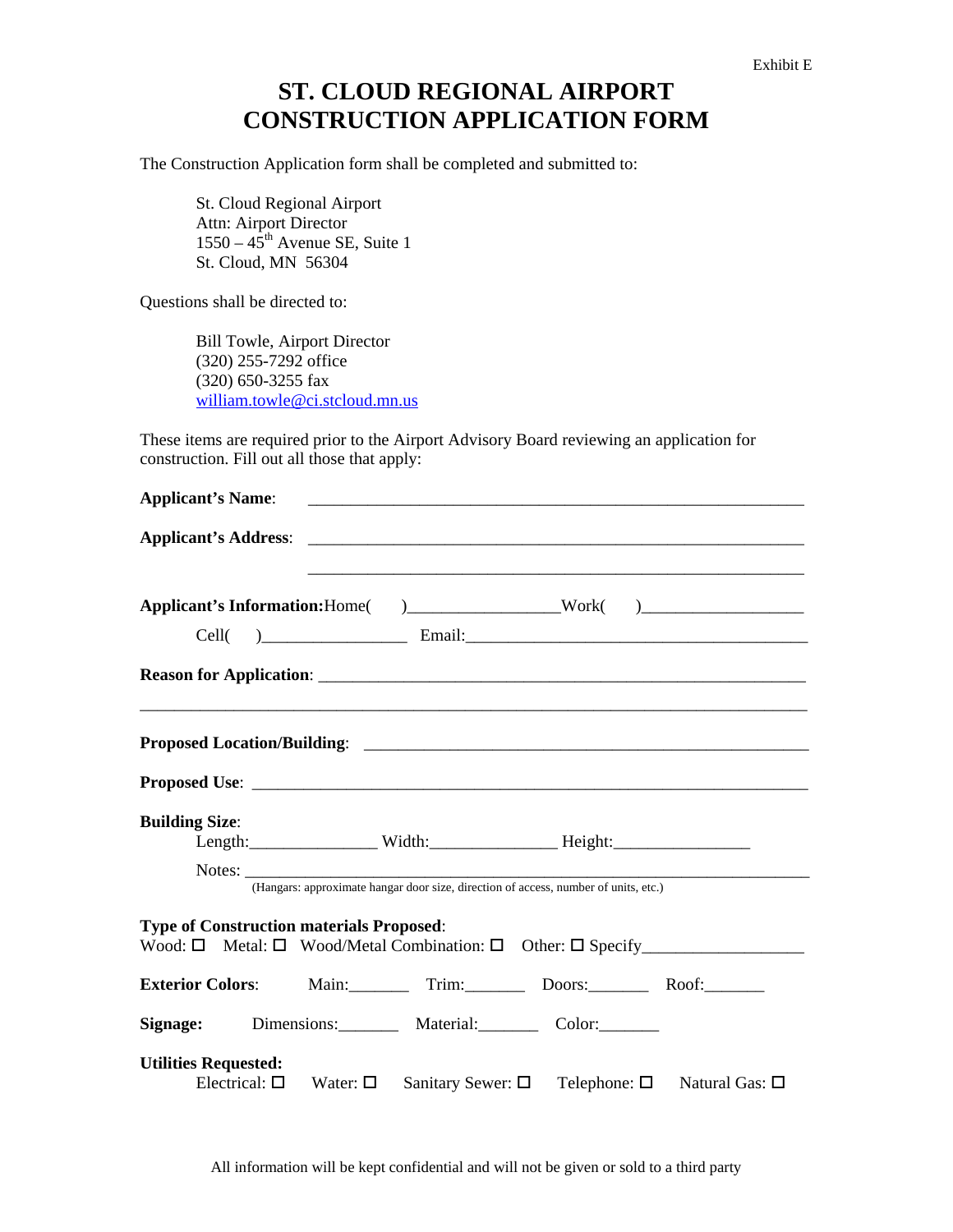Exhibit E

# ST. CLOUD REGIONAL AIRPORT CONSTRUCTION APPLICATION FORM

The Construction Application form shall be completed and submitted to:

St. Cloud Regional Airport
Attn: Airport Director
1550 – 45th Avenue SE, Suite 1
St. Cloud, MN 56304

Questions shall be directed to:

Bill Towle, Airport Director
(320) 255-7292 office
(320) 650-3255 fax
william.towle@ci.stcloud.mn.us

These items are required prior to the Airport Advisory Board reviewing an application for construction. Fill out all those that apply:

**Applicant's Name**: ____________________________________________________________

**Applicant's Address**: ____________________________________________________________

____________________________________________________________

**Applicant's Information:** Home(   )_________________ Work(   )___________________

Cell(   )________________ Email:________________________________________

**Reason for Application**: ____________________________________________________________

______________________________________________________________________________

**Proposed Location/Building**: ______________________________________________________

**Proposed Use**: ____________________________________________________________________

**Building Size**:

Length:_______________ Width:_______________ Height:________________

Notes: _____________________________________________________________________
(Hangars: approximate hangar door size, direction of access, number of units, etc.)

**Type of Construction materials Proposed**:
Wood: ☐ Metal: ☐ Wood/Metal Combination: ☐ Other: ☐ Specify__________________

**Exterior Colors**: Main:_______ Trim:_______ Doors:_______ Roof:_______

**Signage:** Dimensions:_______ Material:_______ Color:_______

**Utilities Requested:**
Electrical: ☐ Water: ☐ Sanitary Sewer: ☐ Telephone: ☐ Natural Gas: ☐

All information will be kept confidential and will not be given or sold to a third party